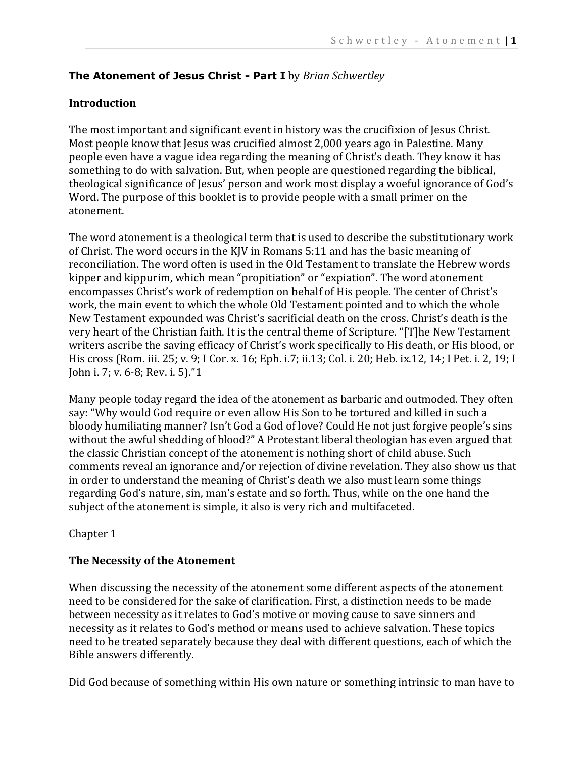**The Atonement of Jesus Christ - Part I** by *Brian Schwertley*

## Introduction

The most important and significant event in history was the crucifixion of Jesus Christ. Most people know that Jesus was crucified almost 2,000 years ago in Palestine. Many people even have a vague idea regarding the meaning of Christ's death. They know it has something to do with salvation. But, when people are questioned regarding the biblical, theological significance of Jesus' person and work most display a woeful ignorance of God's Word. The purpose of this booklet is to provide people with a small primer on the atonement.

The word atonement is a theological term that is used to describe the substitutionary work of Christ. The word occurs in the KJV in Romans 5:11 and has the basic meaning of reconciliation. The word often is used in the Old Testament to translate the Hebrew words kipper and kippurim, which mean "propitiation" or "expiation". The word atonement encompasses Christ's work of redemption on behalf of His people. The center of Christ's work, the main event to which the whole Old Testament pointed and to which the whole New Testament expounded was Christ's sacrificial death on the cross. Christ's death is the very heart of the Christian faith. It is the central theme of Scripture. "[T]he New Testament writers ascribe the saving efficacy of Christ's work specifically to His death, or His blood, or His cross (Rom. iii. 25; v. 9; I Cor. x. 16; Eph. i.7; ii.13; Col. i. 20; Heb. ix.12, 14; I Pet. i. 2, 19; I John i. 7; v. 6-8; Rev. i. 5)."[1]

Many people today regard the idea of the atonement as barbaric and outmoded. They often say: "Why would God require or even allow His Son to be tortured and killed in such a bloody humiliating manner? Isn't God a God of love? Could He not just forgive people's sins without the awful shedding of blood?" A Protestant liberal theologian has even argued that the classic Christian concept of the atonement is nothing short of child abuse. Such comments reveal an ignorance and/or rejection of divine revelation. They also show us that in order to understand the meaning of Christ's death we also must learn some things regarding God's nature, sin, man's estate and so forth. Thus, while on the one hand the subject of the atonement is simple, it also is very rich and multifaceted.

Chapter 1

## The Necessity of the Atonement

When discussing the necessity of the atonement some different aspects of the atonement need to be considered for the sake of clarification. First, a distinction needs to be made between necessity as it relates to God's motive or moving cause to save sinners and necessity as it relates to God's method or means used to achieve salvation. These topics need to be treated separately because they deal with different questions, each of which the Bible answers differently.

Did God because of something within His own nature or something intrinsic to man have to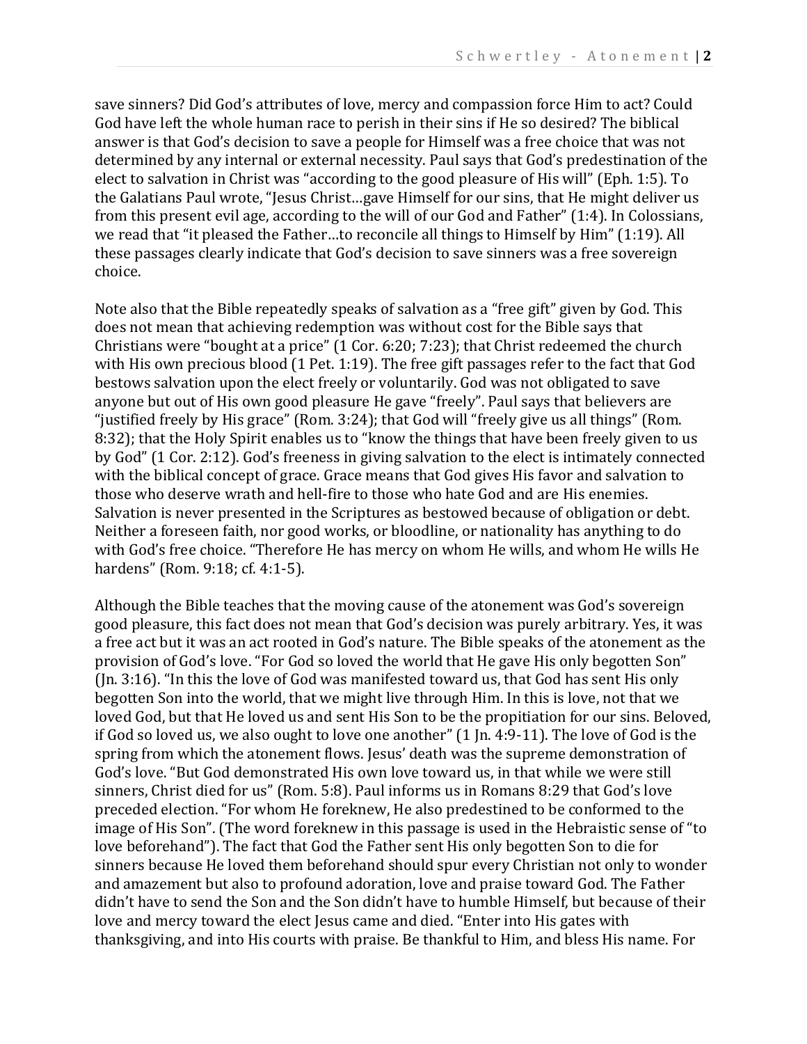save sinners? Did God's attributes of love, mercy and compassion force Him to act? Could God have left the whole human race to perish in their sins if He so desired? The biblical answer is that God's decision to save a people for Himself was a free choice that was not determined by any internal or external necessity. Paul says that God's predestination of the elect to salvation in Christ was "according to the good pleasure of His will" (Eph. 1:5). To the Galatians Paul wrote, "Jesus Christ…gave Himself for our sins, that He might deliver us from this present evil age, according to the will of our God and Father" (1:4). In Colossians, we read that "it pleased the Father…to reconcile all things to Himself by Him" (1:19). All these passages clearly indicate that God's decision to save sinners was a free sovereign choice.

Note also that the Bible repeatedly speaks of salvation as a "free gift" given by God. This does not mean that achieving redemption was without cost for the Bible says that Christians were "bought at a price" (1 Cor. 6:20; 7:23); that Christ redeemed the church with His own precious blood (1 Pet. 1:19). The free gift passages refer to the fact that God bestows salvation upon the elect freely or voluntarily. God was not obligated to save anyone but out of His own good pleasure He gave "freely". Paul says that believers are "justified freely by His grace" (Rom. 3:24); that God will "freely give us all things" (Rom. 8:32); that the Holy Spirit enables us to "know the things that have been freely given to us by God" (1 Cor. 2:12). God's freeness in giving salvation to the elect is intimately connected with the biblical concept of grace. Grace means that God gives His favor and salvation to those who deserve wrath and hell-fire to those who hate God and are His enemies. Salvation is never presented in the Scriptures as bestowed because of obligation or debt. Neither a foreseen faith, nor good works, or bloodline, or nationality has anything to do with God's free choice. "Therefore He has mercy on whom He wills, and whom He wills He hardens" (Rom. 9:18; cf. 4:1-5).

Although the Bible teaches that the moving cause of the atonement was God's sovereign good pleasure, this fact does not mean that God's decision was purely arbitrary. Yes, it was a free act but it was an act rooted in God's nature. The Bible speaks of the atonement as the provision of God's love. "For God so loved the world that He gave His only begotten Son" (Jn. 3:16). "In this the love of God was manifested toward us, that God has sent His only begotten Son into the world, that we might live through Him. In this is love, not that we loved God, but that He loved us and sent His Son to be the propitiation for our sins. Beloved, if God so loved us, we also ought to love one another" (1 Jn. 4:9-11). The love of God is the spring from which the atonement flows. Jesus' death was the supreme demonstration of God's love. "But God demonstrated His own love toward us, in that while we were still sinners, Christ died for us" (Rom. 5:8). Paul informs us in Romans 8:29 that God's love preceded election. "For whom He foreknew, He also predestined to be conformed to the image of His Son". (The word foreknew in this passage is used in the Hebraistic sense of "to love beforehand"). The fact that God the Father sent His only begotten Son to die for sinners because He loved them beforehand should spur every Christian not only to wonder and amazement but also to profound adoration, love and praise toward God. The Father didn't have to send the Son and the Son didn't have to humble Himself, but because of their love and mercy toward the elect Jesus came and died. "Enter into His gates with thanksgiving, and into His courts with praise. Be thankful to Him, and bless His name. For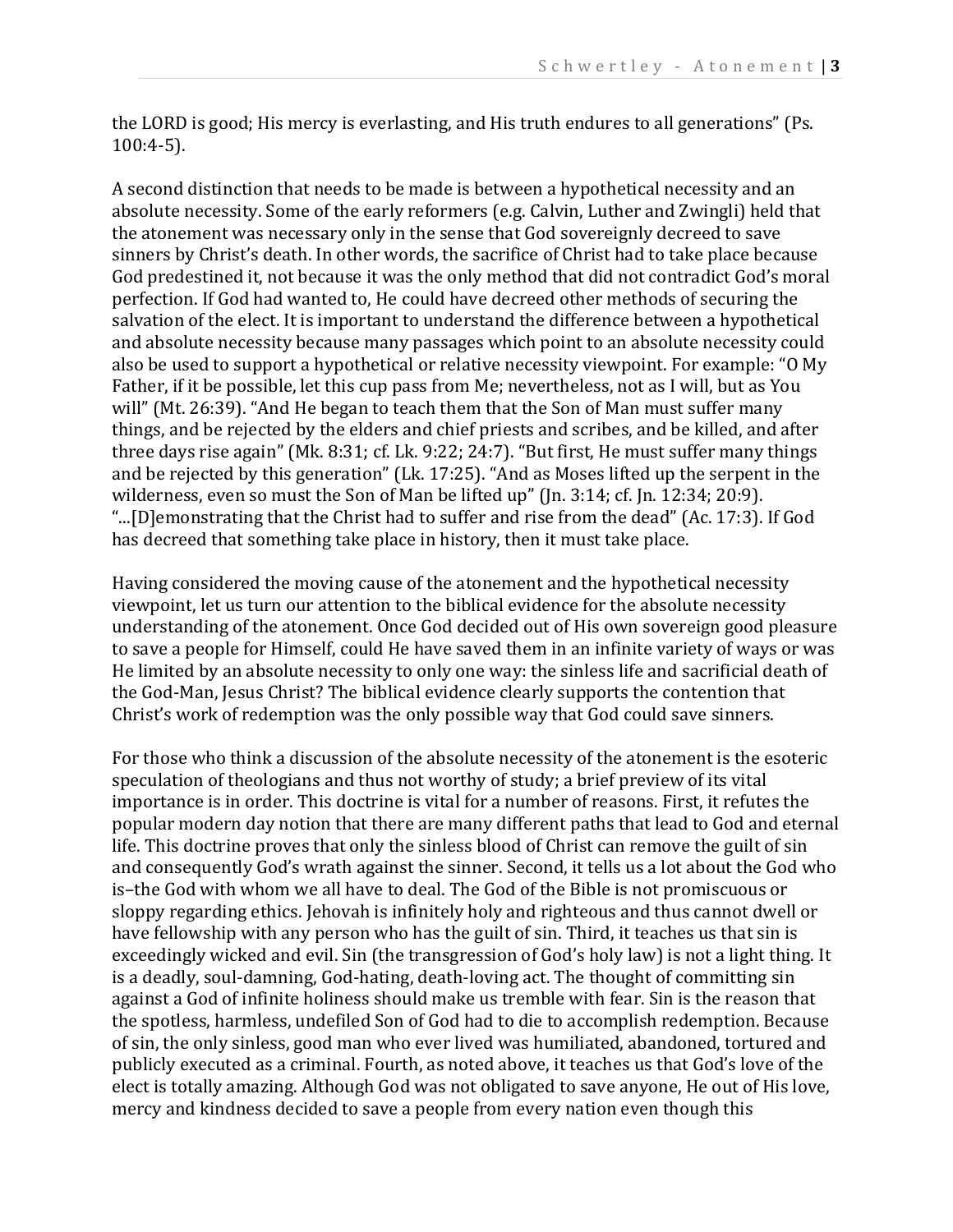the LORD is good; His mercy is everlasting, and His truth endures to all generations" (Ps. 100:4-5).

A second distinction that needs to be made is between a hypothetical necessity and an absolute necessity. Some of the early reformers (e.g. Calvin, Luther and Zwingli) held that the atonement was necessary only in the sense that God sovereignly decreed to save sinners by Christ's death. In other words, the sacrifice of Christ had to take place because God predestined it, not because it was the only method that did not contradict God's moral perfection. If God had wanted to, He could have decreed other methods of securing the salvation of the elect. It is important to understand the difference between a hypothetical and absolute necessity because many passages which point to an absolute necessity could also be used to support a hypothetical or relative necessity viewpoint. For example: "O My Father, if it be possible, let this cup pass from Me; nevertheless, not as I will, but as You will" (Mt. 26:39). "And He began to teach them that the Son of Man must suffer many things, and be rejected by the elders and chief priests and scribes, and be killed, and after three days rise again" (Mk. 8:31; cf. Lk. 9:22; 24:7). "But first, He must suffer many things and be rejected by this generation" (Lk. 17:25). "And as Moses lifted up the serpent in the wilderness, even so must the Son of Man be lifted up" (Jn. 3:14; cf. Jn. 12:34; 20:9). "...[D]emonstrating that the Christ had to suffer and rise from the dead" (Ac. 17:3). If God has decreed that something take place in history, then it must take place.

Having considered the moving cause of the atonement and the hypothetical necessity viewpoint, let us turn our attention to the biblical evidence for the absolute necessity understanding of the atonement. Once God decided out of His own sovereign good pleasure to save a people for Himself, could He have saved them in an infinite variety of ways or was He limited by an absolute necessity to only one way: the sinless life and sacrificial death of the God-Man, Jesus Christ? The biblical evidence clearly supports the contention that Christ's work of redemption was the only possible way that God could save sinners.

For those who think a discussion of the absolute necessity of the atonement is the esoteric speculation of theologians and thus not worthy of study; a brief preview of its vital importance is in order. This doctrine is vital for a number of reasons. First, it refutes the popular modern day notion that there are many different paths that lead to God and eternal life. This doctrine proves that only the sinless blood of Christ can remove the guilt of sin and consequently God's wrath against the sinner. Second, it tells us a lot about the God who is–the God with whom we all have to deal. The God of the Bible is not promiscuous or sloppy regarding ethics. Jehovah is infinitely holy and righteous and thus cannot dwell or have fellowship with any person who has the guilt of sin. Third, it teaches us that sin is exceedingly wicked and evil. Sin (the transgression of God's holy law) is not a light thing. It is a deadly, soul-damning, God-hating, death-loving act. The thought of committing sin against a God of infinite holiness should make us tremble with fear. Sin is the reason that the spotless, harmless, undefiled Son of God had to die to accomplish redemption. Because of sin, the only sinless, good man who ever lived was humiliated, abandoned, tortured and publicly executed as a criminal. Fourth, as noted above, it teaches us that God's love of the elect is totally amazing. Although God was not obligated to save anyone, He out of His love, mercy and kindness decided to save a people from every nation even though this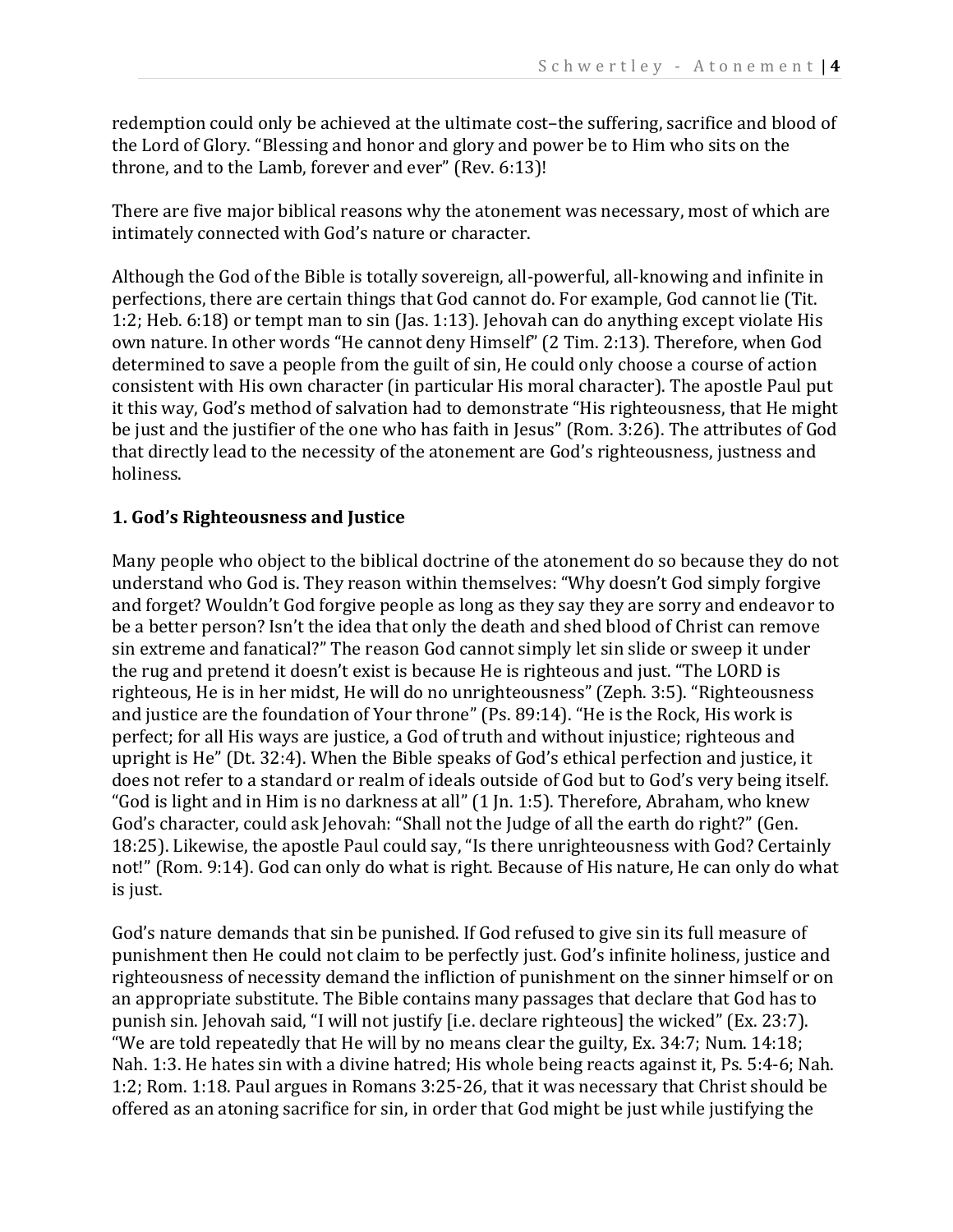redemption could only be achieved at the ultimate cost–the suffering, sacrifice and blood of the Lord of Glory. "Blessing and honor and glory and power be to Him who sits on the throne, and to the Lamb, forever and ever" (Rev. 6:13)!

There are five major biblical reasons why the atonement was necessary, most of which are intimately connected with God's nature or character.

Although the God of the Bible is totally sovereign, all-powerful, all-knowing and infinite in perfections, there are certain things that God cannot do. For example, God cannot lie (Tit. 1:2; Heb. 6:18) or tempt man to sin (Jas. 1:13). Jehovah can do anything except violate His own nature. In other words "He cannot deny Himself" (2 Tim. 2:13). Therefore, when God determined to save a people from the guilt of sin, He could only choose a course of action consistent with His own character (in particular His moral character). The apostle Paul put it this way, God's method of salvation had to demonstrate "His righteousness, that He might be just and the justifier of the one who has faith in Jesus" (Rom. 3:26). The attributes of God that directly lead to the necessity of the atonement are God's righteousness, justness and holiness.

### 1. God's Righteousness and Justice

Many people who object to the biblical doctrine of the atonement do so because they do not understand who God is. They reason within themselves: "Why doesn't God simply forgive and forget? Wouldn't God forgive people as long as they say they are sorry and endeavor to be a better person? Isn't the idea that only the death and shed blood of Christ can remove sin extreme and fanatical?" The reason God cannot simply let sin slide or sweep it under the rug and pretend it doesn't exist is because He is righteous and just. "The LORD is righteous, He is in her midst, He will do no unrighteousness" (Zeph. 3:5). "Righteousness and justice are the foundation of Your throne" (Ps. 89:14). "He is the Rock, His work is perfect; for all His ways are justice, a God of truth and without injustice; righteous and upright is He" (Dt. 32:4). When the Bible speaks of God's ethical perfection and justice, it does not refer to a standard or realm of ideals outside of God but to God's very being itself. "God is light and in Him is no darkness at all" (1 Jn. 1:5). Therefore, Abraham, who knew God's character, could ask Jehovah: "Shall not the Judge of all the earth do right?" (Gen. 18:25). Likewise, the apostle Paul could say, "Is there unrighteousness with God? Certainly not!" (Rom. 9:14). God can only do what is right. Because of His nature, He can only do what is just.

God's nature demands that sin be punished. If God refused to give sin its full measure of punishment then He could not claim to be perfectly just. God's infinite holiness, justice and righteousness of necessity demand the infliction of punishment on the sinner himself or on an appropriate substitute. The Bible contains many passages that declare that God has to punish sin. Jehovah said, "I will not justify [i.e. declare righteous] the wicked" (Ex. 23:7). "We are told repeatedly that He will by no means clear the guilty, Ex. 34:7; Num. 14:18; Nah. 1:3. He hates sin with a divine hatred; His whole being reacts against it, Ps. 5:4-6; Nah. 1:2; Rom. 1:18. Paul argues in Romans 3:25-26, that it was necessary that Christ should be offered as an atoning sacrifice for sin, in order that God might be just while justifying the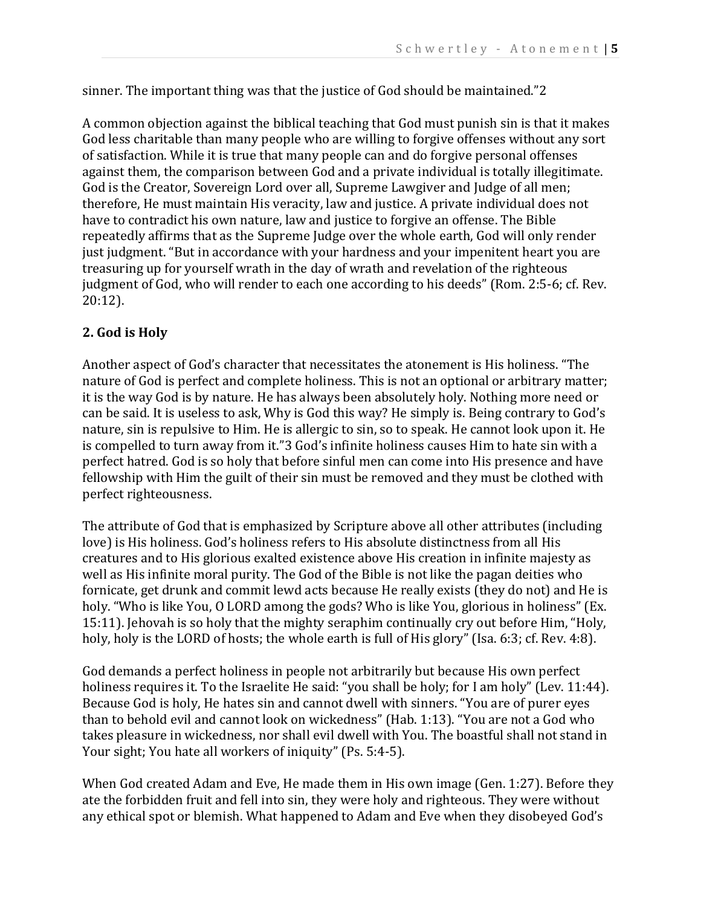sinner. The important thing was that the justice of God should be maintained."2

A common objection against the biblical teaching that God must punish sin is that it makes God less charitable than many people who are willing to forgive offenses without any sort of satisfaction. While it is true that many people can and do forgive personal offenses against them, the comparison between God and a private individual is totally illegitimate. God is the Creator, Sovereign Lord over all, Supreme Lawgiver and Judge of all men; therefore, He must maintain His veracity, law and justice. A private individual does not have to contradict his own nature, law and justice to forgive an offense. The Bible repeatedly affirms that as the Supreme Judge over the whole earth, God will only render just judgment. "But in accordance with your hardness and your impenitent heart you are treasuring up for yourself wrath in the day of wrath and revelation of the righteous judgment of God, who will render to each one according to his deeds" (Rom. 2:5-6; cf. Rev. 20:12).

**2. God is Holy**

Another aspect of God's character that necessitates the atonement is His holiness. "The nature of God is perfect and complete holiness. This is not an optional or arbitrary matter; it is the way God is by nature. He has always been absolutely holy. Nothing more need or can be said. It is useless to ask, Why is God this way? He simply is. Being contrary to God's nature, sin is repulsive to Him. He is allergic to sin, so to speak. He cannot look upon it. He is compelled to turn away from it."3 God's infinite holiness causes Him to hate sin with a perfect hatred. God is so holy that before sinful men can come into His presence and have fellowship with Him the guilt of their sin must be removed and they must be clothed with perfect righteousness.

The attribute of God that is emphasized by Scripture above all other attributes (including love) is His holiness. God's holiness refers to His absolute distinctness from all His creatures and to His glorious exalted existence above His creation in infinite majesty as well as His infinite moral purity. The God of the Bible is not like the pagan deities who fornicate, get drunk and commit lewd acts because He really exists (they do not) and He is holy. "Who is like You, O LORD among the gods? Who is like You, glorious in holiness" (Ex. 15:11). Jehovah is so holy that the mighty seraphim continually cry out before Him, "Holy, holy, holy is the LORD of hosts; the whole earth is full of His glory" (Isa. 6:3; cf. Rev. 4:8).

God demands a perfect holiness in people not arbitrarily but because His own perfect holiness requires it. To the Israelite He said: "you shall be holy; for I am holy" (Lev. 11:44). Because God is holy, He hates sin and cannot dwell with sinners. "You are of purer eyes than to behold evil and cannot look on wickedness" (Hab. 1:13). "You are not a God who takes pleasure in wickedness, nor shall evil dwell with You. The boastful shall not stand in Your sight; You hate all workers of iniquity" (Ps. 5:4-5).

When God created Adam and Eve, He made them in His own image (Gen. 1:27). Before they ate the forbidden fruit and fell into sin, they were holy and righteous. They were without any ethical spot or blemish. What happened to Adam and Eve when they disobeyed God's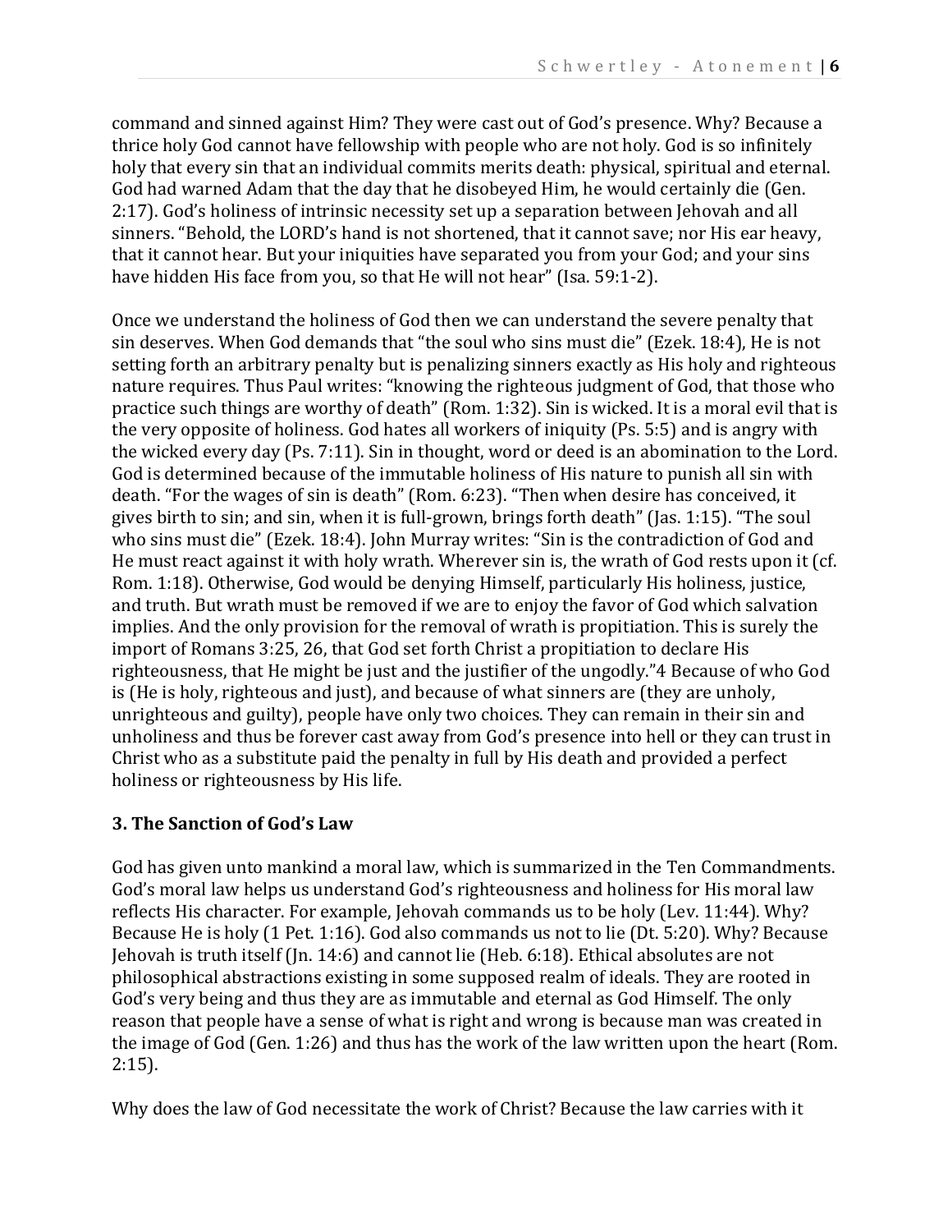command and sinned against Him? They were cast out of God's presence. Why? Because a thrice holy God cannot have fellowship with people who are not holy. God is so infinitely holy that every sin that an individual commits merits death: physical, spiritual and eternal. God had warned Adam that the day that he disobeyed Him, he would certainly die (Gen. 2:17). God's holiness of intrinsic necessity set up a separation between Jehovah and all sinners. "Behold, the LORD's hand is not shortened, that it cannot save; nor His ear heavy, that it cannot hear. But your iniquities have separated you from your God; and your sins have hidden His face from you, so that He will not hear" (Isa. 59:1-2).

Once we understand the holiness of God then we can understand the severe penalty that sin deserves. When God demands that "the soul who sins must die" (Ezek. 18:4), He is not setting forth an arbitrary penalty but is penalizing sinners exactly as His holy and righteous nature requires. Thus Paul writes: "knowing the righteous judgment of God, that those who practice such things are worthy of death" (Rom. 1:32). Sin is wicked. It is a moral evil that is the very opposite of holiness. God hates all workers of iniquity (Ps. 5:5) and is angry with the wicked every day (Ps. 7:11). Sin in thought, word or deed is an abomination to the Lord. God is determined because of the immutable holiness of His nature to punish all sin with death. "For the wages of sin is death" (Rom. 6:23). "Then when desire has conceived, it gives birth to sin; and sin, when it is full-grown, brings forth death" (Jas. 1:15). "The soul who sins must die" (Ezek. 18:4). John Murray writes: "Sin is the contradiction of God and He must react against it with holy wrath. Wherever sin is, the wrath of God rests upon it (cf. Rom. 1:18). Otherwise, God would be denying Himself, particularly His holiness, justice, and truth. But wrath must be removed if we are to enjoy the favor of God which salvation implies. And the only provision for the removal of wrath is propitiation. This is surely the import of Romans 3:25, 26, that God set forth Christ a propitiation to declare His righteousness, that He might be just and the justifier of the ungodly."[4] Because of who God is (He is holy, righteous and just), and because of what sinners are (they are unholy, unrighteous and guilty), people have only two choices. They can remain in their sin and unholiness and thus be forever cast away from God's presence into hell or they can trust in Christ who as a substitute paid the penalty in full by His death and provided a perfect holiness or righteousness by His life.

### 3. The Sanction of God's Law

God has given unto mankind a moral law, which is summarized in the Ten Commandments. God's moral law helps us understand God's righteousness and holiness for His moral law reflects His character. For example, Jehovah commands us to be holy (Lev. 11:44). Why? Because He is holy (1 Pet. 1:16). God also commands us not to lie (Dt. 5:20). Why? Because Jehovah is truth itself (Jn. 14:6) and cannot lie (Heb. 6:18). Ethical absolutes are not philosophical abstractions existing in some supposed realm of ideals. They are rooted in God's very being and thus they are as immutable and eternal as God Himself. The only reason that people have a sense of what is right and wrong is because man was created in the image of God (Gen. 1:26) and thus has the work of the law written upon the heart (Rom. 2:15).

Why does the law of God necessitate the work of Christ? Because the law carries with it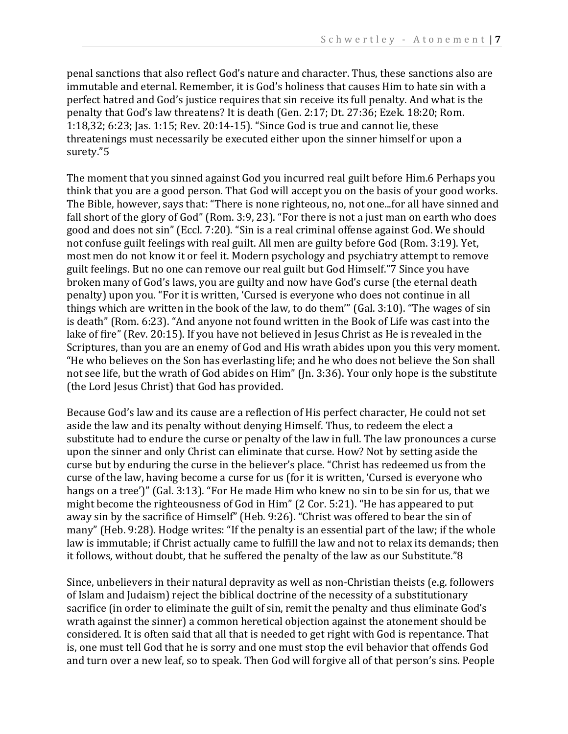penal sanctions that also reflect God's nature and character. Thus, these sanctions also are immutable and eternal. Remember, it is God's holiness that causes Him to hate sin with a perfect hatred and God's justice requires that sin receive its full penalty. And what is the penalty that God's law threatens? It is death (Gen. 2:17; Dt. 27:36; Ezek. 18:20; Rom. 1:18,32; 6:23; Jas. 1:15; Rev. 20:14-15). "Since God is true and cannot lie, these threatenings must necessarily be executed either upon the sinner himself or upon a surety."5

The moment that you sinned against God you incurred real guilt before Him.6 Perhaps you think that you are a good person. That God will accept you on the basis of your good works. The Bible, however, says that: "There is none righteous, no, not one...for all have sinned and fall short of the glory of God" (Rom. 3:9, 23). "For there is not a just man on earth who does good and does not sin" (Eccl. 7:20). "Sin is a real criminal offense against God. We should not confuse guilt feelings with real guilt. All men are guilty before God (Rom. 3:19). Yet, most men do not know it or feel it. Modern psychology and psychiatry attempt to remove guilt feelings. But no one can remove our real guilt but God Himself."7 Since you have broken many of God's laws, you are guilty and now have God's curse (the eternal death penalty) upon you. "For it is written, 'Cursed is everyone who does not continue in all things which are written in the book of the law, to do them'" (Gal. 3:10). "The wages of sin is death" (Rom. 6:23). "And anyone not found written in the Book of Life was cast into the lake of fire" (Rev. 20:15). If you have not believed in Jesus Christ as He is revealed in the Scriptures, than you are an enemy of God and His wrath abides upon you this very moment. "He who believes on the Son has everlasting life; and he who does not believe the Son shall not see life, but the wrath of God abides on Him" (Jn. 3:36). Your only hope is the substitute (the Lord Jesus Christ) that God has provided.

Because God's law and its cause are a reflection of His perfect character, He could not set aside the law and its penalty without denying Himself. Thus, to redeem the elect a substitute had to endure the curse or penalty of the law in full. The law pronounces a curse upon the sinner and only Christ can eliminate that curse. How? Not by setting aside the curse but by enduring the curse in the believer's place. "Christ has redeemed us from the curse of the law, having become a curse for us (for it is written, 'Cursed is everyone who hangs on a tree')" (Gal. 3:13). "For He made Him who knew no sin to be sin for us, that we might become the righteousness of God in Him" (2 Cor. 5:21). "He has appeared to put away sin by the sacrifice of Himself" (Heb. 9:26). "Christ was offered to bear the sin of many" (Heb. 9:28). Hodge writes: "If the penalty is an essential part of the law; if the whole law is immutable; if Christ actually came to fulfill the law and not to relax its demands; then it follows, without doubt, that he suffered the penalty of the law as our Substitute."8

Since, unbelievers in their natural depravity as well as non-Christian theists (e.g. followers of Islam and Judaism) reject the biblical doctrine of the necessity of a substitutionary sacrifice (in order to eliminate the guilt of sin, remit the penalty and thus eliminate God's wrath against the sinner) a common heretical objection against the atonement should be considered. It is often said that all that is needed to get right with God is repentance. That is, one must tell God that he is sorry and one must stop the evil behavior that offends God and turn over a new leaf, so to speak. Then God will forgive all of that person's sins. People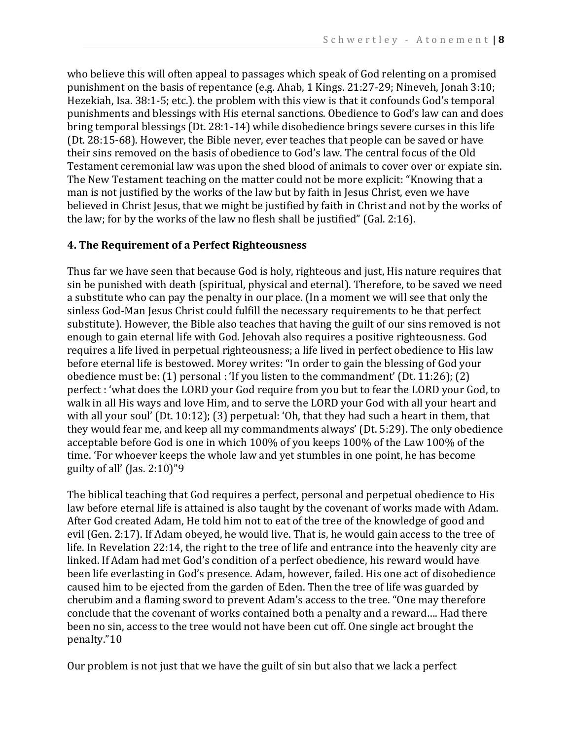who believe this will often appeal to passages which speak of God relenting on a promised punishment on the basis of repentance (e.g. Ahab, 1 Kings. 21:27-29; Nineveh, Jonah 3:10; Hezekiah, Isa. 38:1-5; etc.). the problem with this view is that it confounds God's temporal punishments and blessings with His eternal sanctions. Obedience to God's law can and does bring temporal blessings (Dt. 28:1-14) while disobedience brings severe curses in this life (Dt. 28:15-68). However, the Bible never, ever teaches that people can be saved or have their sins removed on the basis of obedience to God's law. The central focus of the Old Testament ceremonial law was upon the shed blood of animals to cover over or expiate sin. The New Testament teaching on the matter could not be more explicit: "Knowing that a man is not justified by the works of the law but by faith in Jesus Christ, even we have believed in Christ Jesus, that we might be justified by faith in Christ and not by the works of the law; for by the works of the law no flesh shall be justified" (Gal. 2:16).

### 4. The Requirement of a Perfect Righteousness

Thus far we have seen that because God is holy, righteous and just, His nature requires that sin be punished with death (spiritual, physical and eternal). Therefore, to be saved we need a substitute who can pay the penalty in our place. (In a moment we will see that only the sinless God-Man Jesus Christ could fulfill the necessary requirements to be that perfect substitute). However, the Bible also teaches that having the guilt of our sins removed is not enough to gain eternal life with God. Jehovah also requires a positive righteousness. God requires a life lived in perpetual righteousness; a life lived in perfect obedience to His law before eternal life is bestowed. Morey writes: "In order to gain the blessing of God your obedience must be: (1) personal : 'If you listen to the commandment' (Dt. 11:26); (2) perfect : 'what does the LORD your God require from you but to fear the LORD your God, to walk in all His ways and love Him, and to serve the LORD your God with all your heart and with all your soul' (Dt. 10:12); (3) perpetual: 'Oh, that they had such a heart in them, that they would fear me, and keep all my commandments always' (Dt. 5:29). The only obedience acceptable before God is one in which 100% of you keeps 100% of the Law 100% of the time. 'For whoever keeps the whole law and yet stumbles in one point, he has become guilty of all' (Jas. 2:10)"[9]

The biblical teaching that God requires a perfect, personal and perpetual obedience to His law before eternal life is attained is also taught by the covenant of works made with Adam. After God created Adam, He told him not to eat of the tree of the knowledge of good and evil (Gen. 2:17). If Adam obeyed, he would live. That is, he would gain access to the tree of life. In Revelation 22:14, the right to the tree of life and entrance into the heavenly city are linked. If Adam had met God's condition of a perfect obedience, his reward would have been life everlasting in God's presence. Adam, however, failed. His one act of disobedience caused him to be ejected from the garden of Eden. Then the tree of life was guarded by cherubim and a flaming sword to prevent Adam's access to the tree. "One may therefore conclude that the covenant of works contained both a penalty and a reward…. Had there been no sin, access to the tree would not have been cut off. One single act brought the penalty."[10]

Our problem is not just that we have the guilt of sin but also that we lack a perfect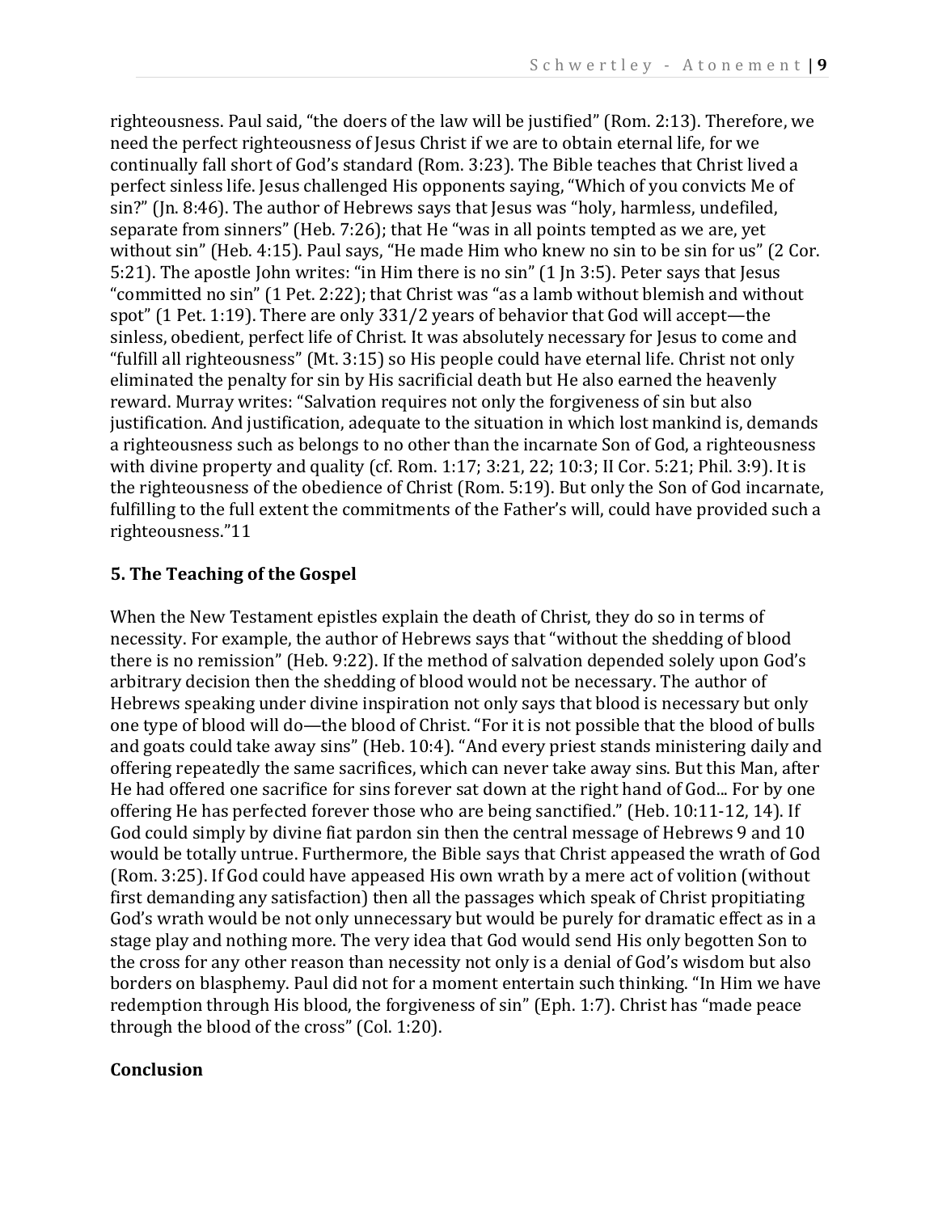righteousness. Paul said, "the doers of the law will be justified" (Rom. 2:13). Therefore, we need the perfect righteousness of Jesus Christ if we are to obtain eternal life, for we continually fall short of God's standard (Rom. 3:23). The Bible teaches that Christ lived a perfect sinless life. Jesus challenged His opponents saying, "Which of you convicts Me of sin?" (Jn. 8:46). The author of Hebrews says that Jesus was "holy, harmless, undefiled, separate from sinners" (Heb. 7:26); that He "was in all points tempted as we are, yet without sin" (Heb. 4:15). Paul says, "He made Him who knew no sin to be sin for us" (2 Cor. 5:21). The apostle John writes: "in Him there is no sin" (1 Jn 3:5). Peter says that Jesus "committed no sin" (1 Pet. 2:22); that Christ was "as a lamb without blemish and without spot" (1 Pet. 1:19). There are only 331/2 years of behavior that God will accept—the sinless, obedient, perfect life of Christ. It was absolutely necessary for Jesus to come and "fulfill all righteousness" (Mt. 3:15) so His people could have eternal life. Christ not only eliminated the penalty for sin by His sacrificial death but He also earned the heavenly reward. Murray writes: "Salvation requires not only the forgiveness of sin but also justification. And justification, adequate to the situation in which lost mankind is, demands a righteousness such as belongs to no other than the incarnate Son of God, a righteousness with divine property and quality (cf. Rom. 1:17; 3:21, 22; 10:3; II Cor. 5:21; Phil. 3:9). It is the righteousness of the obedience of Christ (Rom. 5:19). But only the Son of God incarnate, fulfilling to the full extent the commitments of the Father's will, could have provided such a righteousness."11

### 5. The Teaching of the Gospel

When the New Testament epistles explain the death of Christ, they do so in terms of necessity. For example, the author of Hebrews says that "without the shedding of blood there is no remission" (Heb. 9:22). If the method of salvation depended solely upon God's arbitrary decision then the shedding of blood would not be necessary. The author of Hebrews speaking under divine inspiration not only says that blood is necessary but only one type of blood will do—the blood of Christ. "For it is not possible that the blood of bulls and goats could take away sins" (Heb. 10:4). "And every priest stands ministering daily and offering repeatedly the same sacrifices, which can never take away sins. But this Man, after He had offered one sacrifice for sins forever sat down at the right hand of God... For by one offering He has perfected forever those who are being sanctified." (Heb. 10:11-12, 14). If God could simply by divine fiat pardon sin then the central message of Hebrews 9 and 10 would be totally untrue. Furthermore, the Bible says that Christ appeased the wrath of God (Rom. 3:25). If God could have appeased His own wrath by a mere act of volition (without first demanding any satisfaction) then all the passages which speak of Christ propitiating God's wrath would be not only unnecessary but would be purely for dramatic effect as in a stage play and nothing more. The very idea that God would send His only begotten Son to the cross for any other reason than necessity not only is a denial of God's wisdom but also borders on blasphemy. Paul did not for a moment entertain such thinking. "In Him we have redemption through His blood, the forgiveness of sin" (Eph. 1:7). Christ has "made peace through the blood of the cross" (Col. 1:20).

### Conclusion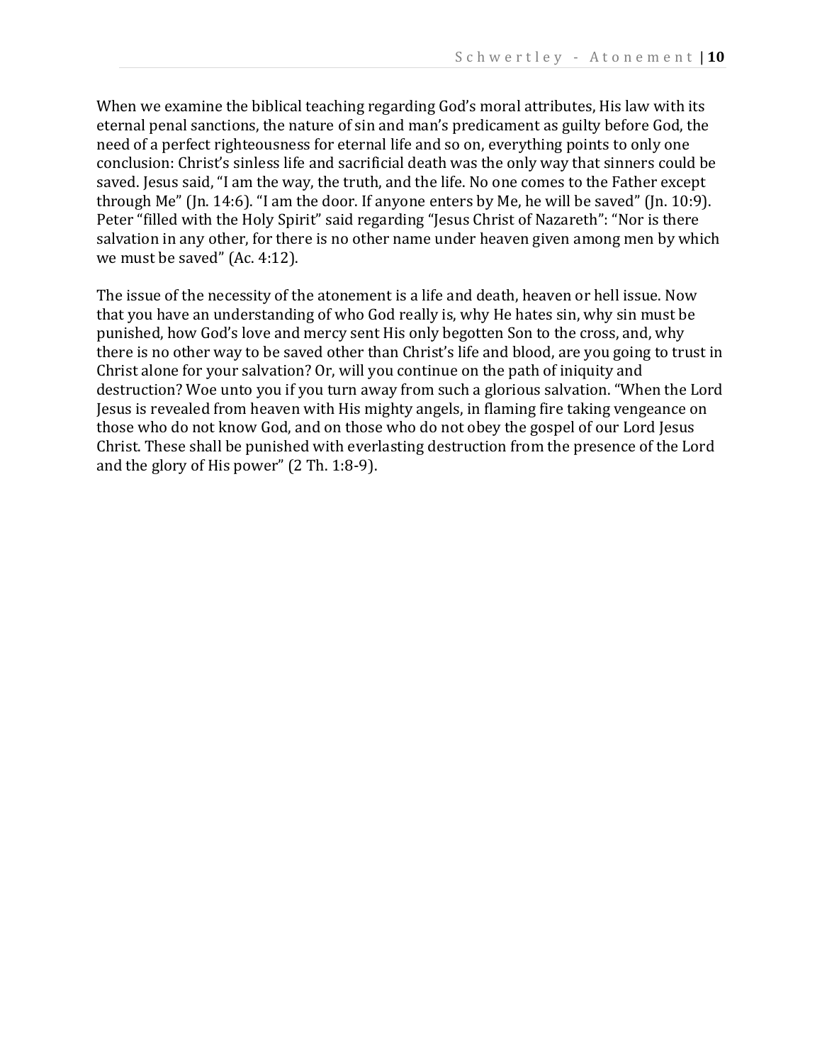When we examine the biblical teaching regarding God's moral attributes, His law with its eternal penal sanctions, the nature of sin and man's predicament as guilty before God, the need of a perfect righteousness for eternal life and so on, everything points to only one conclusion: Christ's sinless life and sacrificial death was the only way that sinners could be saved. Jesus said, "I am the way, the truth, and the life. No one comes to the Father except through Me" (Jn. 14:6). "I am the door. If anyone enters by Me, he will be saved" (Jn. 10:9). Peter "filled with the Holy Spirit" said regarding "Jesus Christ of Nazareth": "Nor is there salvation in any other, for there is no other name under heaven given among men by which we must be saved" (Ac. 4:12).

The issue of the necessity of the atonement is a life and death, heaven or hell issue. Now that you have an understanding of who God really is, why He hates sin, why sin must be punished, how God's love and mercy sent His only begotten Son to the cross, and, why there is no other way to be saved other than Christ's life and blood, are you going to trust in Christ alone for your salvation? Or, will you continue on the path of iniquity and destruction? Woe unto you if you turn away from such a glorious salvation. "When the Lord Jesus is revealed from heaven with His mighty angels, in flaming fire taking vengeance on those who do not know God, and on those who do not obey the gospel of our Lord Jesus Christ. These shall be punished with everlasting destruction from the presence of the Lord and the glory of His power" (2 Th. 1:8-9).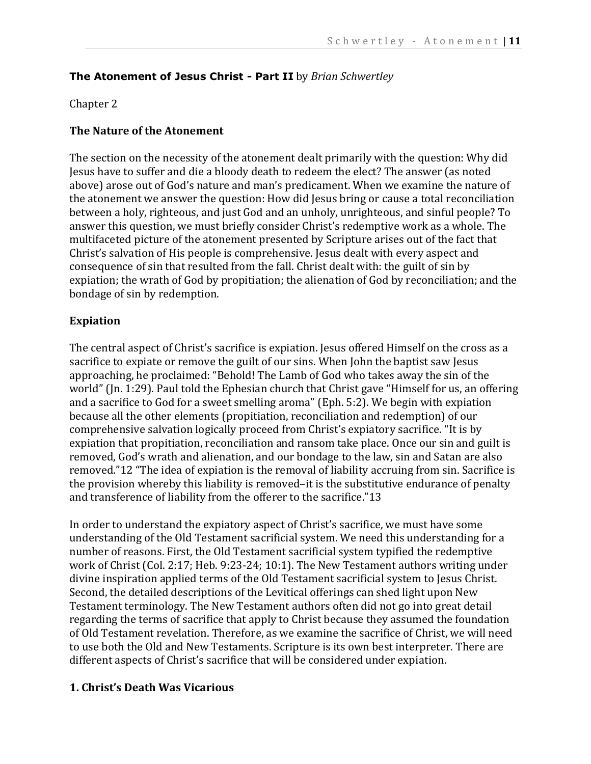**The Atonement of Jesus Christ - Part II** by *Brian Schwertley*

Chapter 2

## The Nature of the Atonement

The section on the necessity of the atonement dealt primarily with the question: Why did Jesus have to suffer and die a bloody death to redeem the elect? The answer (as noted above) arose out of God's nature and man's predicament. When we examine the nature of the atonement we answer the question: How did Jesus bring or cause a total reconciliation between a holy, righteous, and just God and an unholy, unrighteous, and sinful people? To answer this question, we must briefly consider Christ's redemptive work as a whole. The multifaceted picture of the atonement presented by Scripture arises out of the fact that Christ's salvation of His people is comprehensive. Jesus dealt with every aspect and consequence of sin that resulted from the fall. Christ dealt with: the guilt of sin by expiation; the wrath of God by propitiation; the alienation of God by reconciliation; and the bondage of sin by redemption.

## Expiation

The central aspect of Christ's sacrifice is expiation. Jesus offered Himself on the cross as a sacrifice to expiate or remove the guilt of our sins. When John the baptist saw Jesus approaching, he proclaimed: "Behold! The Lamb of God who takes away the sin of the world" (Jn. 1:29). Paul told the Ephesian church that Christ gave "Himself for us, an offering and a sacrifice to God for a sweet smelling aroma" (Eph. 5:2). We begin with expiation because all the other elements (propitiation, reconciliation and redemption) of our comprehensive salvation logically proceed from Christ's expiatory sacrifice. "It is by expiation that propitiation, reconciliation and ransom take place. Once our sin and guilt is removed, God's wrath and alienation, and our bondage to the law, sin and Satan are also removed."12 "The idea of expiation is the removal of liability accruing from sin. Sacrifice is the provision whereby this liability is removed–it is the substitutive endurance of penalty and transference of liability from the offerer to the sacrifice."13

In order to understand the expiatory aspect of Christ's sacrifice, we must have some understanding of the Old Testament sacrificial system. We need this understanding for a number of reasons. First, the Old Testament sacrificial system typified the redemptive work of Christ (Col. 2:17; Heb. 9:23-24; 10:1). The New Testament authors writing under divine inspiration applied terms of the Old Testament sacrificial system to Jesus Christ. Second, the detailed descriptions of the Levitical offerings can shed light upon New Testament terminology. The New Testament authors often did not go into great detail regarding the terms of sacrifice that apply to Christ because they assumed the foundation of Old Testament revelation. Therefore, as we examine the sacrifice of Christ, we will need to use both the Old and New Testaments. Scripture is its own best interpreter. There are different aspects of Christ's sacrifice that will be considered under expiation.

### 1. Christ's Death Was Vicarious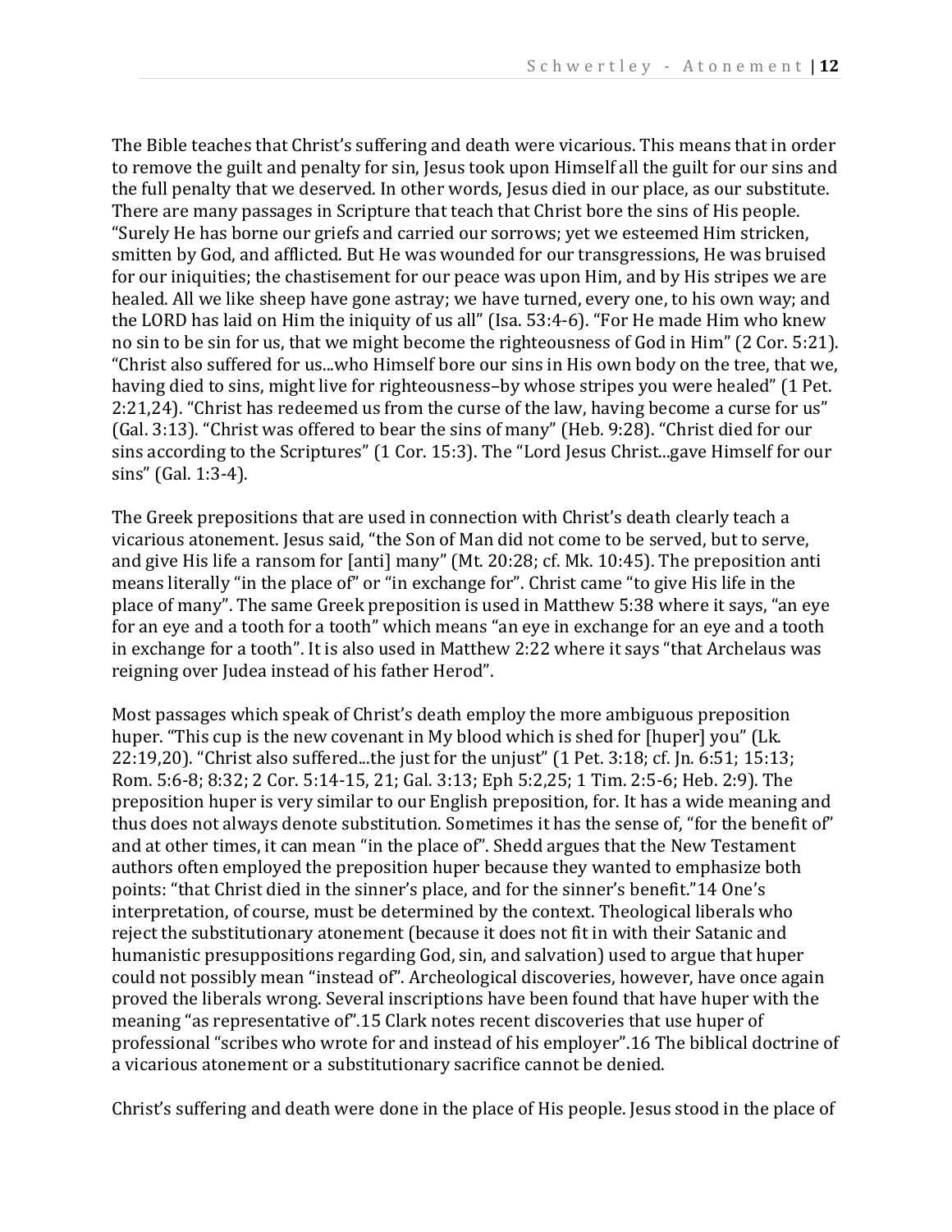The Bible teaches that Christ's suffering and death were vicarious. This means that in order to remove the guilt and penalty for sin, Jesus took upon Himself all the guilt for our sins and the full penalty that we deserved. In other words, Jesus died in our place, as our substitute. There are many passages in Scripture that teach that Christ bore the sins of His people. "Surely He has borne our griefs and carried our sorrows; yet we esteemed Him stricken, smitten by God, and afflicted. But He was wounded for our transgressions, He was bruised for our iniquities; the chastisement for our peace was upon Him, and by His stripes we are healed. All we like sheep have gone astray; we have turned, every one, to his own way; and the LORD has laid on Him the iniquity of us all" (Isa. 53:4-6). "For He made Him who knew no sin to be sin for us, that we might become the righteousness of God in Him" (2 Cor. 5:21). "Christ also suffered for us...who Himself bore our sins in His own body on the tree, that we, having died to sins, might live for righteousness–by whose stripes you were healed" (1 Pet. 2:21,24). "Christ has redeemed us from the curse of the law, having become a curse for us" (Gal. 3:13). "Christ was offered to bear the sins of many" (Heb. 9:28). "Christ died for our sins according to the Scriptures" (1 Cor. 15:3). The "Lord Jesus Christ...gave Himself for our sins" (Gal. 1:3-4).

The Greek prepositions that are used in connection with Christ's death clearly teach a vicarious atonement. Jesus said, "the Son of Man did not come to be served, but to serve, and give His life a ransom for [anti] many" (Mt. 20:28; cf. Mk. 10:45). The preposition anti means literally "in the place of" or "in exchange for". Christ came "to give His life in the place of many". The same Greek preposition is used in Matthew 5:38 where it says, "an eye for an eye and a tooth for a tooth" which means "an eye in exchange for an eye and a tooth in exchange for a tooth". It is also used in Matthew 2:22 where it says "that Archelaus was reigning over Judea instead of his father Herod".

Most passages which speak of Christ's death employ the more ambiguous preposition huper. "This cup is the new covenant in My blood which is shed for [huper] you" (Lk. 22:19,20). "Christ also suffered...the just for the unjust" (1 Pet. 3:18; cf. Jn. 6:51; 15:13; Rom. 5:6-8; 8:32; 2 Cor. 5:14-15, 21; Gal. 3:13; Eph 5:2,25; 1 Tim. 2:5-6; Heb. 2:9). The preposition huper is very similar to our English preposition, for. It has a wide meaning and thus does not always denote substitution. Sometimes it has the sense of, "for the benefit of" and at other times, it can mean "in the place of". Shedd argues that the New Testament authors often employed the preposition huper because they wanted to emphasize both points: "that Christ died in the sinner's place, and for the sinner's benefit."[14] One's interpretation, of course, must be determined by the context. Theological liberals who reject the substitutionary atonement (because it does not fit in with their Satanic and humanistic presuppositions regarding God, sin, and salvation) used to argue that huper could not possibly mean "instead of". Archeological discoveries, however, have once again proved the liberals wrong. Several inscriptions have been found that have huper with the meaning "as representative of".[15] Clark notes recent discoveries that use huper of professional "scribes who wrote for and instead of his employer".[16] The biblical doctrine of a vicarious atonement or a substitutionary sacrifice cannot be denied.

Christ's suffering and death were done in the place of His people. Jesus stood in the place of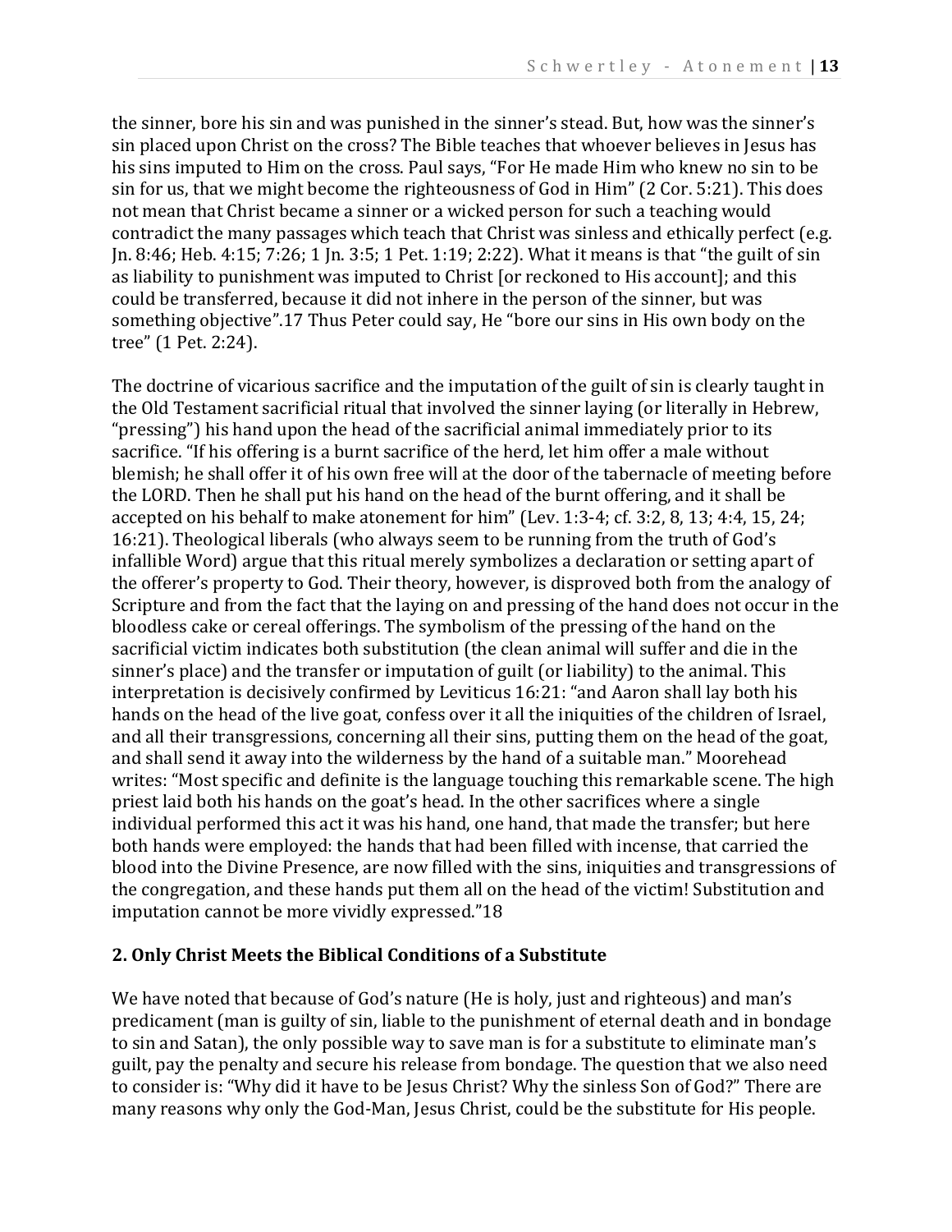the sinner, bore his sin and was punished in the sinner's stead. But, how was the sinner's sin placed upon Christ on the cross? The Bible teaches that whoever believes in Jesus has his sins imputed to Him on the cross. Paul says, "For He made Him who knew no sin to be sin for us, that we might become the righteousness of God in Him" (2 Cor. 5:21). This does not mean that Christ became a sinner or a wicked person for such a teaching would contradict the many passages which teach that Christ was sinless and ethically perfect (e.g. Jn. 8:46; Heb. 4:15; 7:26; 1 Jn. 3:5; 1 Pet. 1:19; 2:22). What it means is that "the guilt of sin as liability to punishment was imputed to Christ [or reckoned to His account]; and this could be transferred, because it did not inhere in the person of the sinner, but was something objective".17 Thus Peter could say, He "bore our sins in His own body on the tree" (1 Pet. 2:24).

The doctrine of vicarious sacrifice and the imputation of the guilt of sin is clearly taught in the Old Testament sacrificial ritual that involved the sinner laying (or literally in Hebrew, "pressing") his hand upon the head of the sacrificial animal immediately prior to its sacrifice. "If his offering is a burnt sacrifice of the herd, let him offer a male without blemish; he shall offer it of his own free will at the door of the tabernacle of meeting before the LORD. Then he shall put his hand on the head of the burnt offering, and it shall be accepted on his behalf to make atonement for him" (Lev. 1:3-4; cf. 3:2, 8, 13; 4:4, 15, 24; 16:21). Theological liberals (who always seem to be running from the truth of God's infallible Word) argue that this ritual merely symbolizes a declaration or setting apart of the offerer's property to God. Their theory, however, is disproved both from the analogy of Scripture and from the fact that the laying on and pressing of the hand does not occur in the bloodless cake or cereal offerings. The symbolism of the pressing of the hand on the sacrificial victim indicates both substitution (the clean animal will suffer and die in the sinner's place) and the transfer or imputation of guilt (or liability) to the animal. This interpretation is decisively confirmed by Leviticus 16:21: "and Aaron shall lay both his hands on the head of the live goat, confess over it all the iniquities of the children of Israel, and all their transgressions, concerning all their sins, putting them on the head of the goat, and shall send it away into the wilderness by the hand of a suitable man." Moorehead writes: "Most specific and definite is the language touching this remarkable scene. The high priest laid both his hands on the goat's head. In the other sacrifices where a single individual performed this act it was his hand, one hand, that made the transfer; but here both hands were employed: the hands that had been filled with incense, that carried the blood into the Divine Presence, are now filled with the sins, iniquities and transgressions of the congregation, and these hands put them all on the head of the victim! Substitution and imputation cannot be more vividly expressed."18

## 2. Only Christ Meets the Biblical Conditions of a Substitute

We have noted that because of God's nature (He is holy, just and righteous) and man's predicament (man is guilty of sin, liable to the punishment of eternal death and in bondage to sin and Satan), the only possible way to save man is for a substitute to eliminate man's guilt, pay the penalty and secure his release from bondage. The question that we also need to consider is: "Why did it have to be Jesus Christ? Why the sinless Son of God?" There are many reasons why only the God-Man, Jesus Christ, could be the substitute for His people.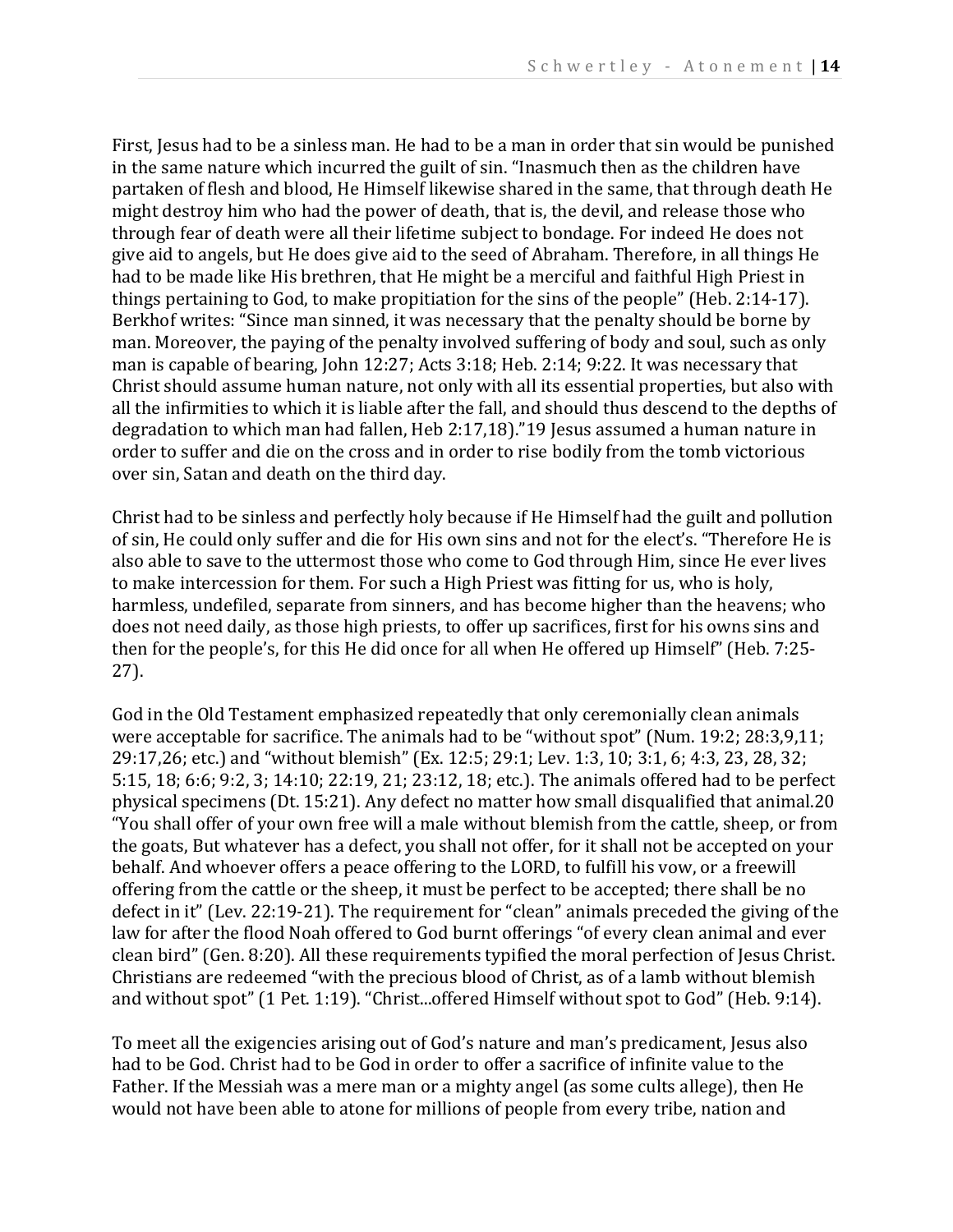First, Jesus had to be a sinless man. He had to be a man in order that sin would be punished in the same nature which incurred the guilt of sin. "Inasmuch then as the children have partaken of flesh and blood, He Himself likewise shared in the same, that through death He might destroy him who had the power of death, that is, the devil, and release those who through fear of death were all their lifetime subject to bondage. For indeed He does not give aid to angels, but He does give aid to the seed of Abraham. Therefore, in all things He had to be made like His brethren, that He might be a merciful and faithful High Priest in things pertaining to God, to make propitiation for the sins of the people" (Heb. 2:14-17). Berkhof writes: "Since man sinned, it was necessary that the penalty should be borne by man. Moreover, the paying of the penalty involved suffering of body and soul, such as only man is capable of bearing, John 12:27; Acts 3:18; Heb. 2:14; 9:22. It was necessary that Christ should assume human nature, not only with all its essential properties, but also with all the infirmities to which it is liable after the fall, and should thus descend to the depths of degradation to which man had fallen, Heb 2:17,18)."[19] Jesus assumed a human nature in order to suffer and die on the cross and in order to rise bodily from the tomb victorious over sin, Satan and death on the third day.

Christ had to be sinless and perfectly holy because if He Himself had the guilt and pollution of sin, He could only suffer and die for His own sins and not for the elect's. "Therefore He is also able to save to the uttermost those who come to God through Him, since He ever lives to make intercession for them. For such a High Priest was fitting for us, who is holy, harmless, undefiled, separate from sinners, and has become higher than the heavens; who does not need daily, as those high priests, to offer up sacrifices, first for his owns sins and then for the people's, for this He did once for all when He offered up Himself" (Heb. 7:25-27).

God in the Old Testament emphasized repeatedly that only ceremonially clean animals were acceptable for sacrifice. The animals had to be "without spot" (Num. 19:2; 28:3,9,11; 29:17,26; etc.) and "without blemish" (Ex. 12:5; 29:1; Lev. 1:3, 10; 3:1, 6; 4:3, 23, 28, 32; 5:15, 18; 6:6; 9:2, 3; 14:10; 22:19, 21; 23:12, 18; etc.). The animals offered had to be perfect physical specimens (Dt. 15:21). Any defect no matter how small disqualified that animal.[20] "You shall offer of your own free will a male without blemish from the cattle, sheep, or from the goats, But whatever has a defect, you shall not offer, for it shall not be accepted on your behalf. And whoever offers a peace offering to the LORD, to fulfill his vow, or a freewill offering from the cattle or the sheep, it must be perfect to be accepted; there shall be no defect in it" (Lev. 22:19-21). The requirement for "clean" animals preceded the giving of the law for after the flood Noah offered to God burnt offerings "of every clean animal and ever clean bird" (Gen. 8:20). All these requirements typified the moral perfection of Jesus Christ. Christians are redeemed "with the precious blood of Christ, as of a lamb without blemish and without spot" (1 Pet. 1:19). "Christ...offered Himself without spot to God" (Heb. 9:14).

To meet all the exigencies arising out of God's nature and man's predicament, Jesus also had to be God. Christ had to be God in order to offer a sacrifice of infinite value to the Father. If the Messiah was a mere man or a mighty angel (as some cults allege), then He would not have been able to atone for millions of people from every tribe, nation and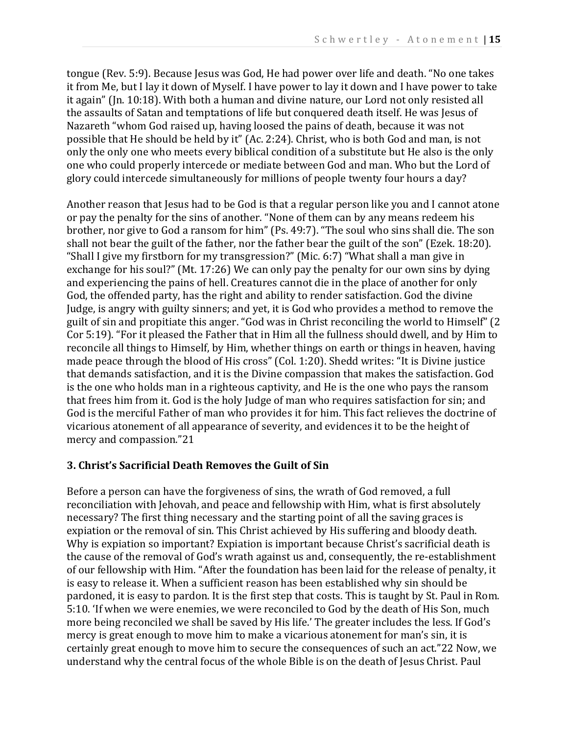tongue (Rev. 5:9). Because Jesus was God, He had power over life and death. "No one takes it from Me, but I lay it down of Myself. I have power to lay it down and I have power to take it again" (Jn. 10:18). With both a human and divine nature, our Lord not only resisted all the assaults of Satan and temptations of life but conquered death itself. He was Jesus of Nazareth "whom God raised up, having loosed the pains of death, because it was not possible that He should be held by it" (Ac. 2:24). Christ, who is both God and man, is not only the only one who meets every biblical condition of a substitute but He also is the only one who could properly intercede or mediate between God and man. Who but the Lord of glory could intercede simultaneously for millions of people twenty four hours a day?

Another reason that Jesus had to be God is that a regular person like you and I cannot atone or pay the penalty for the sins of another. "None of them can by any means redeem his brother, nor give to God a ransom for him" (Ps. 49:7). "The soul who sins shall die. The son shall not bear the guilt of the father, nor the father bear the guilt of the son" (Ezek. 18:20). "Shall I give my firstborn for my transgression?" (Mic. 6:7) "What shall a man give in exchange for his soul?" (Mt. 17:26) We can only pay the penalty for our own sins by dying and experiencing the pains of hell. Creatures cannot die in the place of another for only God, the offended party, has the right and ability to render satisfaction. God the divine Judge, is angry with guilty sinners; and yet, it is God who provides a method to remove the guilt of sin and propitiate this anger. "God was in Christ reconciling the world to Himself" (2 Cor 5:19). "For it pleased the Father that in Him all the fullness should dwell, and by Him to reconcile all things to Himself, by Him, whether things on earth or things in heaven, having made peace through the blood of His cross" (Col. 1:20). Shedd writes: "It is Divine justice that demands satisfaction, and it is the Divine compassion that makes the satisfaction. God is the one who holds man in a righteous captivity, and He is the one who pays the ransom that frees him from it. God is the holy Judge of man who requires satisfaction for sin; and God is the merciful Father of man who provides it for him. This fact relieves the doctrine of vicarious atonement of all appearance of severity, and evidences it to be the height of mercy and compassion."[21]

### 3. Christ's Sacrificial Death Removes the Guilt of Sin

Before a person can have the forgiveness of sins, the wrath of God removed, a full reconciliation with Jehovah, and peace and fellowship with Him, what is first absolutely necessary? The first thing necessary and the starting point of all the saving graces is expiation or the removal of sin. This Christ achieved by His suffering and bloody death. Why is expiation so important? Expiation is important because Christ's sacrificial death is the cause of the removal of God's wrath against us and, consequently, the re-establishment of our fellowship with Him. "After the foundation has been laid for the release of penalty, it is easy to release it. When a sufficient reason has been established why sin should be pardoned, it is easy to pardon. It is the first step that costs. This is taught by St. Paul in Rom. 5:10. 'If when we were enemies, we were reconciled to God by the death of His Son, much more being reconciled we shall be saved by His life.' The greater includes the less. If God's mercy is great enough to move him to make a vicarious atonement for man's sin, it is certainly great enough to move him to secure the consequences of such an act."[22] Now, we understand why the central focus of the whole Bible is on the death of Jesus Christ. Paul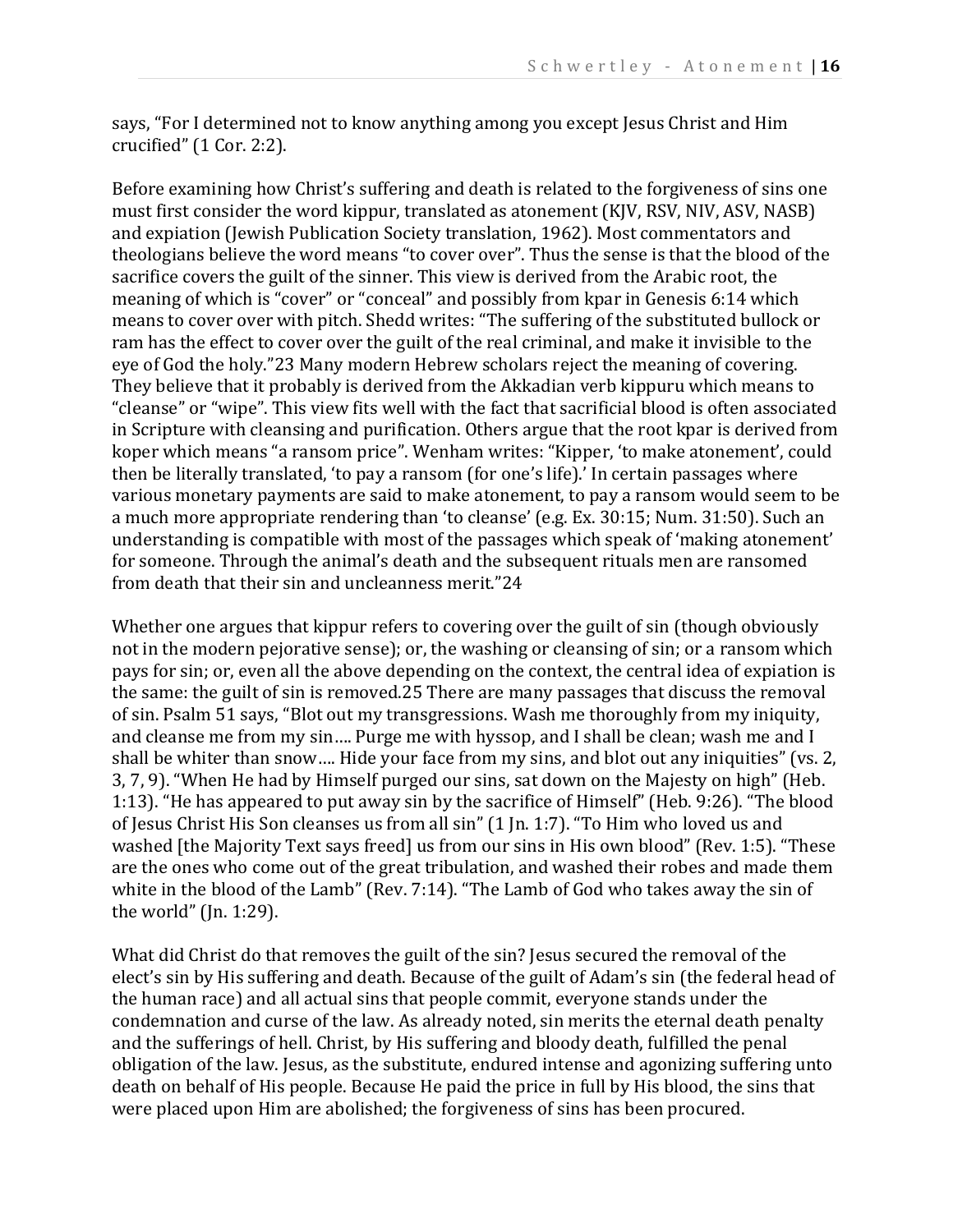says, “For I determined not to know anything among you except Jesus Christ and Him crucified” (1 Cor. 2:2).

Before examining how Christ’s suffering and death is related to the forgiveness of sins one must first consider the word kippur, translated as atonement (KJV, RSV, NIV, ASV, NASB) and expiation (Jewish Publication Society translation, 1962). Most commentators and theologians believe the word means “to cover over”. Thus the sense is that the blood of the sacrifice covers the guilt of the sinner. This view is derived from the Arabic root, the meaning of which is “cover” or “conceal” and possibly from kpar in Genesis 6:14 which means to cover over with pitch. Shedd writes: “The suffering of the substituted bullock or ram has the effect to cover over the guilt of the real criminal, and make it invisible to the eye of God the holy.”23 Many modern Hebrew scholars reject the meaning of covering. They believe that it probably is derived from the Akkadian verb kippuru which means to “cleanse” or “wipe”. This view fits well with the fact that sacrificial blood is often associated in Scripture with cleansing and purification. Others argue that the root kpar is derived from koper which means “a ransom price”. Wenham writes: “Kipper, ‘to make atonement’, could then be literally translated, ‘to pay a ransom (for one’s life).’ In certain passages where various monetary payments are said to make atonement, to pay a ransom would seem to be a much more appropriate rendering than ‘to cleanse’ (e.g. Ex. 30:15; Num. 31:50). Such an understanding is compatible with most of the passages which speak of ‘making atonement’ for someone. Through the animal’s death and the subsequent rituals men are ransomed from death that their sin and uncleanness merit.”24

Whether one argues that kippur refers to covering over the guilt of sin (though obviously not in the modern pejorative sense); or, the washing or cleansing of sin; or a ransom which pays for sin; or, even all the above depending on the context, the central idea of expiation is the same: the guilt of sin is removed.25 There are many passages that discuss the removal of sin. Psalm 51 says, “Blot out my transgressions. Wash me thoroughly from my iniquity, and cleanse me from my sin…. Purge me with hyssop, and I shall be clean; wash me and I shall be whiter than snow…. Hide your face from my sins, and blot out any iniquities” (vs. 2, 3, 7, 9). “When He had by Himself purged our sins, sat down on the Majesty on high” (Heb. 1:13). “He has appeared to put away sin by the sacrifice of Himself” (Heb. 9:26). “The blood of Jesus Christ His Son cleanses us from all sin” (1 Jn. 1:7). “To Him who loved us and washed [the Majority Text says freed] us from our sins in His own blood” (Rev. 1:5). “These are the ones who come out of the great tribulation, and washed their robes and made them white in the blood of the Lamb” (Rev. 7:14). “The Lamb of God who takes away the sin of the world” (Jn. 1:29).

What did Christ do that removes the guilt of the sin? Jesus secured the removal of the elect’s sin by His suffering and death. Because of the guilt of Adam’s sin (the federal head of the human race) and all actual sins that people commit, everyone stands under the condemnation and curse of the law. As already noted, sin merits the eternal death penalty and the sufferings of hell. Christ, by His suffering and bloody death, fulfilled the penal obligation of the law. Jesus, as the substitute, endured intense and agonizing suffering unto death on behalf of His people. Because He paid the price in full by His blood, the sins that were placed upon Him are abolished; the forgiveness of sins has been procured.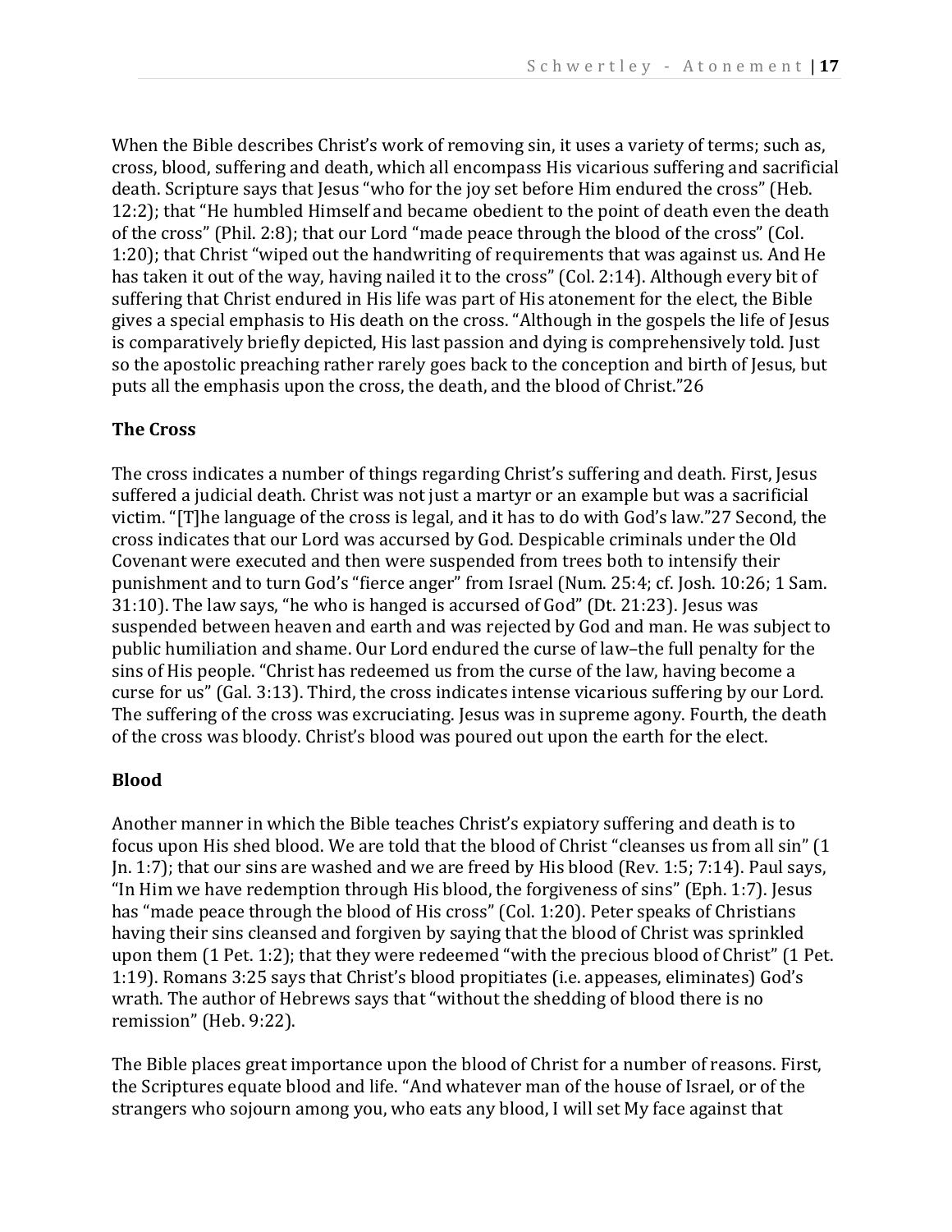When the Bible describes Christ's work of removing sin, it uses a variety of terms; such as, cross, blood, suffering and death, which all encompass His vicarious suffering and sacrificial death. Scripture says that Jesus "who for the joy set before Him endured the cross" (Heb. 12:2); that "He humbled Himself and became obedient to the point of death even the death of the cross" (Phil. 2:8); that our Lord "made peace through the blood of the cross" (Col. 1:20); that Christ "wiped out the handwriting of requirements that was against us. And He has taken it out of the way, having nailed it to the cross" (Col. 2:14). Although every bit of suffering that Christ endured in His life was part of His atonement for the elect, the Bible gives a special emphasis to His death on the cross. "Although in the gospels the life of Jesus is comparatively briefly depicted, His last passion and dying is comprehensively told. Just so the apostolic preaching rather rarely goes back to the conception and birth of Jesus, but puts all the emphasis upon the cross, the death, and the blood of Christ."26

**The Cross**

The cross indicates a number of things regarding Christ's suffering and death. First, Jesus suffered a judicial death. Christ was not just a martyr or an example but was a sacrificial victim. "[T]he language of the cross is legal, and it has to do with God's law."27 Second, the cross indicates that our Lord was accursed by God. Despicable criminals under the Old Covenant were executed and then were suspended from trees both to intensify their punishment and to turn God's "fierce anger" from Israel (Num. 25:4; cf. Josh. 10:26; 1 Sam. 31:10). The law says, "he who is hanged is accursed of God" (Dt. 21:23). Jesus was suspended between heaven and earth and was rejected by God and man. He was subject to public humiliation and shame. Our Lord endured the curse of law–the full penalty for the sins of His people. "Christ has redeemed us from the curse of the law, having become a curse for us" (Gal. 3:13). Third, the cross indicates intense vicarious suffering by our Lord. The suffering of the cross was excruciating. Jesus was in supreme agony. Fourth, the death of the cross was bloody. Christ's blood was poured out upon the earth for the elect.

**Blood**

Another manner in which the Bible teaches Christ's expiatory suffering and death is to focus upon His shed blood. We are told that the blood of Christ "cleanses us from all sin" (1 Jn. 1:7); that our sins are washed and we are freed by His blood (Rev. 1:5; 7:14). Paul says, "In Him we have redemption through His blood, the forgiveness of sins" (Eph. 1:7). Jesus has "made peace through the blood of His cross" (Col. 1:20). Peter speaks of Christians having their sins cleansed and forgiven by saying that the blood of Christ was sprinkled upon them (1 Pet. 1:2); that they were redeemed "with the precious blood of Christ" (1 Pet. 1:19). Romans 3:25 says that Christ's blood propitiates (i.e. appeases, eliminates) God's wrath. The author of Hebrews says that "without the shedding of blood there is no remission" (Heb. 9:22).

The Bible places great importance upon the blood of Christ for a number of reasons. First, the Scriptures equate blood and life. "And whatever man of the house of Israel, or of the strangers who sojourn among you, who eats any blood, I will set My face against that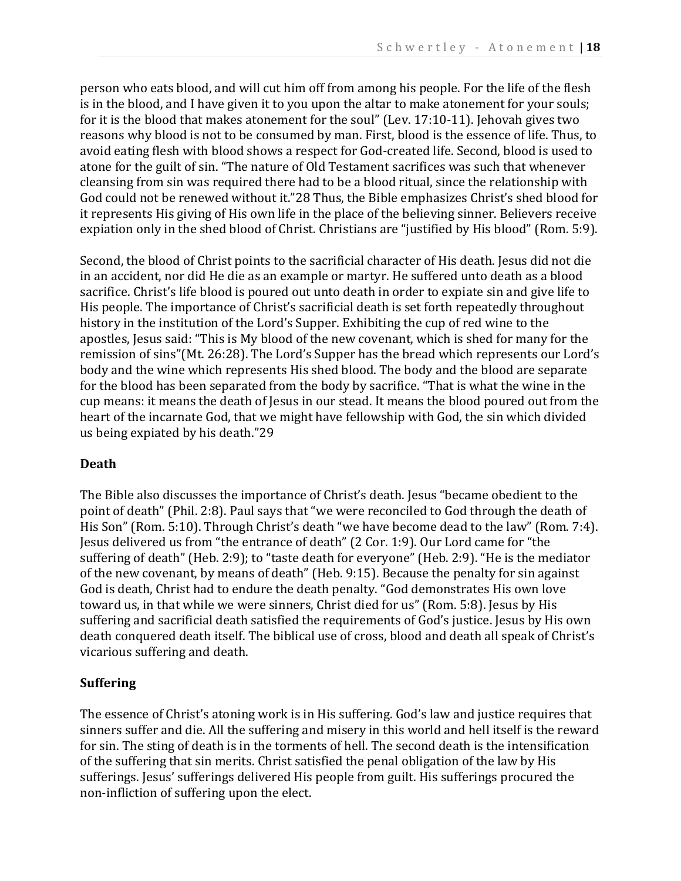person who eats blood, and will cut him off from among his people. For the life of the flesh is in the blood, and I have given it to you upon the altar to make atonement for your souls; for it is the blood that makes atonement for the soul" (Lev. 17:10-11). Jehovah gives two reasons why blood is not to be consumed by man. First, blood is the essence of life. Thus, to avoid eating flesh with blood shows a respect for God-created life. Second, blood is used to atone for the guilt of sin. "The nature of Old Testament sacrifices was such that whenever cleansing from sin was required there had to be a blood ritual, since the relationship with God could not be renewed without it."28 Thus, the Bible emphasizes Christ's shed blood for it represents His giving of His own life in the place of the believing sinner. Believers receive expiation only in the shed blood of Christ. Christians are "justified by His blood" (Rom. 5:9).

Second, the blood of Christ points to the sacrificial character of His death. Jesus did not die in an accident, nor did He die as an example or martyr. He suffered unto death as a blood sacrifice. Christ's life blood is poured out unto death in order to expiate sin and give life to His people. The importance of Christ's sacrificial death is set forth repeatedly throughout history in the institution of the Lord's Supper. Exhibiting the cup of red wine to the apostles, Jesus said: "This is My blood of the new covenant, which is shed for many for the remission of sins"(Mt. 26:28). The Lord's Supper has the bread which represents our Lord's body and the wine which represents His shed blood. The body and the blood are separate for the blood has been separated from the body by sacrifice. "That is what the wine in the cup means: it means the death of Jesus in our stead. It means the blood poured out from the heart of the incarnate God, that we might have fellowship with God, the sin which divided us being expiated by his death."29

**Death**

The Bible also discusses the importance of Christ's death. Jesus "became obedient to the point of death" (Phil. 2:8). Paul says that "we were reconciled to God through the death of His Son" (Rom. 5:10). Through Christ's death "we have become dead to the law" (Rom. 7:4). Jesus delivered us from "the entrance of death" (2 Cor. 1:9). Our Lord came for "the suffering of death" (Heb. 2:9); to "taste death for everyone" (Heb. 2:9). "He is the mediator of the new covenant, by means of death" (Heb. 9:15). Because the penalty for sin against God is death, Christ had to endure the death penalty. "God demonstrates His own love toward us, in that while we were sinners, Christ died for us" (Rom. 5:8). Jesus by His suffering and sacrificial death satisfied the requirements of God's justice. Jesus by His own death conquered death itself. The biblical use of cross, blood and death all speak of Christ's vicarious suffering and death.

**Suffering**

The essence of Christ's atoning work is in His suffering. God's law and justice requires that sinners suffer and die. All the suffering and misery in this world and hell itself is the reward for sin. The sting of death is in the torments of hell. The second death is the intensification of the suffering that sin merits. Christ satisfied the penal obligation of the law by His sufferings. Jesus' sufferings delivered His people from guilt. His sufferings procured the non-infliction of suffering upon the elect.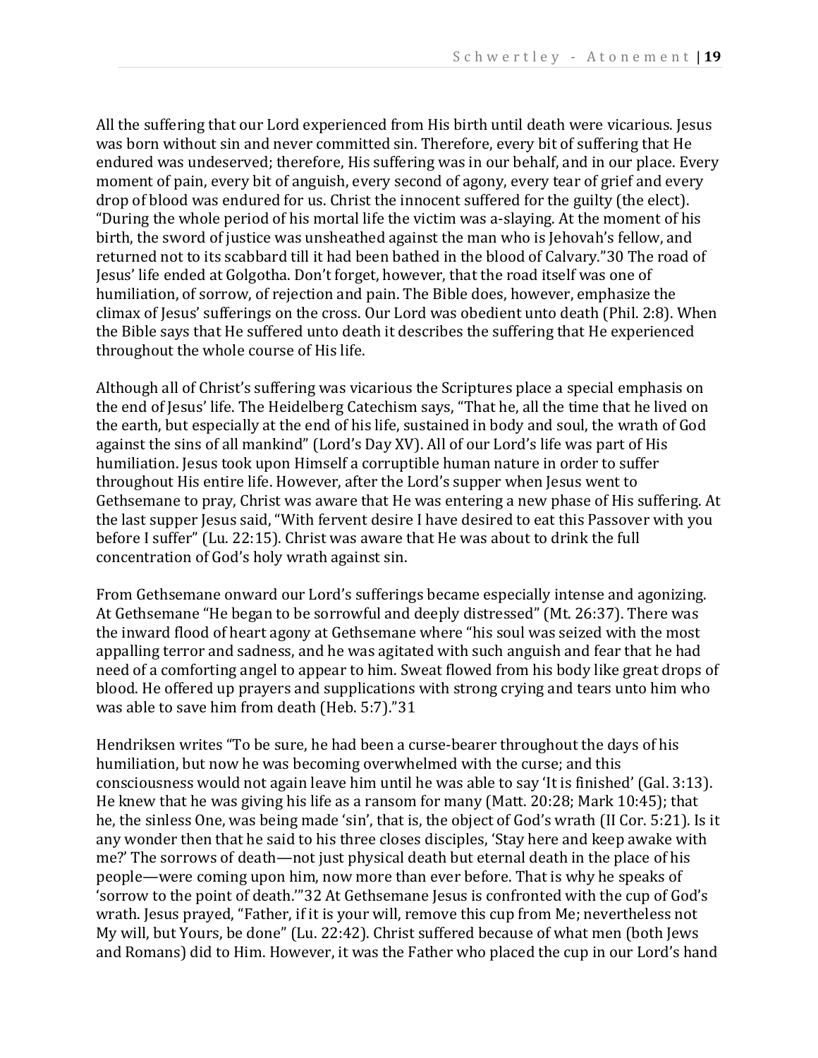All the suffering that our Lord experienced from His birth until death were vicarious. Jesus was born without sin and never committed sin. Therefore, every bit of suffering that He endured was undeserved; therefore, His suffering was in our behalf, and in our place. Every moment of pain, every bit of anguish, every second of agony, every tear of grief and every drop of blood was endured for us. Christ the innocent suffered for the guilty (the elect). "During the whole period of his mortal life the victim was a-slaying. At the moment of his birth, the sword of justice was unsheathed against the man who is Jehovah's fellow, and returned not to its scabbard till it had been bathed in the blood of Calvary."30 The road of Jesus' life ended at Golgotha. Don't forget, however, that the road itself was one of humiliation, of sorrow, of rejection and pain. The Bible does, however, emphasize the climax of Jesus' sufferings on the cross. Our Lord was obedient unto death (Phil. 2:8). When the Bible says that He suffered unto death it describes the suffering that He experienced throughout the whole course of His life.

Although all of Christ's suffering was vicarious the Scriptures place a special emphasis on the end of Jesus' life. The Heidelberg Catechism says, "That he, all the time that he lived on the earth, but especially at the end of his life, sustained in body and soul, the wrath of God against the sins of all mankind" (Lord's Day XV). All of our Lord's life was part of His humiliation. Jesus took upon Himself a corruptible human nature in order to suffer throughout His entire life. However, after the Lord's supper when Jesus went to Gethsemane to pray, Christ was aware that He was entering a new phase of His suffering. At the last supper Jesus said, "With fervent desire I have desired to eat this Passover with you before I suffer" (Lu. 22:15). Christ was aware that He was about to drink the full concentration of God's holy wrath against sin.

From Gethsemane onward our Lord's sufferings became especially intense and agonizing. At Gethsemane "He began to be sorrowful and deeply distressed" (Mt. 26:37). There was the inward flood of heart agony at Gethsemane where "his soul was seized with the most appalling terror and sadness, and he was agitated with such anguish and fear that he had need of a comforting angel to appear to him. Sweat flowed from his body like great drops of blood. He offered up prayers and supplications with strong crying and tears unto him who was able to save him from death (Heb. 5:7)."31

Hendriksen writes "To be sure, he had been a curse-bearer throughout the days of his humiliation, but now he was becoming overwhelmed with the curse; and this consciousness would not again leave him until he was able to say 'It is finished' (Gal. 3:13). He knew that he was giving his life as a ransom for many (Matt. 20:28; Mark 10:45); that he, the sinless One, was being made 'sin', that is, the object of God's wrath (II Cor. 5:21). Is it any wonder then that he said to his three closes disciples, 'Stay here and keep awake with me?' The sorrows of death—not just physical death but eternal death in the place of his people—were coming upon him, now more than ever before. That is why he speaks of 'sorrow to the point of death.'"32 At Gethsemane Jesus is confronted with the cup of God's wrath. Jesus prayed, "Father, if it is your will, remove this cup from Me; nevertheless not My will, but Yours, be done" (Lu. 22:42). Christ suffered because of what men (both Jews and Romans) did to Him. However, it was the Father who placed the cup in our Lord's hand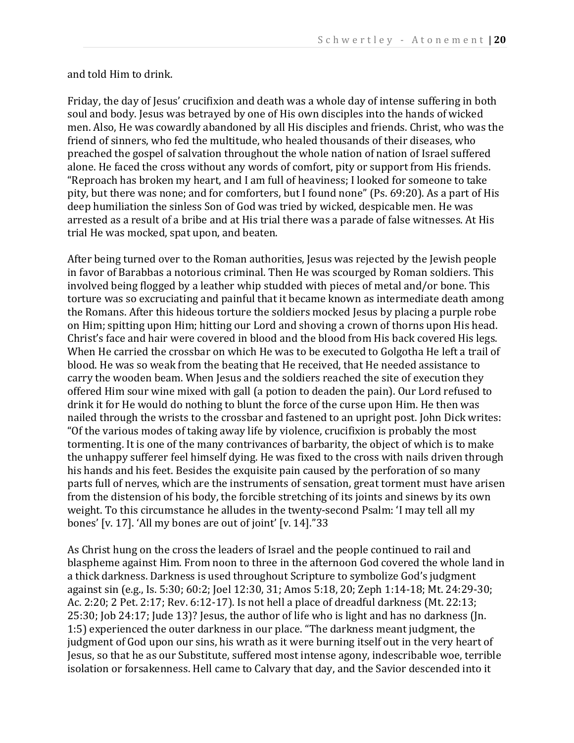and told Him to drink.

Friday, the day of Jesus' crucifixion and death was a whole day of intense suffering in both soul and body. Jesus was betrayed by one of His own disciples into the hands of wicked men. Also, He was cowardly abandoned by all His disciples and friends. Christ, who was the friend of sinners, who fed the multitude, who healed thousands of their diseases, who preached the gospel of salvation throughout the whole nation of nation of Israel suffered alone. He faced the cross without any words of comfort, pity or support from His friends. "Reproach has broken my heart, and I am full of heaviness; I looked for someone to take pity, but there was none; and for comforters, but I found none" (Ps. 69:20). As a part of His deep humiliation the sinless Son of God was tried by wicked, despicable men. He was arrested as a result of a bribe and at His trial there was a parade of false witnesses. At His trial He was mocked, spat upon, and beaten.

After being turned over to the Roman authorities, Jesus was rejected by the Jewish people in favor of Barabbas a notorious criminal. Then He was scourged by Roman soldiers. This involved being flogged by a leather whip studded with pieces of metal and/or bone. This torture was so excruciating and painful that it became known as intermediate death among the Romans. After this hideous torture the soldiers mocked Jesus by placing a purple robe on Him; spitting upon Him; hitting our Lord and shoving a crown of thorns upon His head. Christ's face and hair were covered in blood and the blood from His back covered His legs. When He carried the crossbar on which He was to be executed to Golgotha He left a trail of blood. He was so weak from the beating that He received, that He needed assistance to carry the wooden beam. When Jesus and the soldiers reached the site of execution they offered Him sour wine mixed with gall (a potion to deaden the pain). Our Lord refused to drink it for He would do nothing to blunt the force of the curse upon Him. He then was nailed through the wrists to the crossbar and fastened to an upright post. John Dick writes: "Of the various modes of taking away life by violence, crucifixion is probably the most tormenting. It is one of the many contrivances of barbarity, the object of which is to make the unhappy sufferer feel himself dying. He was fixed to the cross with nails driven through his hands and his feet. Besides the exquisite pain caused by the perforation of so many parts full of nerves, which are the instruments of sensation, great torment must have arisen from the distension of his body, the forcible stretching of its joints and sinews by its own weight. To this circumstance he alludes in the twenty-second Psalm: 'I may tell all my bones' [v. 17]. 'All my bones are out of joint' [v. 14]."[33]

As Christ hung on the cross the leaders of Israel and the people continued to rail and blaspheme against Him. From noon to three in the afternoon God covered the whole land in a thick darkness. Darkness is used throughout Scripture to symbolize God's judgment against sin (e.g., Is. 5:30; 60:2; Joel 12:30, 31; Amos 5:18, 20; Zeph 1:14-18; Mt. 24:29-30; Ac. 2:20; 2 Pet. 2:17; Rev. 6:12-17). Is not hell a place of dreadful darkness (Mt. 22:13; 25:30; Job 24:17; Jude 13)? Jesus, the author of life who is light and has no darkness (Jn. 1:5) experienced the outer darkness in our place. "The darkness meant judgment, the judgment of God upon our sins, his wrath as it were burning itself out in the very heart of Jesus, so that he as our Substitute, suffered most intense agony, indescribable woe, terrible isolation or forsakenness. Hell came to Calvary that day, and the Savior descended into it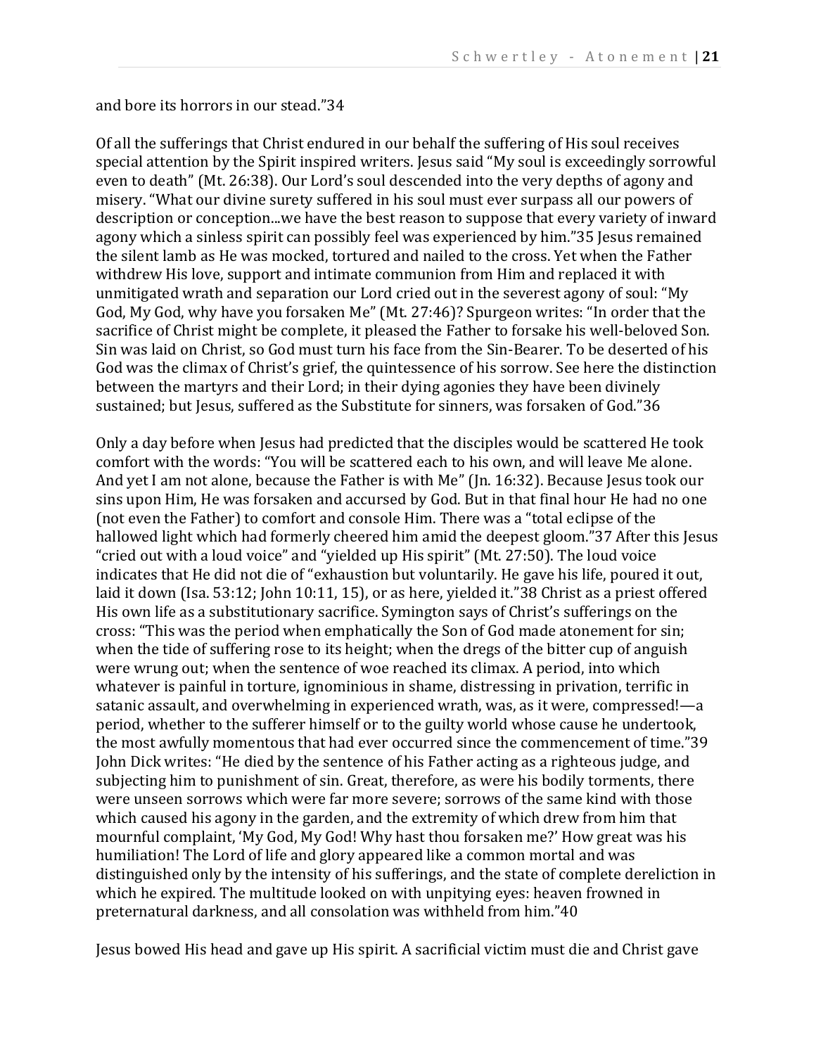and bore its horrors in our stead."34

Of all the sufferings that Christ endured in our behalf the suffering of His soul receives special attention by the Spirit inspired writers. Jesus said "My soul is exceedingly sorrowful even to death" (Mt. 26:38). Our Lord's soul descended into the very depths of agony and misery. "What our divine surety suffered in his soul must ever surpass all our powers of description or conception...we have the best reason to suppose that every variety of inward agony which a sinless spirit can possibly feel was experienced by him."35 Jesus remained the silent lamb as He was mocked, tortured and nailed to the cross. Yet when the Father withdrew His love, support and intimate communion from Him and replaced it with unmitigated wrath and separation our Lord cried out in the severest agony of soul: "My God, My God, why have you forsaken Me" (Mt. 27:46)? Spurgeon writes: "In order that the sacrifice of Christ might be complete, it pleased the Father to forsake his well-beloved Son. Sin was laid on Christ, so God must turn his face from the Sin-Bearer. To be deserted of his God was the climax of Christ's grief, the quintessence of his sorrow. See here the distinction between the martyrs and their Lord; in their dying agonies they have been divinely sustained; but Jesus, suffered as the Substitute for sinners, was forsaken of God."36

Only a day before when Jesus had predicted that the disciples would be scattered He took comfort with the words: "You will be scattered each to his own, and will leave Me alone. And yet I am not alone, because the Father is with Me" (Jn. 16:32). Because Jesus took our sins upon Him, He was forsaken and accursed by God. But in that final hour He had no one (not even the Father) to comfort and console Him. There was a "total eclipse of the hallowed light which had formerly cheered him amid the deepest gloom."37 After this Jesus "cried out with a loud voice" and "yielded up His spirit" (Mt. 27:50). The loud voice indicates that He did not die of "exhaustion but voluntarily. He gave his life, poured it out, laid it down (Isa. 53:12; John 10:11, 15), or as here, yielded it."38 Christ as a priest offered His own life as a substitutionary sacrifice. Symington says of Christ's sufferings on the cross: "This was the period when emphatically the Son of God made atonement for sin; when the tide of suffering rose to its height; when the dregs of the bitter cup of anguish were wrung out; when the sentence of woe reached its climax. A period, into which whatever is painful in torture, ignominious in shame, distressing in privation, terrific in satanic assault, and overwhelming in experienced wrath, was, as it were, compressed!—a period, whether to the sufferer himself or to the guilty world whose cause he undertook, the most awfully momentous that had ever occurred since the commencement of time."39 John Dick writes: "He died by the sentence of his Father acting as a righteous judge, and subjecting him to punishment of sin. Great, therefore, as were his bodily torments, there were unseen sorrows which were far more severe; sorrows of the same kind with those which caused his agony in the garden, and the extremity of which drew from him that mournful complaint, 'My God, My God! Why hast thou forsaken me?' How great was his humiliation! The Lord of life and glory appeared like a common mortal and was distinguished only by the intensity of his sufferings, and the state of complete dereliction in which he expired. The multitude looked on with unpitying eyes: heaven frowned in preternatural darkness, and all consolation was withheld from him."40

Jesus bowed His head and gave up His spirit. A sacrificial victim must die and Christ gave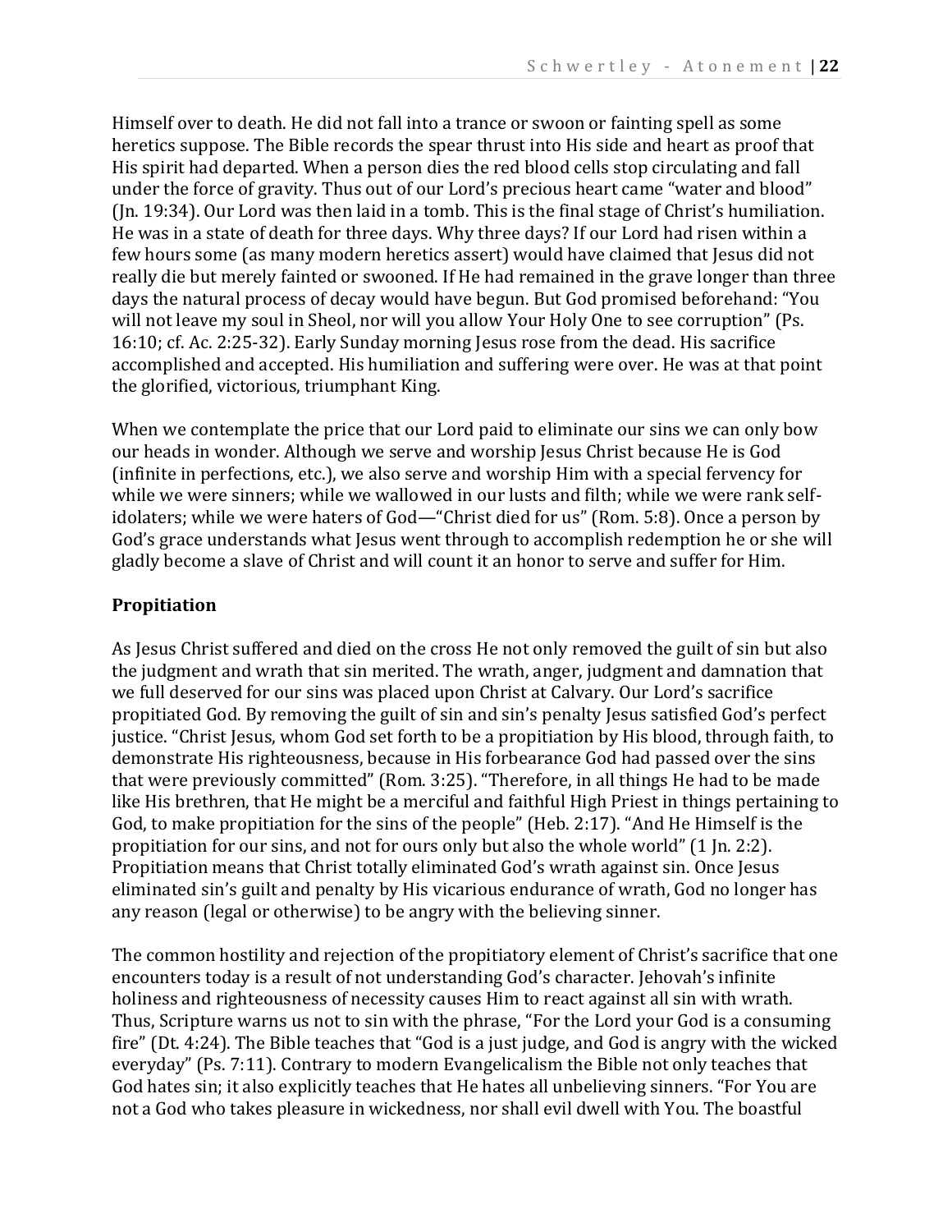Himself over to death. He did not fall into a trance or swoon or fainting spell as some heretics suppose. The Bible records the spear thrust into His side and heart as proof that His spirit had departed. When a person dies the red blood cells stop circulating and fall under the force of gravity. Thus out of our Lord's precious heart came "water and blood" (Jn. 19:34). Our Lord was then laid in a tomb. This is the final stage of Christ's humiliation. He was in a state of death for three days. Why three days? If our Lord had risen within a few hours some (as many modern heretics assert) would have claimed that Jesus did not really die but merely fainted or swooned. If He had remained in the grave longer than three days the natural process of decay would have begun. But God promised beforehand: "You will not leave my soul in Sheol, nor will you allow Your Holy One to see corruption" (Ps. 16:10; cf. Ac. 2:25-32). Early Sunday morning Jesus rose from the dead. His sacrifice accomplished and accepted. His humiliation and suffering were over. He was at that point the glorified, victorious, triumphant King.

When we contemplate the price that our Lord paid to eliminate our sins we can only bow our heads in wonder. Although we serve and worship Jesus Christ because He is God (infinite in perfections, etc.), we also serve and worship Him with a special fervency for while we were sinners; while we wallowed in our lusts and filth; while we were rank self-idolaters; while we were haters of God—"Christ died for us" (Rom. 5:8). Once a person by God's grace understands what Jesus went through to accomplish redemption he or she will gladly become a slave of Christ and will count it an honor to serve and suffer for Him.

### Propitiation

As Jesus Christ suffered and died on the cross He not only removed the guilt of sin but also the judgment and wrath that sin merited. The wrath, anger, judgment and damnation that we full deserved for our sins was placed upon Christ at Calvary. Our Lord's sacrifice propitiated God. By removing the guilt of sin and sin's penalty Jesus satisfied God's perfect justice. "Christ Jesus, whom God set forth to be a propitiation by His blood, through faith, to demonstrate His righteousness, because in His forbearance God had passed over the sins that were previously committed" (Rom. 3:25). "Therefore, in all things He had to be made like His brethren, that He might be a merciful and faithful High Priest in things pertaining to God, to make propitiation for the sins of the people" (Heb. 2:17). "And He Himself is the propitiation for our sins, and not for ours only but also the whole world" (1 Jn. 2:2). Propitiation means that Christ totally eliminated God's wrath against sin. Once Jesus eliminated sin's guilt and penalty by His vicarious endurance of wrath, God no longer has any reason (legal or otherwise) to be angry with the believing sinner.

The common hostility and rejection of the propitiatory element of Christ's sacrifice that one encounters today is a result of not understanding God's character. Jehovah's infinite holiness and righteousness of necessity causes Him to react against all sin with wrath. Thus, Scripture warns us not to sin with the phrase, "For the Lord your God is a consuming fire" (Dt. 4:24). The Bible teaches that "God is a just judge, and God is angry with the wicked everyday" (Ps. 7:11). Contrary to modern Evangelicalism the Bible not only teaches that God hates sin; it also explicitly teaches that He hates all unbelieving sinners. "For You are not a God who takes pleasure in wickedness, nor shall evil dwell with You. The boastful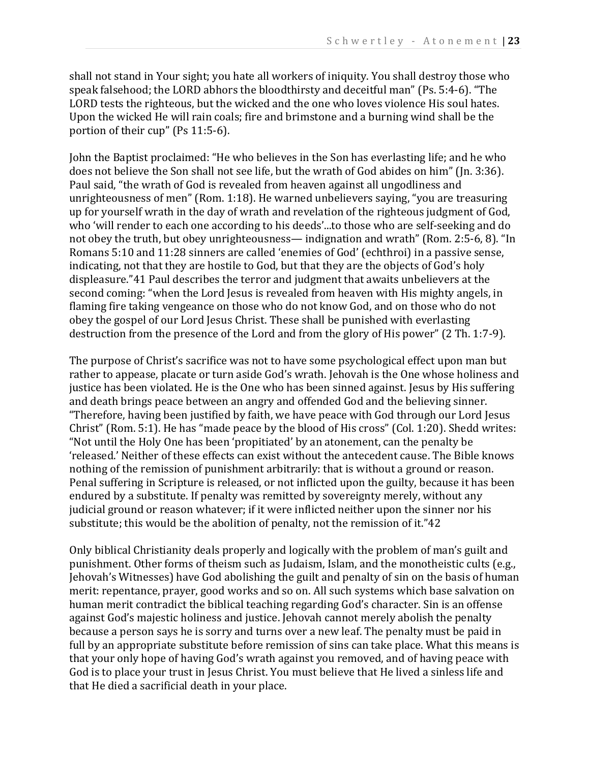shall not stand in Your sight; you hate all workers of iniquity. You shall destroy those who speak falsehood; the LORD abhors the bloodthirsty and deceitful man" (Ps. 5:4-6). "The LORD tests the righteous, but the wicked and the one who loves violence His soul hates. Upon the wicked He will rain coals; fire and brimstone and a burning wind shall be the portion of their cup" (Ps 11:5-6).

John the Baptist proclaimed: "He who believes in the Son has everlasting life; and he who does not believe the Son shall not see life, but the wrath of God abides on him" (Jn. 3:36). Paul said, "the wrath of God is revealed from heaven against all ungodliness and unrighteousness of men" (Rom. 1:18). He warned unbelievers saying, "you are treasuring up for yourself wrath in the day of wrath and revelation of the righteous judgment of God, who 'will render to each one according to his deeds'...to those who are self-seeking and do not obey the truth, but obey unrighteousness— indignation and wrath" (Rom. 2:5-6, 8). "In Romans 5:10 and 11:28 sinners are called 'enemies of God' (echthroi) in a passive sense, indicating, not that they are hostile to God, but that they are the objects of God's holy displeasure."[41] Paul describes the terror and judgment that awaits unbelievers at the second coming: "when the Lord Jesus is revealed from heaven with His mighty angels, in flaming fire taking vengeance on those who do not know God, and on those who do not obey the gospel of our Lord Jesus Christ. These shall be punished with everlasting destruction from the presence of the Lord and from the glory of His power" (2 Th. 1:7-9).

The purpose of Christ's sacrifice was not to have some psychological effect upon man but rather to appease, placate or turn aside God's wrath. Jehovah is the One whose holiness and justice has been violated. He is the One who has been sinned against. Jesus by His suffering and death brings peace between an angry and offended God and the believing sinner. "Therefore, having been justified by faith, we have peace with God through our Lord Jesus Christ" (Rom. 5:1). He has "made peace by the blood of His cross" (Col. 1:20). Shedd writes: "Not until the Holy One has been 'propitiated' by an atonement, can the penalty be 'released.' Neither of these effects can exist without the antecedent cause. The Bible knows nothing of the remission of punishment arbitrarily: that is without a ground or reason. Penal suffering in Scripture is released, or not inflicted upon the guilty, because it has been endured by a substitute. If penalty was remitted by sovereignty merely, without any judicial ground or reason whatever; if it were inflicted neither upon the sinner nor his substitute; this would be the abolition of penalty, not the remission of it."[42]

Only biblical Christianity deals properly and logically with the problem of man's guilt and punishment. Other forms of theism such as Judaism, Islam, and the monotheistic cults (e.g., Jehovah's Witnesses) have God abolishing the guilt and penalty of sin on the basis of human merit: repentance, prayer, good works and so on. All such systems which base salvation on human merit contradict the biblical teaching regarding God's character. Sin is an offense against God's majestic holiness and justice. Jehovah cannot merely abolish the penalty because a person says he is sorry and turns over a new leaf. The penalty must be paid in full by an appropriate substitute before remission of sins can take place. What this means is that your only hope of having God's wrath against you removed, and of having peace with God is to place your trust in Jesus Christ. You must believe that He lived a sinless life and that He died a sacrificial death in your place.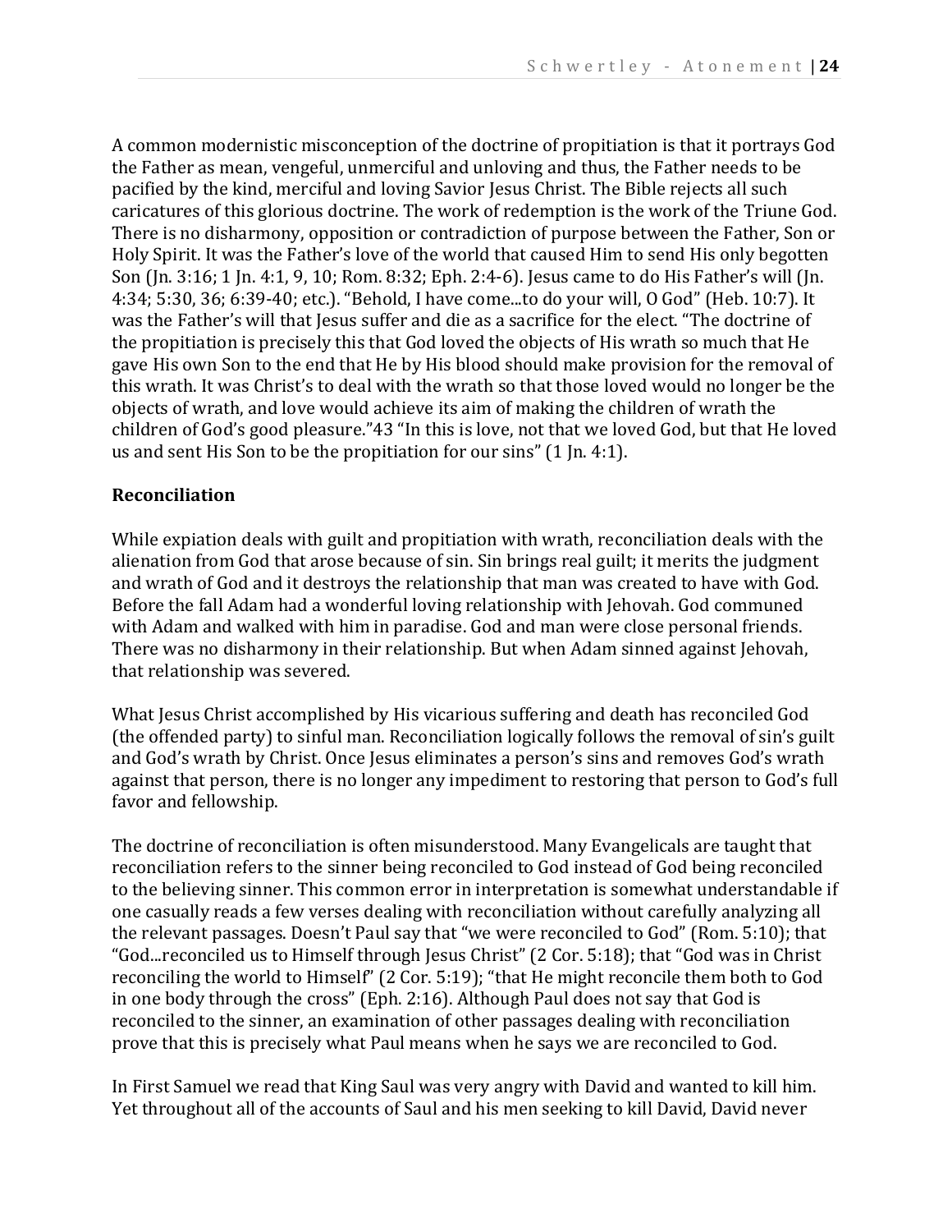A common modernistic misconception of the doctrine of propitiation is that it portrays God the Father as mean, vengeful, unmerciful and unloving and thus, the Father needs to be pacified by the kind, merciful and loving Savior Jesus Christ. The Bible rejects all such caricatures of this glorious doctrine. The work of redemption is the work of the Triune God. There is no disharmony, opposition or contradiction of purpose between the Father, Son or Holy Spirit. It was the Father's love of the world that caused Him to send His only begotten Son (Jn. 3:16; 1 Jn. 4:1, 9, 10; Rom. 8:32; Eph. 2:4-6). Jesus came to do His Father's will (Jn. 4:34; 5:30, 36; 6:39-40; etc.). "Behold, I have come...to do your will, O God" (Heb. 10:7). It was the Father's will that Jesus suffer and die as a sacrifice for the elect. "The doctrine of the propitiation is precisely this that God loved the objects of His wrath so much that He gave His own Son to the end that He by His blood should make provision for the removal of this wrath. It was Christ's to deal with the wrath so that those loved would no longer be the objects of wrath, and love would achieve its aim of making the children of wrath the children of God's good pleasure."43 "In this is love, not that we loved God, but that He loved us and sent His Son to be the propitiation for our sins" (1 Jn. 4:1).

**Reconciliation**

While expiation deals with guilt and propitiation with wrath, reconciliation deals with the alienation from God that arose because of sin. Sin brings real guilt; it merits the judgment and wrath of God and it destroys the relationship that man was created to have with God. Before the fall Adam had a wonderful loving relationship with Jehovah. God communed with Adam and walked with him in paradise. God and man were close personal friends. There was no disharmony in their relationship. But when Adam sinned against Jehovah, that relationship was severed.

What Jesus Christ accomplished by His vicarious suffering and death has reconciled God (the offended party) to sinful man. Reconciliation logically follows the removal of sin's guilt and God's wrath by Christ. Once Jesus eliminates a person's sins and removes God's wrath against that person, there is no longer any impediment to restoring that person to God's full favor and fellowship.

The doctrine of reconciliation is often misunderstood. Many Evangelicals are taught that reconciliation refers to the sinner being reconciled to God instead of God being reconciled to the believing sinner. This common error in interpretation is somewhat understandable if one casually reads a few verses dealing with reconciliation without carefully analyzing all the relevant passages. Doesn't Paul say that "we were reconciled to God" (Rom. 5:10); that "God...reconciled us to Himself through Jesus Christ" (2 Cor. 5:18); that "God was in Christ reconciling the world to Himself" (2 Cor. 5:19); "that He might reconcile them both to God in one body through the cross" (Eph. 2:16). Although Paul does not say that God is reconciled to the sinner, an examination of other passages dealing with reconciliation prove that this is precisely what Paul means when he says we are reconciled to God.

In First Samuel we read that King Saul was very angry with David and wanted to kill him. Yet throughout all of the accounts of Saul and his men seeking to kill David, David never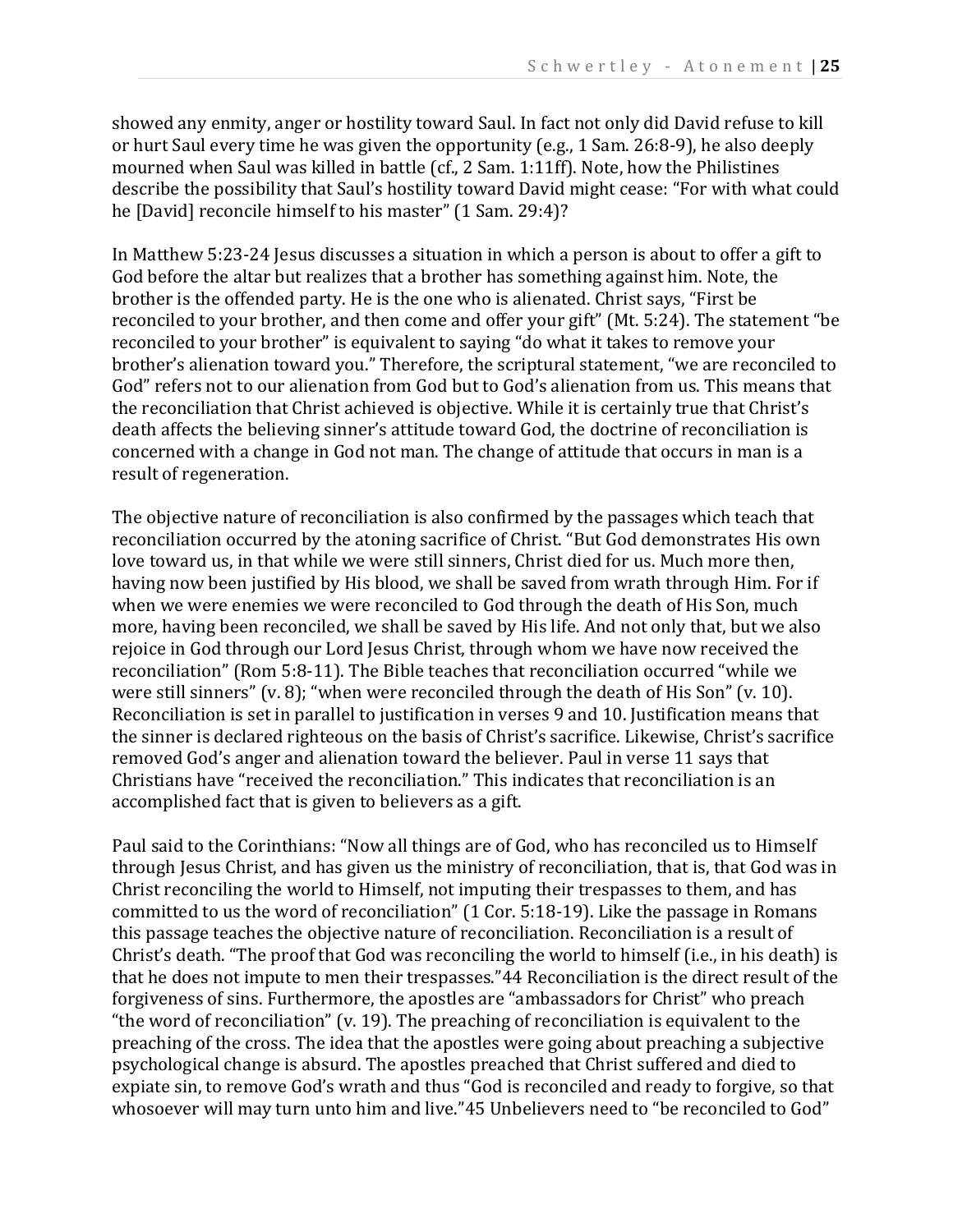showed any enmity, anger or hostility toward Saul. In fact not only did David refuse to kill or hurt Saul every time he was given the opportunity (e.g., 1 Sam. 26:8-9), he also deeply mourned when Saul was killed in battle (cf., 2 Sam. 1:11ff). Note, how the Philistines describe the possibility that Saul's hostility toward David might cease: "For with what could he [David] reconcile himself to his master" (1 Sam. 29:4)?

In Matthew 5:23-24 Jesus discusses a situation in which a person is about to offer a gift to God before the altar but realizes that a brother has something against him. Note, the brother is the offended party. He is the one who is alienated. Christ says, "First be reconciled to your brother, and then come and offer your gift" (Mt. 5:24). The statement "be reconciled to your brother" is equivalent to saying "do what it takes to remove your brother's alienation toward you." Therefore, the scriptural statement, "we are reconciled to God" refers not to our alienation from God but to God's alienation from us. This means that the reconciliation that Christ achieved is objective. While it is certainly true that Christ's death affects the believing sinner's attitude toward God, the doctrine of reconciliation is concerned with a change in God not man. The change of attitude that occurs in man is a result of regeneration.

The objective nature of reconciliation is also confirmed by the passages which teach that reconciliation occurred by the atoning sacrifice of Christ. "But God demonstrates His own love toward us, in that while we were still sinners, Christ died for us. Much more then, having now been justified by His blood, we shall be saved from wrath through Him. For if when we were enemies we were reconciled to God through the death of His Son, much more, having been reconciled, we shall be saved by His life. And not only that, but we also rejoice in God through our Lord Jesus Christ, through whom we have now received the reconciliation" (Rom 5:8-11). The Bible teaches that reconciliation occurred "while we were still sinners" (v. 8); "when were reconciled through the death of His Son" (v. 10). Reconciliation is set in parallel to justification in verses 9 and 10. Justification means that the sinner is declared righteous on the basis of Christ's sacrifice. Likewise, Christ's sacrifice removed God's anger and alienation toward the believer. Paul in verse 11 says that Christians have "received the reconciliation." This indicates that reconciliation is an accomplished fact that is given to believers as a gift.

Paul said to the Corinthians: "Now all things are of God, who has reconciled us to Himself through Jesus Christ, and has given us the ministry of reconciliation, that is, that God was in Christ reconciling the world to Himself, not imputing their trespasses to them, and has committed to us the word of reconciliation" (1 Cor. 5:18-19). Like the passage in Romans this passage teaches the objective nature of reconciliation. Reconciliation is a result of Christ's death. "The proof that God was reconciling the world to himself (i.e., in his death) is that he does not impute to men their trespasses."[44] Reconciliation is the direct result of the forgiveness of sins. Furthermore, the apostles are "ambassadors for Christ" who preach "the word of reconciliation" (v. 19). The preaching of reconciliation is equivalent to the preaching of the cross. The idea that the apostles were going about preaching a subjective psychological change is absurd. The apostles preached that Christ suffered and died to expiate sin, to remove God's wrath and thus "God is reconciled and ready to forgive, so that whosoever will may turn unto him and live."[45] Unbelievers need to "be reconciled to God"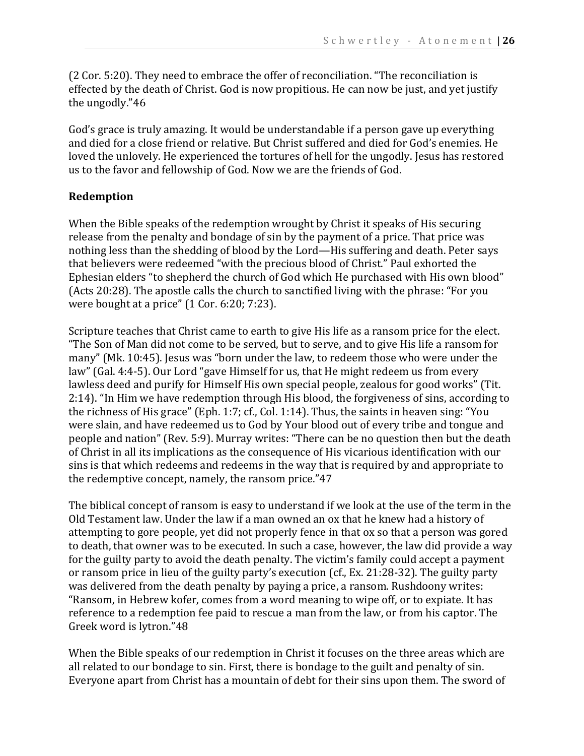(2 Cor. 5:20). They need to embrace the offer of reconciliation. "The reconciliation is effected by the death of Christ. God is now propitious. He can now be just, and yet justify the ungodly."46

God's grace is truly amazing. It would be understandable if a person gave up everything and died for a close friend or relative. But Christ suffered and died for God's enemies. He loved the unlovely. He experienced the tortures of hell for the ungodly. Jesus has restored us to the favor and fellowship of God. Now we are the friends of God.

**Redemption**

When the Bible speaks of the redemption wrought by Christ it speaks of His securing release from the penalty and bondage of sin by the payment of a price. That price was nothing less than the shedding of blood by the Lord—His suffering and death. Peter says that believers were redeemed "with the precious blood of Christ." Paul exhorted the Ephesian elders "to shepherd the church of God which He purchased with His own blood" (Acts 20:28). The apostle calls the church to sanctified living with the phrase: "For you were bought at a price" (1 Cor. 6:20; 7:23).

Scripture teaches that Christ came to earth to give His life as a ransom price for the elect. "The Son of Man did not come to be served, but to serve, and to give His life a ransom for many" (Mk. 10:45). Jesus was "born under the law, to redeem those who were under the law" (Gal. 4:4-5). Our Lord "gave Himself for us, that He might redeem us from every lawless deed and purify for Himself His own special people, zealous for good works" (Tit. 2:14). "In Him we have redemption through His blood, the forgiveness of sins, according to the richness of His grace" (Eph. 1:7; cf., Col. 1:14). Thus, the saints in heaven sing: "You were slain, and have redeemed us to God by Your blood out of every tribe and tongue and people and nation" (Rev. 5:9). Murray writes: "There can be no question then but the death of Christ in all its implications as the consequence of His vicarious identification with our sins is that which redeems and redeems in the way that is required by and appropriate to the redemptive concept, namely, the ransom price."47

The biblical concept of ransom is easy to understand if we look at the use of the term in the Old Testament law. Under the law if a man owned an ox that he knew had a history of attempting to gore people, yet did not properly fence in that ox so that a person was gored to death, that owner was to be executed. In such a case, however, the law did provide a way for the guilty party to avoid the death penalty. The victim's family could accept a payment or ransom price in lieu of the guilty party's execution (cf., Ex. 21:28-32). The guilty party was delivered from the death penalty by paying a price, a ransom. Rushdoony writes: "Ransom, in Hebrew kofer, comes from a word meaning to wipe off, or to expiate. It has reference to a redemption fee paid to rescue a man from the law, or from his captor. The Greek word is lytron."48

When the Bible speaks of our redemption in Christ it focuses on the three areas which are all related to our bondage to sin. First, there is bondage to the guilt and penalty of sin. Everyone apart from Christ has a mountain of debt for their sins upon them. The sword of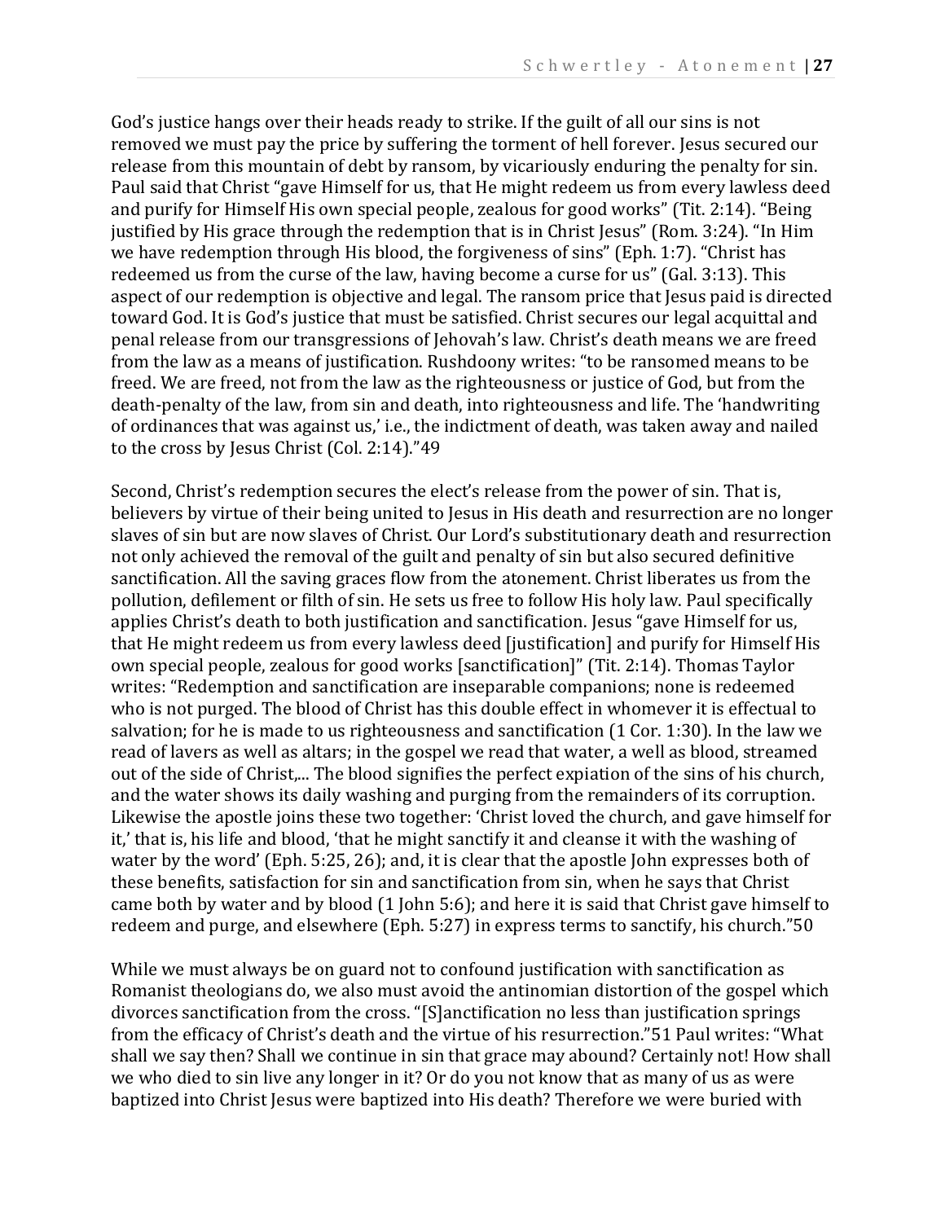God's justice hangs over their heads ready to strike. If the guilt of all our sins is not removed we must pay the price by suffering the torment of hell forever. Jesus secured our release from this mountain of debt by ransom, by vicariously enduring the penalty for sin. Paul said that Christ "gave Himself for us, that He might redeem us from every lawless deed and purify for Himself His own special people, zealous for good works" (Tit. 2:14). "Being justified by His grace through the redemption that is in Christ Jesus" (Rom. 3:24). "In Him we have redemption through His blood, the forgiveness of sins" (Eph. 1:7). "Christ has redeemed us from the curse of the law, having become a curse for us" (Gal. 3:13). This aspect of our redemption is objective and legal. The ransom price that Jesus paid is directed toward God. It is God's justice that must be satisfied. Christ secures our legal acquittal and penal release from our transgressions of Jehovah's law. Christ's death means we are freed from the law as a means of justification. Rushdoony writes: "to be ransomed means to be freed. We are freed, not from the law as the righteousness or justice of God, but from the death-penalty of the law, from sin and death, into righteousness and life. The 'handwriting of ordinances that was against us,' i.e., the indictment of death, was taken away and nailed to the cross by Jesus Christ (Col. 2:14)."[49]

Second, Christ's redemption secures the elect's release from the power of sin. That is, believers by virtue of their being united to Jesus in His death and resurrection are no longer slaves of sin but are now slaves of Christ. Our Lord's substitutionary death and resurrection not only achieved the removal of the guilt and penalty of sin but also secured definitive sanctification. All the saving graces flow from the atonement. Christ liberates us from the pollution, defilement or filth of sin. He sets us free to follow His holy law. Paul specifically applies Christ's death to both justification and sanctification. Jesus "gave Himself for us, that He might redeem us from every lawless deed [justification] and purify for Himself His own special people, zealous for good works [sanctification]" (Tit. 2:14). Thomas Taylor writes: "Redemption and sanctification are inseparable companions; none is redeemed who is not purged. The blood of Christ has this double effect in whomever it is effectual to salvation; for he is made to us righteousness and sanctification (1 Cor. 1:30). In the law we read of lavers as well as altars; in the gospel we read that water, a well as blood, streamed out of the side of Christ,... The blood signifies the perfect expiation of the sins of his church, and the water shows its daily washing and purging from the remainders of its corruption. Likewise the apostle joins these two together: 'Christ loved the church, and gave himself for it,' that is, his life and blood, 'that he might sanctify it and cleanse it with the washing of water by the word' (Eph. 5:25, 26); and, it is clear that the apostle John expresses both of these benefits, satisfaction for sin and sanctification from sin, when he says that Christ came both by water and by blood (1 John 5:6); and here it is said that Christ gave himself to redeem and purge, and elsewhere (Eph. 5:27) in express terms to sanctify, his church."[50]

While we must always be on guard not to confound justification with sanctification as Romanist theologians do, we also must avoid the antinomian distortion of the gospel which divorces sanctification from the cross. "[S]anctification no less than justification springs from the efficacy of Christ's death and the virtue of his resurrection."[51] Paul writes: "What shall we say then? Shall we continue in sin that grace may abound? Certainly not! How shall we who died to sin live any longer in it? Or do you not know that as many of us as were baptized into Christ Jesus were baptized into His death? Therefore we were buried with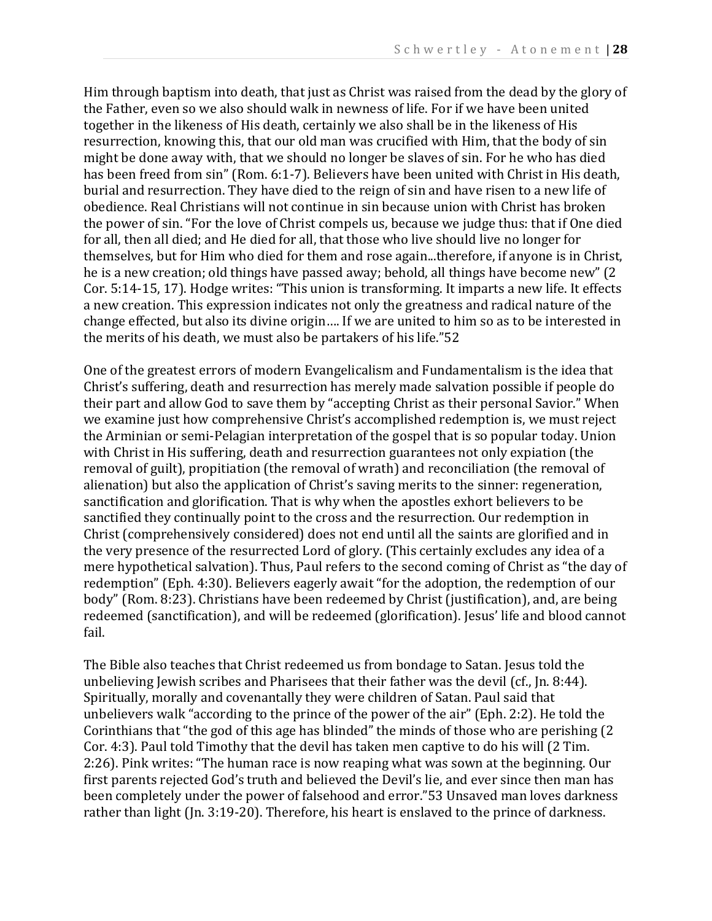Him through baptism into death, that just as Christ was raised from the dead by the glory of the Father, even so we also should walk in newness of life. For if we have been united together in the likeness of His death, certainly we also shall be in the likeness of His resurrection, knowing this, that our old man was crucified with Him, that the body of sin might be done away with, that we should no longer be slaves of sin. For he who has died has been freed from sin" (Rom. 6:1-7). Believers have been united with Christ in His death, burial and resurrection. They have died to the reign of sin and have risen to a new life of obedience. Real Christians will not continue in sin because union with Christ has broken the power of sin. "For the love of Christ compels us, because we judge thus: that if One died for all, then all died; and He died for all, that those who live should live no longer for themselves, but for Him who died for them and rose again...therefore, if anyone is in Christ, he is a new creation; old things have passed away; behold, all things have become new" (2 Cor. 5:14-15, 17). Hodge writes: "This union is transforming. It imparts a new life. It effects a new creation. This expression indicates not only the greatness and radical nature of the change effected, but also its divine origin…. If we are united to him so as to be interested in the merits of his death, we must also be partakers of his life."52

One of the greatest errors of modern Evangelicalism and Fundamentalism is the idea that Christ's suffering, death and resurrection has merely made salvation possible if people do their part and allow God to save them by "accepting Christ as their personal Savior." When we examine just how comprehensive Christ's accomplished redemption is, we must reject the Arminian or semi-Pelagian interpretation of the gospel that is so popular today. Union with Christ in His suffering, death and resurrection guarantees not only expiation (the removal of guilt), propitiation (the removal of wrath) and reconciliation (the removal of alienation) but also the application of Christ's saving merits to the sinner: regeneration, sanctification and glorification. That is why when the apostles exhort believers to be sanctified they continually point to the cross and the resurrection. Our redemption in Christ (comprehensively considered) does not end until all the saints are glorified and in the very presence of the resurrected Lord of glory. (This certainly excludes any idea of a mere hypothetical salvation). Thus, Paul refers to the second coming of Christ as "the day of redemption" (Eph. 4:30). Believers eagerly await "for the adoption, the redemption of our body" (Rom. 8:23). Christians have been redeemed by Christ (justification), and, are being redeemed (sanctification), and will be redeemed (glorification). Jesus' life and blood cannot fail.

The Bible also teaches that Christ redeemed us from bondage to Satan. Jesus told the unbelieving Jewish scribes and Pharisees that their father was the devil (cf., Jn. 8:44). Spiritually, morally and covenantally they were children of Satan. Paul said that unbelievers walk "according to the prince of the power of the air" (Eph. 2:2). He told the Corinthians that "the god of this age has blinded" the minds of those who are perishing (2 Cor. 4:3). Paul told Timothy that the devil has taken men captive to do his will (2 Tim. 2:26). Pink writes: "The human race is now reaping what was sown at the beginning. Our first parents rejected God's truth and believed the Devil's lie, and ever since then man has been completely under the power of falsehood and error."53 Unsaved man loves darkness rather than light (Jn. 3:19-20). Therefore, his heart is enslaved to the prince of darkness.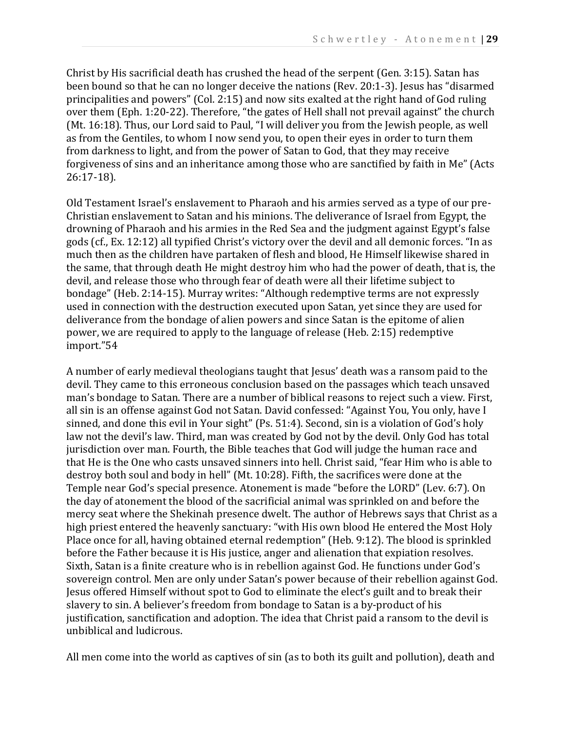Christ by His sacrificial death has crushed the head of the serpent (Gen. 3:15). Satan has been bound so that he can no longer deceive the nations (Rev. 20:1-3). Jesus has "disarmed principalities and powers" (Col. 2:15) and now sits exalted at the right hand of God ruling over them (Eph. 1:20-22). Therefore, "the gates of Hell shall not prevail against" the church (Mt. 16:18). Thus, our Lord said to Paul, "I will deliver you from the Jewish people, as well as from the Gentiles, to whom I now send you, to open their eyes in order to turn them from darkness to light, and from the power of Satan to God, that they may receive forgiveness of sins and an inheritance among those who are sanctified by faith in Me" (Acts 26:17-18).

Old Testament Israel's enslavement to Pharaoh and his armies served as a type of our pre-Christian enslavement to Satan and his minions. The deliverance of Israel from Egypt, the drowning of Pharaoh and his armies in the Red Sea and the judgment against Egypt's false gods (cf., Ex. 12:12) all typified Christ's victory over the devil and all demonic forces. "In as much then as the children have partaken of flesh and blood, He Himself likewise shared in the same, that through death He might destroy him who had the power of death, that is, the devil, and release those who through fear of death were all their lifetime subject to bondage" (Heb. 2:14-15). Murray writes: "Although redemptive terms are not expressly used in connection with the destruction executed upon Satan, yet since they are used for deliverance from the bondage of alien powers and since Satan is the epitome of alien power, we are required to apply to the language of release (Heb. 2:15) redemptive import."[54]

A number of early medieval theologians taught that Jesus' death was a ransom paid to the devil. They came to this erroneous conclusion based on the passages which teach unsaved man's bondage to Satan. There are a number of biblical reasons to reject such a view. First, all sin is an offense against God not Satan. David confessed: "Against You, You only, have I sinned, and done this evil in Your sight" (Ps. 51:4). Second, sin is a violation of God's holy law not the devil's law. Third, man was created by God not by the devil. Only God has total jurisdiction over man. Fourth, the Bible teaches that God will judge the human race and that He is the One who casts unsaved sinners into hell. Christ said, "fear Him who is able to destroy both soul and body in hell" (Mt. 10:28). Fifth, the sacrifices were done at the Temple near God's special presence. Atonement is made "before the LORD" (Lev. 6:7). On the day of atonement the blood of the sacrificial animal was sprinkled on and before the mercy seat where the Shekinah presence dwelt. The author of Hebrews says that Christ as a high priest entered the heavenly sanctuary: "with His own blood He entered the Most Holy Place once for all, having obtained eternal redemption" (Heb. 9:12). The blood is sprinkled before the Father because it is His justice, anger and alienation that expiation resolves. Sixth, Satan is a finite creature who is in rebellion against God. He functions under God's sovereign control. Men are only under Satan's power because of their rebellion against God. Jesus offered Himself without spot to God to eliminate the elect's guilt and to break their slavery to sin. A believer's freedom from bondage to Satan is a by-product of his justification, sanctification and adoption. The idea that Christ paid a ransom to the devil is unbiblical and ludicrous.

All men come into the world as captives of sin (as to both its guilt and pollution), death and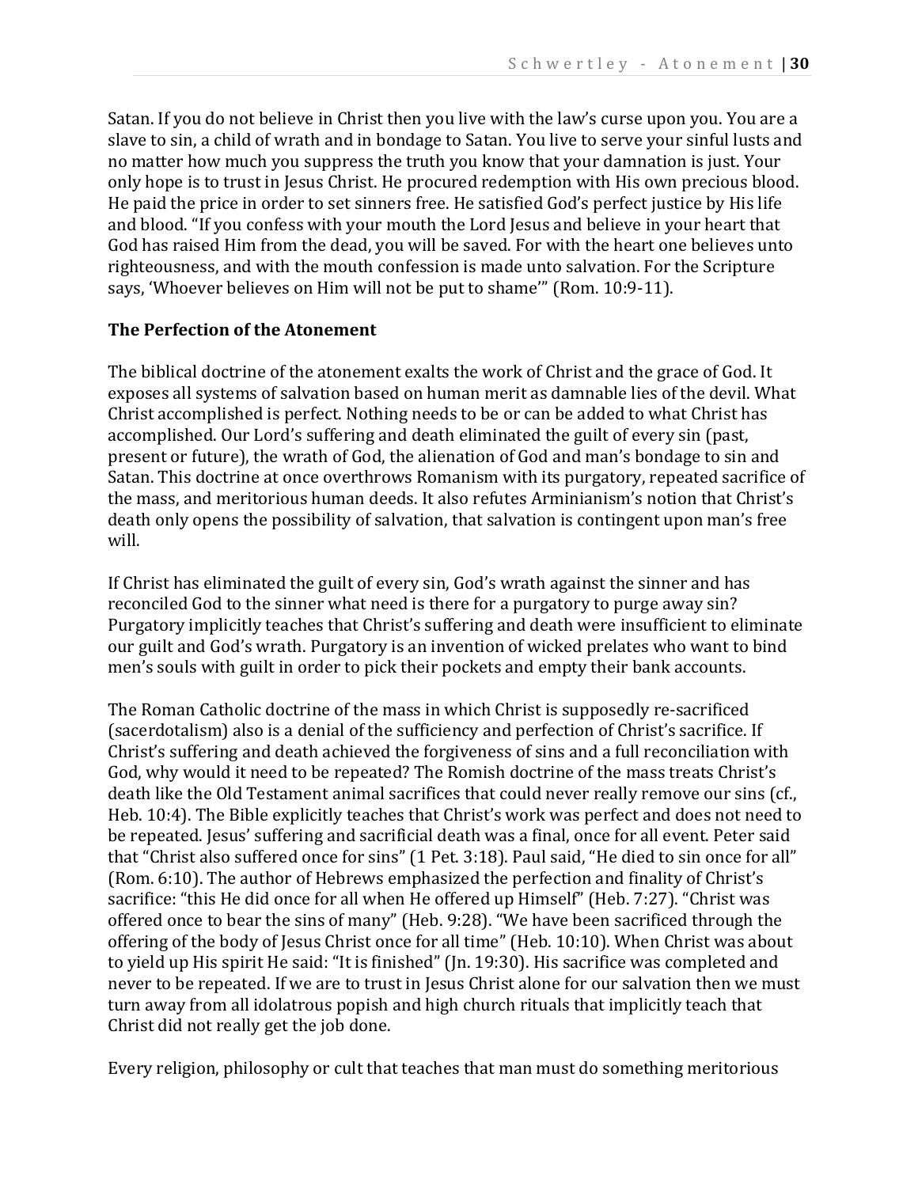Satan. If you do not believe in Christ then you live with the law's curse upon you. You are a slave to sin, a child of wrath and in bondage to Satan. You live to serve your sinful lusts and no matter how much you suppress the truth you know that your damnation is just. Your only hope is to trust in Jesus Christ. He procured redemption with His own precious blood. He paid the price in order to set sinners free. He satisfied God's perfect justice by His life and blood. "If you confess with your mouth the Lord Jesus and believe in your heart that God has raised Him from the dead, you will be saved. For with the heart one believes unto righteousness, and with the mouth confession is made unto salvation. For the Scripture says, 'Whoever believes on Him will not be put to shame'" (Rom. 10:9-11).

**The Perfection of the Atonement**

The biblical doctrine of the atonement exalts the work of Christ and the grace of God. It exposes all systems of salvation based on human merit as damnable lies of the devil. What Christ accomplished is perfect. Nothing needs to be or can be added to what Christ has accomplished. Our Lord's suffering and death eliminated the guilt of every sin (past, present or future), the wrath of God, the alienation of God and man's bondage to sin and Satan. This doctrine at once overthrows Romanism with its purgatory, repeated sacrifice of the mass, and meritorious human deeds. It also refutes Arminianism's notion that Christ's death only opens the possibility of salvation, that salvation is contingent upon man's free will.

If Christ has eliminated the guilt of every sin, God's wrath against the sinner and has reconciled God to the sinner what need is there for a purgatory to purge away sin? Purgatory implicitly teaches that Christ's suffering and death were insufficient to eliminate our guilt and God's wrath. Purgatory is an invention of wicked prelates who want to bind men's souls with guilt in order to pick their pockets and empty their bank accounts.

The Roman Catholic doctrine of the mass in which Christ is supposedly re-sacrificed (sacerdotalism) also is a denial of the sufficiency and perfection of Christ's sacrifice. If Christ's suffering and death achieved the forgiveness of sins and a full reconciliation with God, why would it need to be repeated? The Romish doctrine of the mass treats Christ's death like the Old Testament animal sacrifices that could never really remove our sins (cf., Heb. 10:4). The Bible explicitly teaches that Christ's work was perfect and does not need to be repeated. Jesus' suffering and sacrificial death was a final, once for all event. Peter said that "Christ also suffered once for sins" (1 Pet. 3:18). Paul said, "He died to sin once for all" (Rom. 6:10). The author of Hebrews emphasized the perfection and finality of Christ's sacrifice: "this He did once for all when He offered up Himself" (Heb. 7:27). "Christ was offered once to bear the sins of many" (Heb. 9:28). "We have been sacrificed through the offering of the body of Jesus Christ once for all time" (Heb. 10:10). When Christ was about to yield up His spirit He said: "It is finished" (Jn. 19:30). His sacrifice was completed and never to be repeated. If we are to trust in Jesus Christ alone for our salvation then we must turn away from all idolatrous popish and high church rituals that implicitly teach that Christ did not really get the job done.

Every religion, philosophy or cult that teaches that man must do something meritorious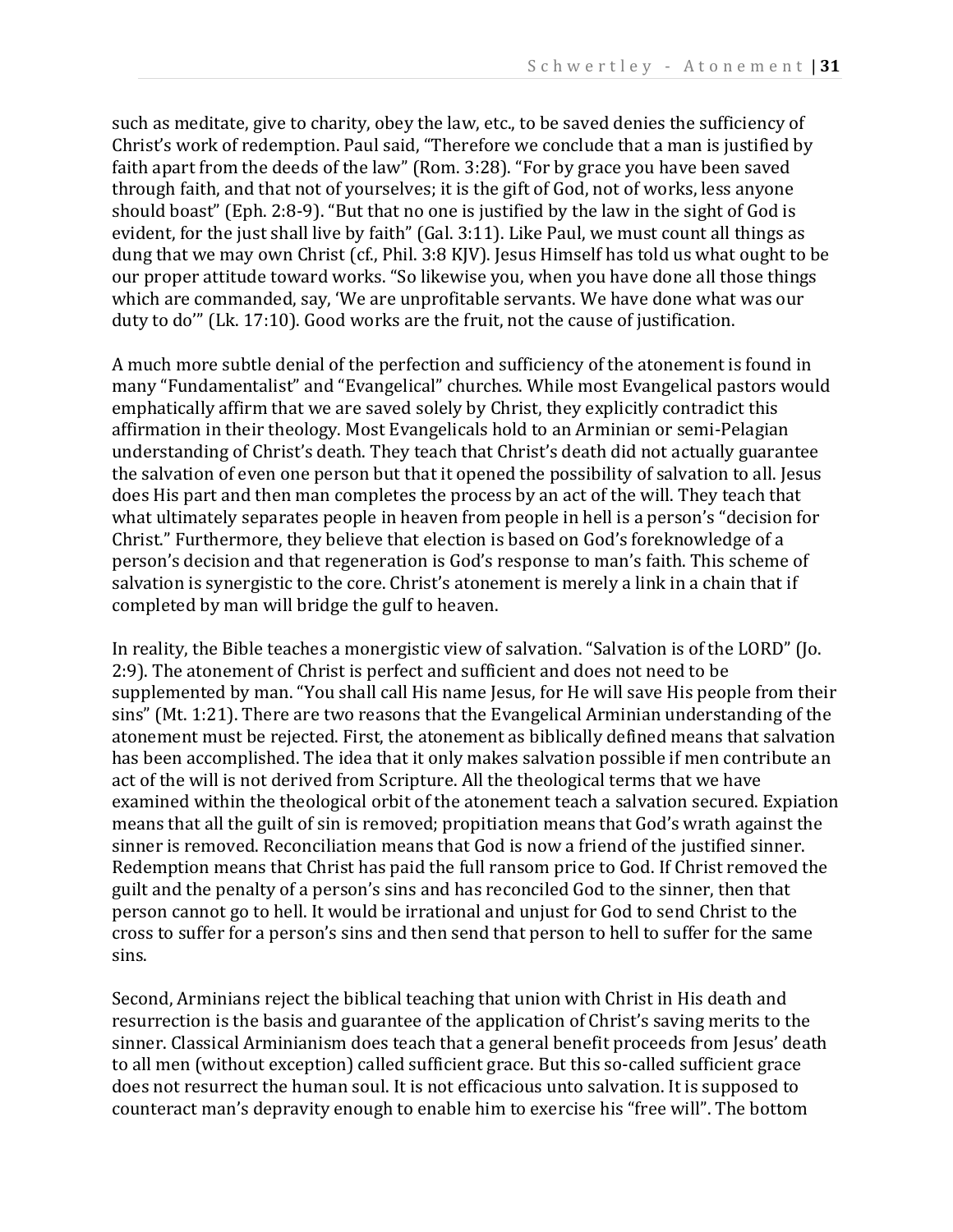such as meditate, give to charity, obey the law, etc., to be saved denies the sufficiency of Christ's work of redemption. Paul said, "Therefore we conclude that a man is justified by faith apart from the deeds of the law" (Rom. 3:28). "For by grace you have been saved through faith, and that not of yourselves; it is the gift of God, not of works, less anyone should boast" (Eph. 2:8-9). "But that no one is justified by the law in the sight of God is evident, for the just shall live by faith" (Gal. 3:11). Like Paul, we must count all things as dung that we may own Christ (cf., Phil. 3:8 KJV). Jesus Himself has told us what ought to be our proper attitude toward works. "So likewise you, when you have done all those things which are commanded, say, 'We are unprofitable servants. We have done what was our duty to do'" (Lk. 17:10). Good works are the fruit, not the cause of justification.

A much more subtle denial of the perfection and sufficiency of the atonement is found in many "Fundamentalist" and "Evangelical" churches. While most Evangelical pastors would emphatically affirm that we are saved solely by Christ, they explicitly contradict this affirmation in their theology. Most Evangelicals hold to an Arminian or semi-Pelagian understanding of Christ's death. They teach that Christ's death did not actually guarantee the salvation of even one person but that it opened the possibility of salvation to all. Jesus does His part and then man completes the process by an act of the will. They teach that what ultimately separates people in heaven from people in hell is a person's "decision for Christ." Furthermore, they believe that election is based on God's foreknowledge of a person's decision and that regeneration is God's response to man's faith. This scheme of salvation is synergistic to the core. Christ's atonement is merely a link in a chain that if completed by man will bridge the gulf to heaven.

In reality, the Bible teaches a monergistic view of salvation. "Salvation is of the LORD" (Jo. 2:9). The atonement of Christ is perfect and sufficient and does not need to be supplemented by man. "You shall call His name Jesus, for He will save His people from their sins" (Mt. 1:21). There are two reasons that the Evangelical Arminian understanding of the atonement must be rejected. First, the atonement as biblically defined means that salvation has been accomplished. The idea that it only makes salvation possible if men contribute an act of the will is not derived from Scripture. All the theological terms that we have examined within the theological orbit of the atonement teach a salvation secured. Expiation means that all the guilt of sin is removed; propitiation means that God's wrath against the sinner is removed. Reconciliation means that God is now a friend of the justified sinner. Redemption means that Christ has paid the full ransom price to God. If Christ removed the guilt and the penalty of a person's sins and has reconciled God to the sinner, then that person cannot go to hell. It would be irrational and unjust for God to send Christ to the cross to suffer for a person's sins and then send that person to hell to suffer for the same sins.

Second, Arminians reject the biblical teaching that union with Christ in His death and resurrection is the basis and guarantee of the application of Christ's saving merits to the sinner. Classical Arminianism does teach that a general benefit proceeds from Jesus' death to all men (without exception) called sufficient grace. But this so-called sufficient grace does not resurrect the human soul. It is not efficacious unto salvation. It is supposed to counteract man's depravity enough to enable him to exercise his "free will". The bottom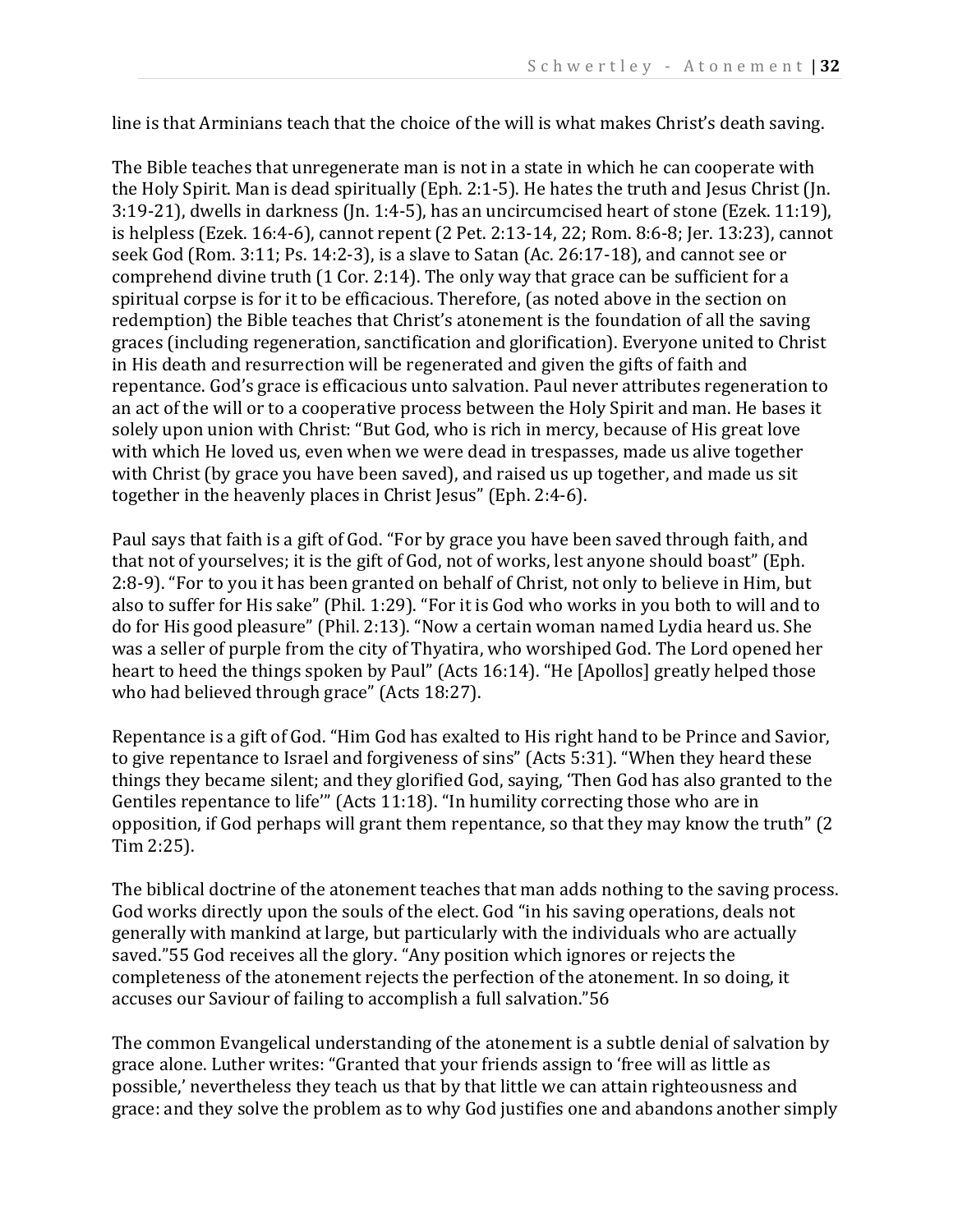line is that Arminians teach that the choice of the will is what makes Christ's death saving.

The Bible teaches that unregenerate man is not in a state in which he can cooperate with the Holy Spirit. Man is dead spiritually (Eph. 2:1-5). He hates the truth and Jesus Christ (Jn. 3:19-21), dwells in darkness (Jn. 1:4-5), has an uncircumcised heart of stone (Ezek. 11:19), is helpless (Ezek. 16:4-6), cannot repent (2 Pet. 2:13-14, 22; Rom. 8:6-8; Jer. 13:23), cannot seek God (Rom. 3:11; Ps. 14:2-3), is a slave to Satan (Ac. 26:17-18), and cannot see or comprehend divine truth (1 Cor. 2:14). The only way that grace can be sufficient for a spiritual corpse is for it to be efficacious. Therefore, (as noted above in the section on redemption) the Bible teaches that Christ's atonement is the foundation of all the saving graces (including regeneration, sanctification and glorification). Everyone united to Christ in His death and resurrection will be regenerated and given the gifts of faith and repentance. God's grace is efficacious unto salvation. Paul never attributes regeneration to an act of the will or to a cooperative process between the Holy Spirit and man. He bases it solely upon union with Christ: "But God, who is rich in mercy, because of His great love with which He loved us, even when we were dead in trespasses, made us alive together with Christ (by grace you have been saved), and raised us up together, and made us sit together in the heavenly places in Christ Jesus" (Eph. 2:4-6).

Paul says that faith is a gift of God. "For by grace you have been saved through faith, and that not of yourselves; it is the gift of God, not of works, lest anyone should boast" (Eph. 2:8-9). "For to you it has been granted on behalf of Christ, not only to believe in Him, but also to suffer for His sake" (Phil. 1:29). "For it is God who works in you both to will and to do for His good pleasure" (Phil. 2:13). "Now a certain woman named Lydia heard us. She was a seller of purple from the city of Thyatira, who worshiped God. The Lord opened her heart to heed the things spoken by Paul" (Acts 16:14). "He [Apollos] greatly helped those who had believed through grace" (Acts 18:27).

Repentance is a gift of God. "Him God has exalted to His right hand to be Prince and Savior, to give repentance to Israel and forgiveness of sins" (Acts 5:31). "When they heard these things they became silent; and they glorified God, saying, 'Then God has also granted to the Gentiles repentance to life'" (Acts 11:18). "In humility correcting those who are in opposition, if God perhaps will grant them repentance, so that they may know the truth" (2 Tim 2:25).

The biblical doctrine of the atonement teaches that man adds nothing to the saving process. God works directly upon the souls of the elect. God "in his saving operations, deals not generally with mankind at large, but particularly with the individuals who are actually saved."[55] God receives all the glory. "Any position which ignores or rejects the completeness of the atonement rejects the perfection of the atonement. In so doing, it accuses our Saviour of failing to accomplish a full salvation."[56]

The common Evangelical understanding of the atonement is a subtle denial of salvation by grace alone. Luther writes: "Granted that your friends assign to 'free will as little as possible,' nevertheless they teach us that by that little we can attain righteousness and grace: and they solve the problem as to why God justifies one and abandons another simply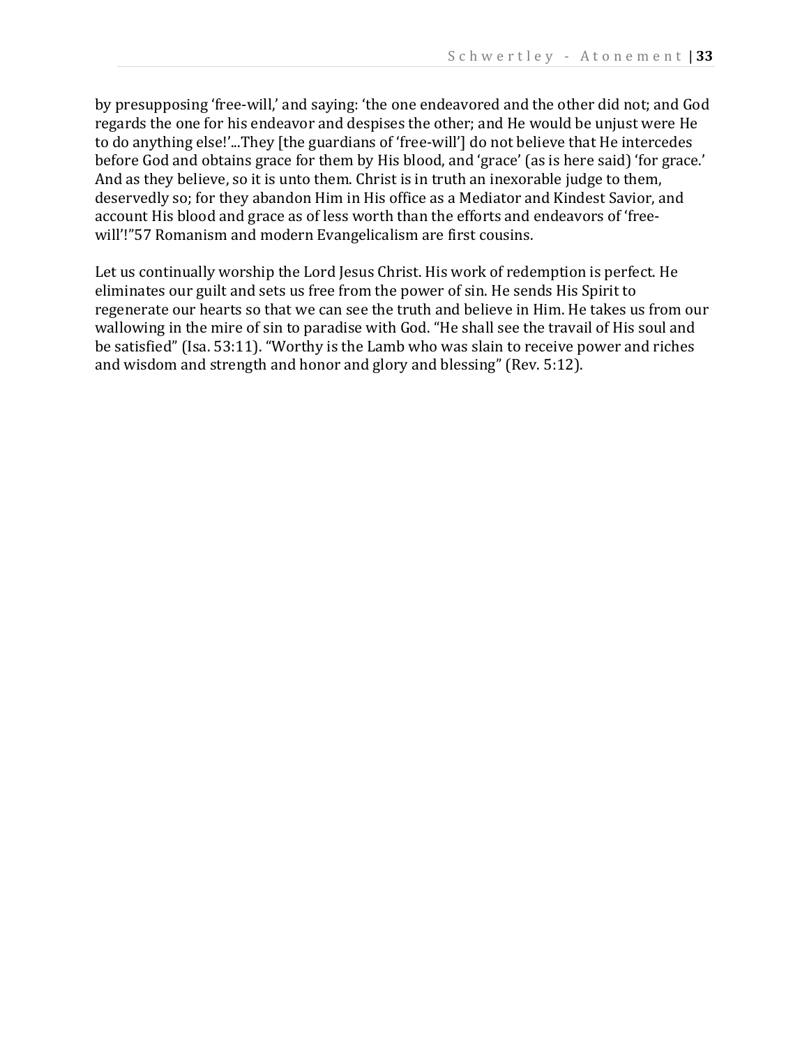by presupposing 'free-will,' and saying: 'the one endeavored and the other did not; and God regards the one for his endeavor and despises the other; and He would be unjust were He to do anything else!'...They [the guardians of 'free-will'] do not believe that He intercedes before God and obtains grace for them by His blood, and 'grace' (as is here said) 'for grace.' And as they believe, so it is unto them. Christ is in truth an inexorable judge to them, deservedly so; for they abandon Him in His office as a Mediator and Kindest Savior, and account His blood and grace as of less worth than the efforts and endeavors of 'free-will'!"[57] Romanism and modern Evangelicalism are first cousins.

Let us continually worship the Lord Jesus Christ. His work of redemption is perfect. He eliminates our guilt and sets us free from the power of sin. He sends His Spirit to regenerate our hearts so that we can see the truth and believe in Him. He takes us from our wallowing in the mire of sin to paradise with God. "He shall see the travail of His soul and be satisfied" (Isa. 53:11). "Worthy is the Lamb who was slain to receive power and riches and wisdom and strength and honor and glory and blessing" (Rev. 5:12).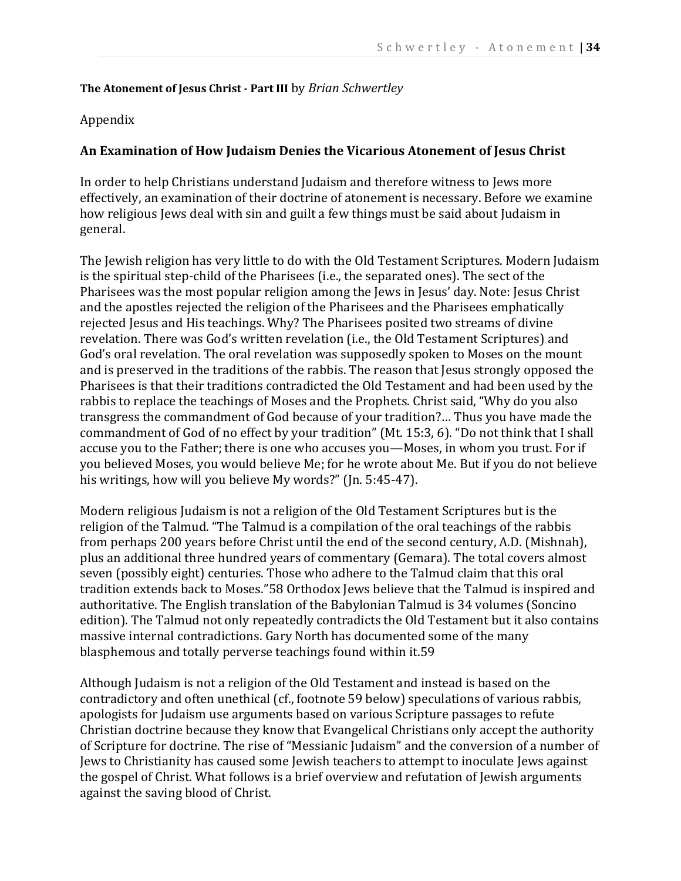**The Atonement of Jesus Christ - Part III** by *Brian Schwertley*

Appendix

## An Examination of How Judaism Denies the Vicarious Atonement of Jesus Christ

In order to help Christians understand Judaism and therefore witness to Jews more effectively, an examination of their doctrine of atonement is necessary. Before we examine how religious Jews deal with sin and guilt a few things must be said about Judaism in general.

The Jewish religion has very little to do with the Old Testament Scriptures. Modern Judaism is the spiritual step-child of the Pharisees (i.e., the separated ones). The sect of the Pharisees was the most popular religion among the Jews in Jesus' day. Note: Jesus Christ and the apostles rejected the religion of the Pharisees and the Pharisees emphatically rejected Jesus and His teachings. Why? The Pharisees posited two streams of divine revelation. There was God's written revelation (i.e., the Old Testament Scriptures) and God's oral revelation. The oral revelation was supposedly spoken to Moses on the mount and is preserved in the traditions of the rabbis. The reason that Jesus strongly opposed the Pharisees is that their traditions contradicted the Old Testament and had been used by the rabbis to replace the teachings of Moses and the Prophets. Christ said, "Why do you also transgress the commandment of God because of your tradition?… Thus you have made the commandment of God of no effect by your tradition" (Mt. 15:3, 6). "Do not think that I shall accuse you to the Father; there is one who accuses you—Moses, in whom you trust. For if you believed Moses, you would believe Me; for he wrote about Me. But if you do not believe his writings, how will you believe My words?" (Jn. 5:45-47).

Modern religious Judaism is not a religion of the Old Testament Scriptures but is the religion of the Talmud. "The Talmud is a compilation of the oral teachings of the rabbis from perhaps 200 years before Christ until the end of the second century, A.D. (Mishnah), plus an additional three hundred years of commentary (Gemara). The total covers almost seven (possibly eight) centuries. Those who adhere to the Talmud claim that this oral tradition extends back to Moses."[58] Orthodox Jews believe that the Talmud is inspired and authoritative. The English translation of the Babylonian Talmud is 34 volumes (Soncino edition). The Talmud not only repeatedly contradicts the Old Testament but it also contains massive internal contradictions. Gary North has documented some of the many blasphemous and totally perverse teachings found within it.[59]

Although Judaism is not a religion of the Old Testament and instead is based on the contradictory and often unethical (cf., footnote 59 below) speculations of various rabbis, apologists for Judaism use arguments based on various Scripture passages to refute Christian doctrine because they know that Evangelical Christians only accept the authority of Scripture for doctrine. The rise of "Messianic Judaism" and the conversion of a number of Jews to Christianity has caused some Jewish teachers to attempt to inoculate Jews against the gospel of Christ. What follows is a brief overview and refutation of Jewish arguments against the saving blood of Christ.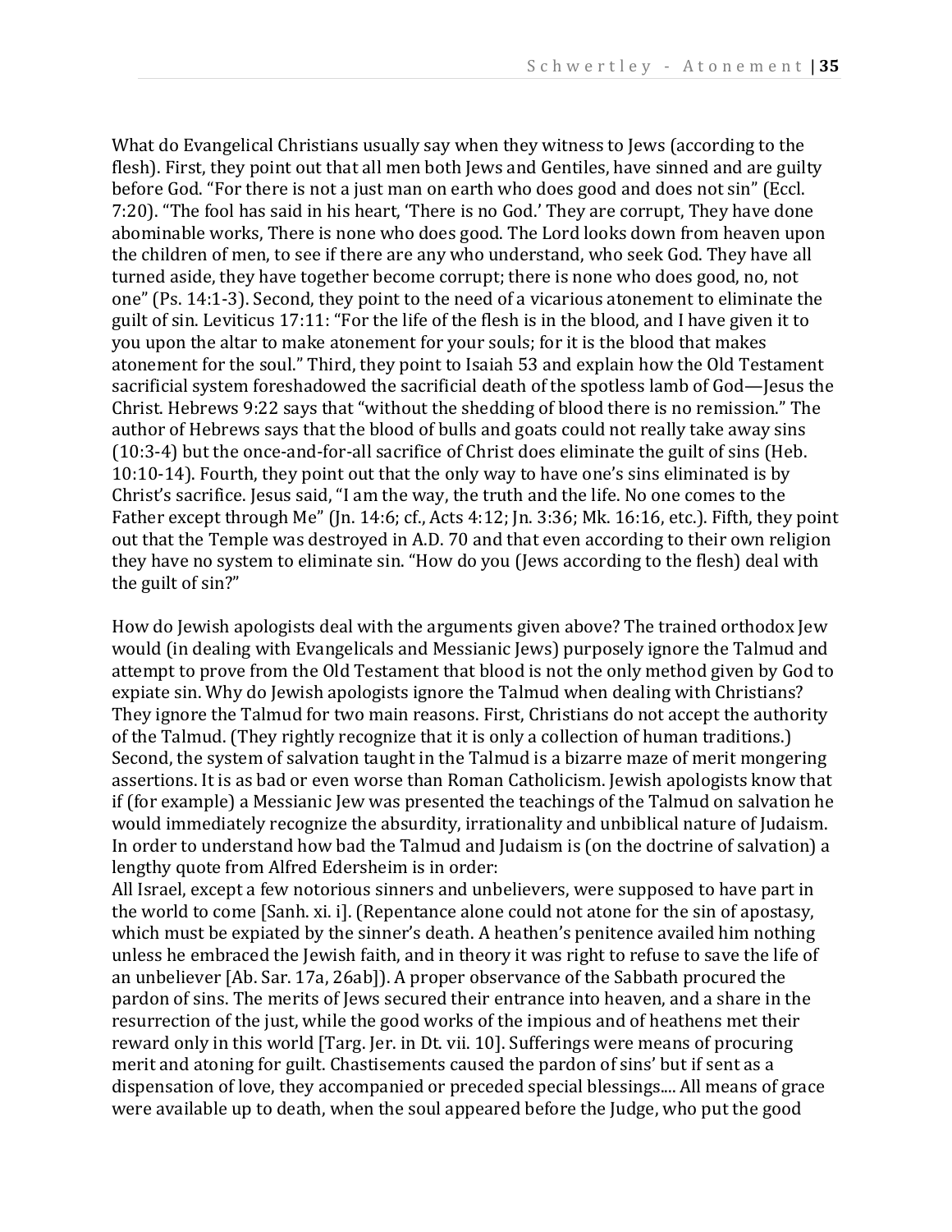What do Evangelical Christians usually say when they witness to Jews (according to the flesh). First, they point out that all men both Jews and Gentiles, have sinned and are guilty before God. "For there is not a just man on earth who does good and does not sin" (Eccl. 7:20). "The fool has said in his heart, 'There is no God.' They are corrupt, They have done abominable works, There is none who does good. The Lord looks down from heaven upon the children of men, to see if there are any who understand, who seek God. They have all turned aside, they have together become corrupt; there is none who does good, no, not one" (Ps. 14:1-3). Second, they point to the need of a vicarious atonement to eliminate the guilt of sin. Leviticus 17:11: "For the life of the flesh is in the blood, and I have given it to you upon the altar to make atonement for your souls; for it is the blood that makes atonement for the soul." Third, they point to Isaiah 53 and explain how the Old Testament sacrificial system foreshadowed the sacrificial death of the spotless lamb of God—Jesus the Christ. Hebrews 9:22 says that "without the shedding of blood there is no remission." The author of Hebrews says that the blood of bulls and goats could not really take away sins (10:3-4) but the once-and-for-all sacrifice of Christ does eliminate the guilt of sins (Heb. 10:10-14). Fourth, they point out that the only way to have one's sins eliminated is by Christ's sacrifice. Jesus said, "I am the way, the truth and the life. No one comes to the Father except through Me" (Jn. 14:6; cf., Acts 4:12; Jn. 3:36; Mk. 16:16, etc.). Fifth, they point out that the Temple was destroyed in A.D. 70 and that even according to their own religion they have no system to eliminate sin. "How do you (Jews according to the flesh) deal with the guilt of sin?"

How do Jewish apologists deal with the arguments given above? The trained orthodox Jew would (in dealing with Evangelicals and Messianic Jews) purposely ignore the Talmud and attempt to prove from the Old Testament that blood is not the only method given by God to expiate sin. Why do Jewish apologists ignore the Talmud when dealing with Christians? They ignore the Talmud for two main reasons. First, Christians do not accept the authority of the Talmud. (They rightly recognize that it is only a collection of human traditions.) Second, the system of salvation taught in the Talmud is a bizarre maze of merit mongering assertions. It is as bad or even worse than Roman Catholicism. Jewish apologists know that if (for example) a Messianic Jew was presented the teachings of the Talmud on salvation he would immediately recognize the absurdity, irrationality and unbiblical nature of Judaism. In order to understand how bad the Talmud and Judaism is (on the doctrine of salvation) a lengthy quote from Alfred Edersheim is in order:

All Israel, except a few notorious sinners and unbelievers, were supposed to have part in the world to come [Sanh. xi. i]. (Repentance alone could not atone for the sin of apostasy, which must be expiated by the sinner's death. A heathen's penitence availed him nothing unless he embraced the Jewish faith, and in theory it was right to refuse to save the life of an unbeliever [Ab. Sar. 17a, 26ab]). A proper observance of the Sabbath procured the pardon of sins. The merits of Jews secured their entrance into heaven, and a share in the resurrection of the just, while the good works of the impious and of heathens met their reward only in this world [Targ. Jer. in Dt. vii. 10]. Sufferings were means of procuring merit and atoning for guilt. Chastisements caused the pardon of sins' but if sent as a dispensation of love, they accompanied or preceded special blessings.... All means of grace were available up to death, when the soul appeared before the Judge, who put the good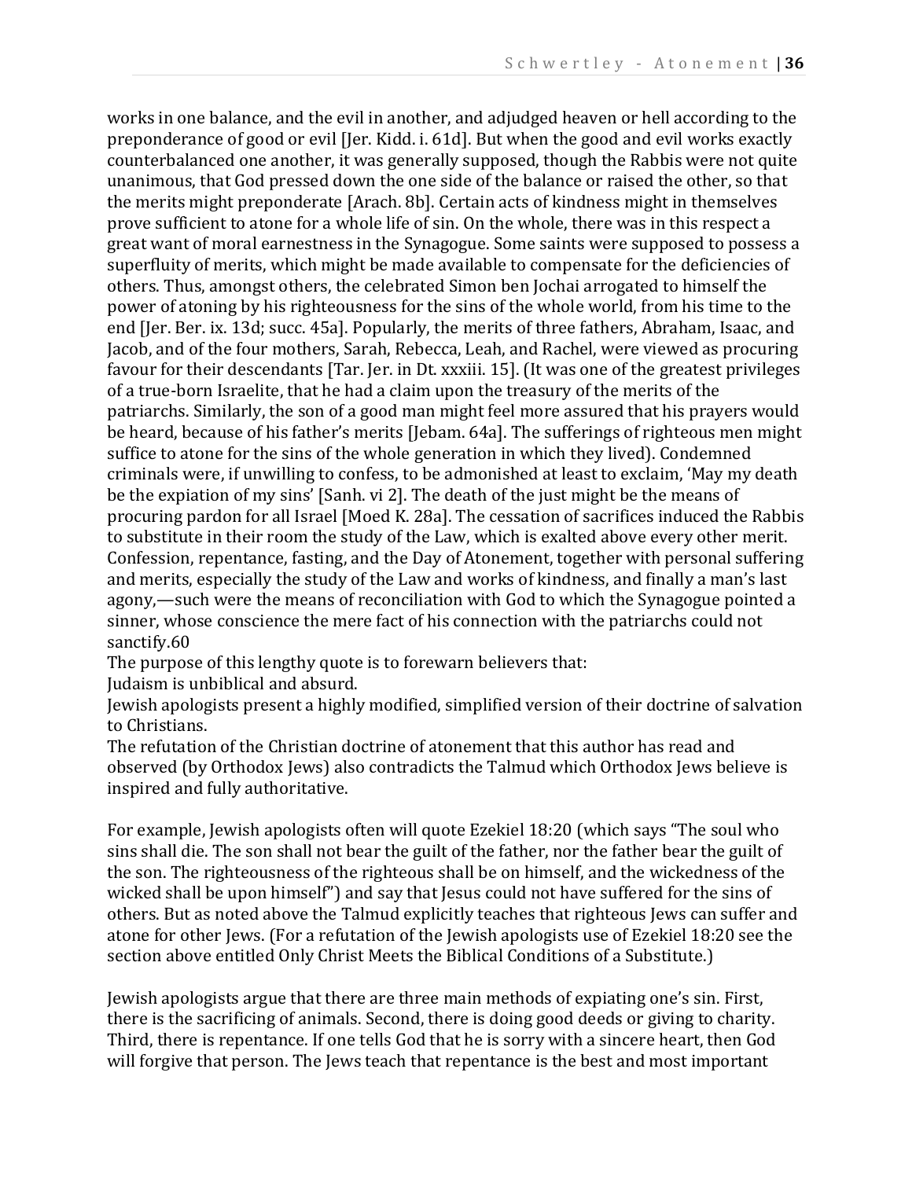works in one balance, and the evil in another, and adjudged heaven or hell according to the preponderance of good or evil [Jer. Kidd. i. 61d]. But when the good and evil works exactly counterbalanced one another, it was generally supposed, though the Rabbis were not quite unanimous, that God pressed down the one side of the balance or raised the other, so that the merits might preponderate [Arach. 8b]. Certain acts of kindness might in themselves prove sufficient to atone for a whole life of sin. On the whole, there was in this respect a great want of moral earnestness in the Synagogue. Some saints were supposed to possess a superfluity of merits, which might be made available to compensate for the deficiencies of others. Thus, amongst others, the celebrated Simon ben Jochai arrogated to himself the power of atoning by his righteousness for the sins of the whole world, from his time to the end [Jer. Ber. ix. 13d; succ. 45a]. Popularly, the merits of three fathers, Abraham, Isaac, and Jacob, and of the four mothers, Sarah, Rebecca, Leah, and Rachel, were viewed as procuring favour for their descendants [Tar. Jer. in Dt. xxxiii. 15]. (It was one of the greatest privileges of a true-born Israelite, that he had a claim upon the treasury of the merits of the patriarchs. Similarly, the son of a good man might feel more assured that his prayers would be heard, because of his father's merits [Jebam. 64a]. The sufferings of righteous men might suffice to atone for the sins of the whole generation in which they lived). Condemned criminals were, if unwilling to confess, to be admonished at least to exclaim, 'May my death be the expiation of my sins' [Sanh. vi 2]. The death of the just might be the means of procuring pardon for all Israel [Moed K. 28a]. The cessation of sacrifices induced the Rabbis to substitute in their room the study of the Law, which is exalted above every other merit. Confession, repentance, fasting, and the Day of Atonement, together with personal suffering and merits, especially the study of the Law and works of kindness, and finally a man's last agony,—such were the means of reconciliation with God to which the Synagogue pointed a sinner, whose conscience the mere fact of his connection with the patriarchs could not sanctify.60

The purpose of this lengthy quote is to forewarn believers that:

Judaism is unbiblical and absurd.

Jewish apologists present a highly modified, simplified version of their doctrine of salvation to Christians.

The refutation of the Christian doctrine of atonement that this author has read and observed (by Orthodox Jews) also contradicts the Talmud which Orthodox Jews believe is inspired and fully authoritative.

For example, Jewish apologists often will quote Ezekiel 18:20 (which says "The soul who sins shall die. The son shall not bear the guilt of the father, nor the father bear the guilt of the son. The righteousness of the righteous shall be on himself, and the wickedness of the wicked shall be upon himself") and say that Jesus could not have suffered for the sins of others. But as noted above the Talmud explicitly teaches that righteous Jews can suffer and atone for other Jews. (For a refutation of the Jewish apologists use of Ezekiel 18:20 see the section above entitled Only Christ Meets the Biblical Conditions of a Substitute.)

Jewish apologists argue that there are three main methods of expiating one's sin. First, there is the sacrificing of animals. Second, there is doing good deeds or giving to charity. Third, there is repentance. If one tells God that he is sorry with a sincere heart, then God will forgive that person. The Jews teach that repentance is the best and most important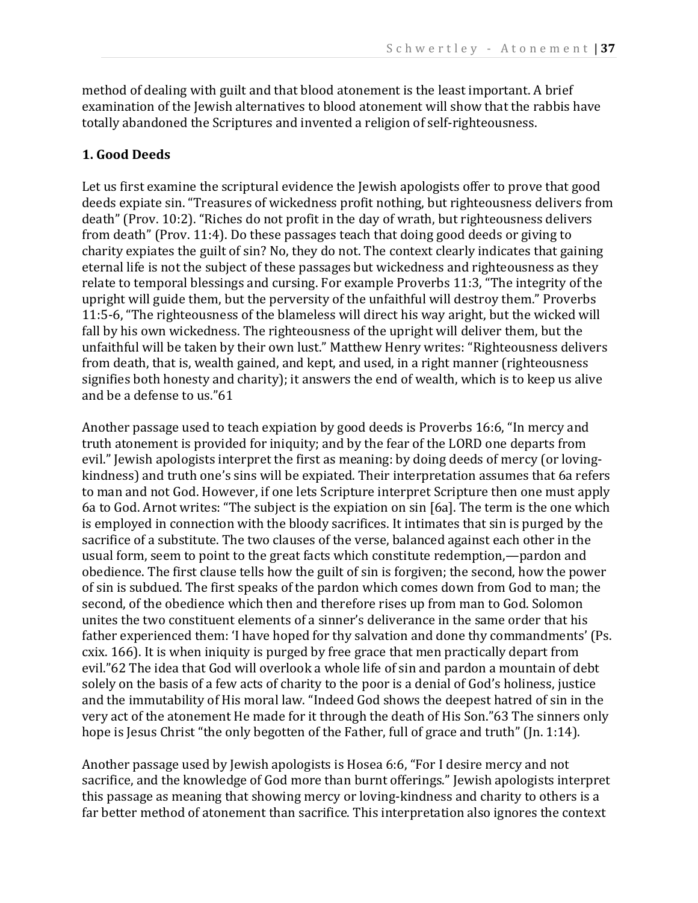method of dealing with guilt and that blood atonement is the least important. A brief examination of the Jewish alternatives to blood atonement will show that the rabbis have totally abandoned the Scriptures and invented a religion of self-righteousness.

### 1. Good Deeds

Let us first examine the scriptural evidence the Jewish apologists offer to prove that good deeds expiate sin. “Treasures of wickedness profit nothing, but righteousness delivers from death” (Prov. 10:2). “Riches do not profit in the day of wrath, but righteousness delivers from death” (Prov. 11:4). Do these passages teach that doing good deeds or giving to charity expiates the guilt of sin? No, they do not. The context clearly indicates that gaining eternal life is not the subject of these passages but wickedness and righteousness as they relate to temporal blessings and cursing. For example Proverbs 11:3, “The integrity of the upright will guide them, but the perversity of the unfaithful will destroy them.” Proverbs 11:5-6, “The righteousness of the blameless will direct his way aright, but the wicked will fall by his own wickedness. The righteousness of the upright will deliver them, but the unfaithful will be taken by their own lust.” Matthew Henry writes: “Righteousness delivers from death, that is, wealth gained, and kept, and used, in a right manner (righteousness signifies both honesty and charity); it answers the end of wealth, which is to keep us alive and be a defense to us.”[61]

Another passage used to teach expiation by good deeds is Proverbs 16:6, “In mercy and truth atonement is provided for iniquity; and by the fear of the LORD one departs from evil.” Jewish apologists interpret the first as meaning: by doing deeds of mercy (or loving-kindness) and truth one’s sins will be expiated. Their interpretation assumes that 6a refers to man and not God. However, if one lets Scripture interpret Scripture then one must apply 6a to God. Arnot writes: “The subject is the expiation on sin [6a]. The term is the one which is employed in connection with the bloody sacrifices. It intimates that sin is purged by the sacrifice of a substitute. The two clauses of the verse, balanced against each other in the usual form, seem to point to the great facts which constitute redemption,—pardon and obedience. The first clause tells how the guilt of sin is forgiven; the second, how the power of sin is subdued. The first speaks of the pardon which comes down from God to man; the second, of the obedience which then and therefore rises up from man to God. Solomon unites the two constituent elements of a sinner’s deliverance in the same order that his father experienced them: ‘I have hoped for thy salvation and done thy commandments’ (Ps. cxix. 166). It is when iniquity is purged by free grace that men practically depart from evil.”[62] The idea that God will overlook a whole life of sin and pardon a mountain of debt solely on the basis of a few acts of charity to the poor is a denial of God’s holiness, justice and the immutability of His moral law. “Indeed God shows the deepest hatred of sin in the very act of the atonement He made for it through the death of His Son.”[63] The sinners only hope is Jesus Christ “the only begotten of the Father, full of grace and truth” (Jn. 1:14).

Another passage used by Jewish apologists is Hosea 6:6, “For I desire mercy and not sacrifice, and the knowledge of God more than burnt offerings.” Jewish apologists interpret this passage as meaning that showing mercy or loving-kindness and charity to others is a far better method of atonement than sacrifice. This interpretation also ignores the context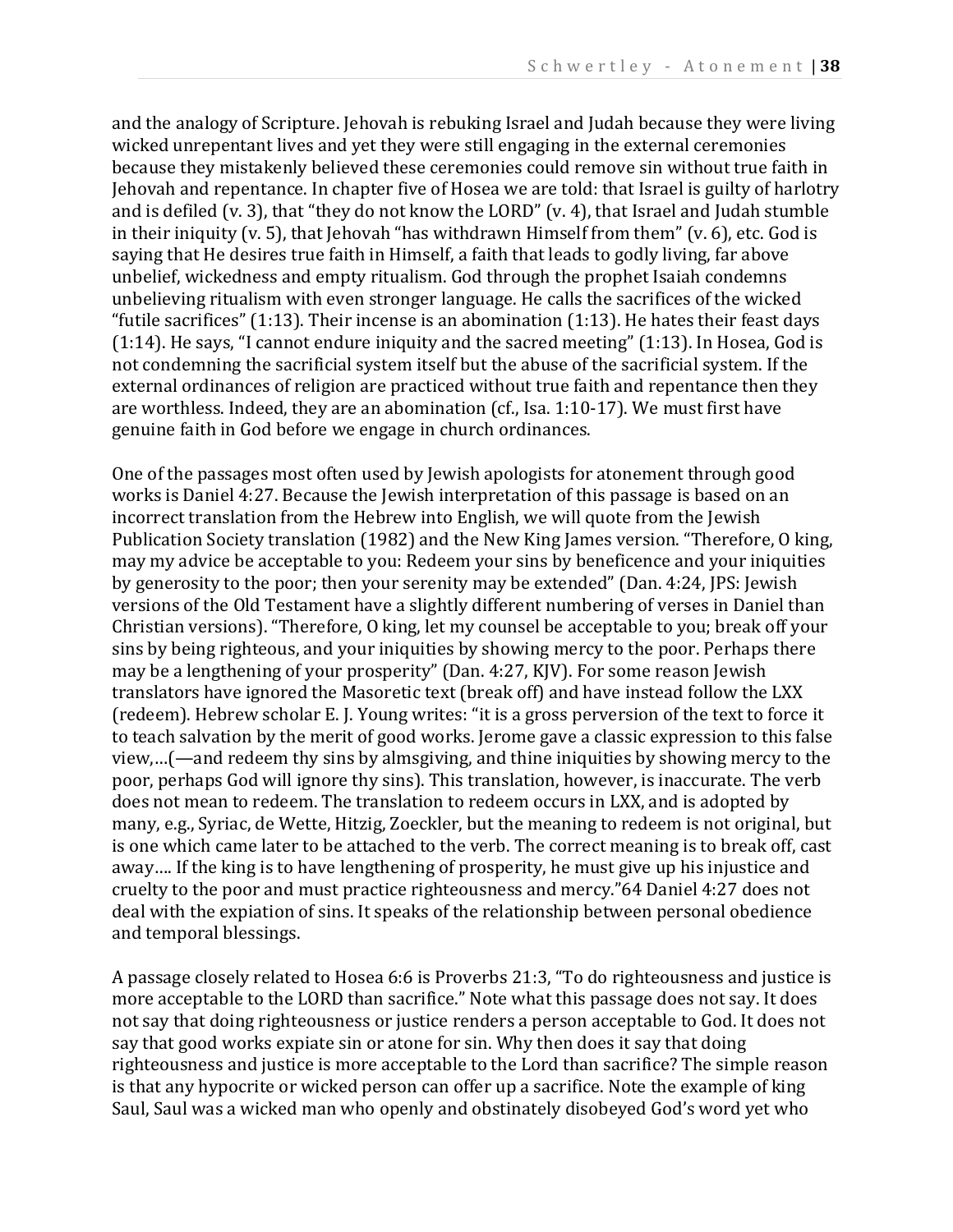and the analogy of Scripture. Jehovah is rebuking Israel and Judah because they were living wicked unrepentant lives and yet they were still engaging in the external ceremonies because they mistakenly believed these ceremonies could remove sin without true faith in Jehovah and repentance. In chapter five of Hosea we are told: that Israel is guilty of harlotry and is defiled (v. 3), that "they do not know the LORD" (v. 4), that Israel and Judah stumble in their iniquity (v. 5), that Jehovah "has withdrawn Himself from them" (v. 6), etc. God is saying that He desires true faith in Himself, a faith that leads to godly living, far above unbelief, wickedness and empty ritualism. God through the prophet Isaiah condemns unbelieving ritualism with even stronger language. He calls the sacrifices of the wicked "futile sacrifices" (1:13). Their incense is an abomination (1:13). He hates their feast days (1:14). He says, "I cannot endure iniquity and the sacred meeting" (1:13). In Hosea, God is not condemning the sacrificial system itself but the abuse of the sacrificial system. If the external ordinances of religion are practiced without true faith and repentance then they are worthless. Indeed, they are an abomination (cf., Isa. 1:10-17). We must first have genuine faith in God before we engage in church ordinances.

One of the passages most often used by Jewish apologists for atonement through good works is Daniel 4:27. Because the Jewish interpretation of this passage is based on an incorrect translation from the Hebrew into English, we will quote from the Jewish Publication Society translation (1982) and the New King James version. "Therefore, O king, may my advice be acceptable to you: Redeem your sins by beneficence and your iniquities by generosity to the poor; then your serenity may be extended" (Dan. 4:24, JPS: Jewish versions of the Old Testament have a slightly different numbering of verses in Daniel than Christian versions). "Therefore, O king, let my counsel be acceptable to you; break off your sins by being righteous, and your iniquities by showing mercy to the poor. Perhaps there may be a lengthening of your prosperity" (Dan. 4:27, KJV). For some reason Jewish translators have ignored the Masoretic text (break off) and have instead follow the LXX (redeem). Hebrew scholar E. J. Young writes: "it is a gross perversion of the text to force it to teach salvation by the merit of good works. Jerome gave a classic expression to this false view,…(—and redeem thy sins by almsgiving, and thine iniquities by showing mercy to the poor, perhaps God will ignore thy sins). This translation, however, is inaccurate. The verb does not mean to redeem. The translation to redeem occurs in LXX, and is adopted by many, e.g., Syriac, de Wette, Hitzig, Zoeckler, but the meaning to redeem is not original, but is one which came later to be attached to the verb. The correct meaning is to break off, cast away…. If the king is to have lengthening of prosperity, he must give up his injustice and cruelty to the poor and must practice righteousness and mercy."[64] Daniel 4:27 does not deal with the expiation of sins. It speaks of the relationship between personal obedience and temporal blessings.

A passage closely related to Hosea 6:6 is Proverbs 21:3, "To do righteousness and justice is more acceptable to the LORD than sacrifice." Note what this passage does not say. It does not say that doing righteousness or justice renders a person acceptable to God. It does not say that good works expiate sin or atone for sin. Why then does it say that doing righteousness and justice is more acceptable to the Lord than sacrifice? The simple reason is that any hypocrite or wicked person can offer up a sacrifice. Note the example of king Saul, Saul was a wicked man who openly and obstinately disobeyed God's word yet who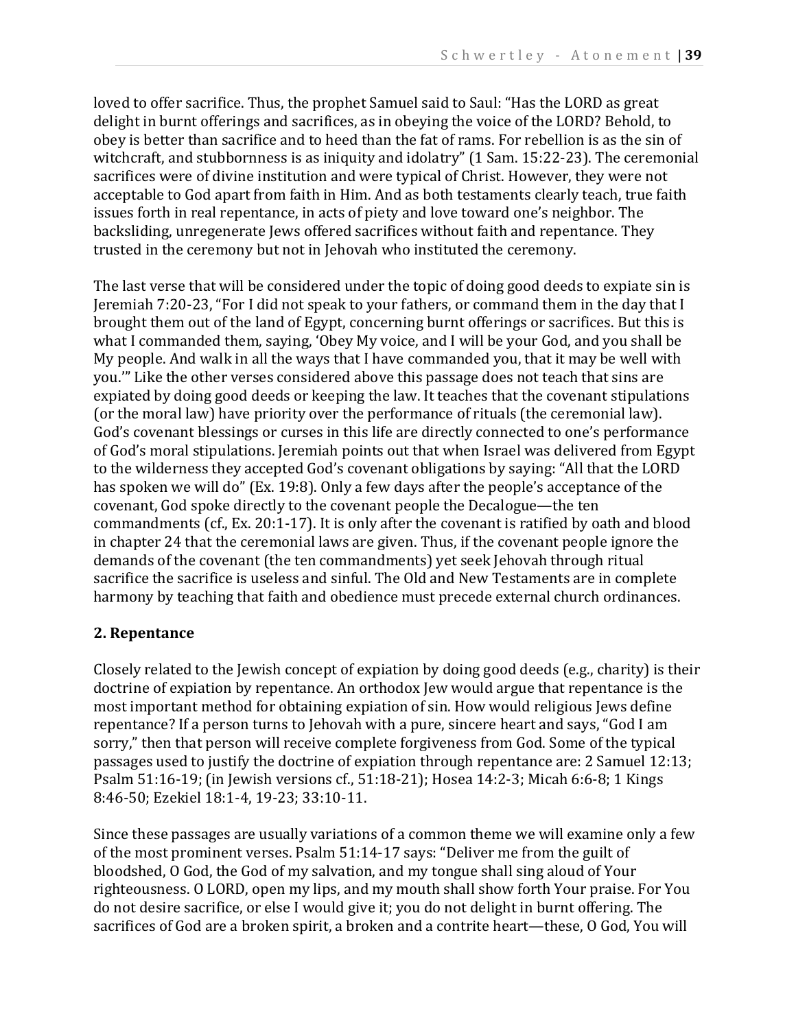loved to offer sacrifice. Thus, the prophet Samuel said to Saul: "Has the LORD as great delight in burnt offerings and sacrifices, as in obeying the voice of the LORD? Behold, to obey is better than sacrifice and to heed than the fat of rams. For rebellion is as the sin of witchcraft, and stubbornness is as iniquity and idolatry" (1 Sam. 15:22-23). The ceremonial sacrifices were of divine institution and were typical of Christ. However, they were not acceptable to God apart from faith in Him. And as both testaments clearly teach, true faith issues forth in real repentance, in acts of piety and love toward one's neighbor. The backsliding, unregenerate Jews offered sacrifices without faith and repentance. They trusted in the ceremony but not in Jehovah who instituted the ceremony.

The last verse that will be considered under the topic of doing good deeds to expiate sin is Jeremiah 7:20-23, "For I did not speak to your fathers, or command them in the day that I brought them out of the land of Egypt, concerning burnt offerings or sacrifices. But this is what I commanded them, saying, 'Obey My voice, and I will be your God, and you shall be My people. And walk in all the ways that I have commanded you, that it may be well with you.'" Like the other verses considered above this passage does not teach that sins are expiated by doing good deeds or keeping the law. It teaches that the covenant stipulations (or the moral law) have priority over the performance of rituals (the ceremonial law). God's covenant blessings or curses in this life are directly connected to one's performance of God's moral stipulations. Jeremiah points out that when Israel was delivered from Egypt to the wilderness they accepted God's covenant obligations by saying: "All that the LORD has spoken we will do" (Ex. 19:8). Only a few days after the people's acceptance of the covenant, God spoke directly to the covenant people the Decalogue—the ten commandments (cf., Ex. 20:1-17). It is only after the covenant is ratified by oath and blood in chapter 24 that the ceremonial laws are given. Thus, if the covenant people ignore the demands of the covenant (the ten commandments) yet seek Jehovah through ritual sacrifice the sacrifice is useless and sinful. The Old and New Testaments are in complete harmony by teaching that faith and obedience must precede external church ordinances.

### 2. Repentance

Closely related to the Jewish concept of expiation by doing good deeds (e.g., charity) is their doctrine of expiation by repentance. An orthodox Jew would argue that repentance is the most important method for obtaining expiation of sin. How would religious Jews define repentance? If a person turns to Jehovah with a pure, sincere heart and says, "God I am sorry," then that person will receive complete forgiveness from God. Some of the typical passages used to justify the doctrine of expiation through repentance are: 2 Samuel 12:13; Psalm 51:16-19; (in Jewish versions cf., 51:18-21); Hosea 14:2-3; Micah 6:6-8; 1 Kings 8:46-50; Ezekiel 18:1-4, 19-23; 33:10-11.

Since these passages are usually variations of a common theme we will examine only a few of the most prominent verses. Psalm 51:14-17 says: "Deliver me from the guilt of bloodshed, O God, the God of my salvation, and my tongue shall sing aloud of Your righteousness. O LORD, open my lips, and my mouth shall show forth Your praise. For You do not desire sacrifice, or else I would give it; you do not delight in burnt offering. The sacrifices of God are a broken spirit, a broken and a contrite heart—these, O God, You will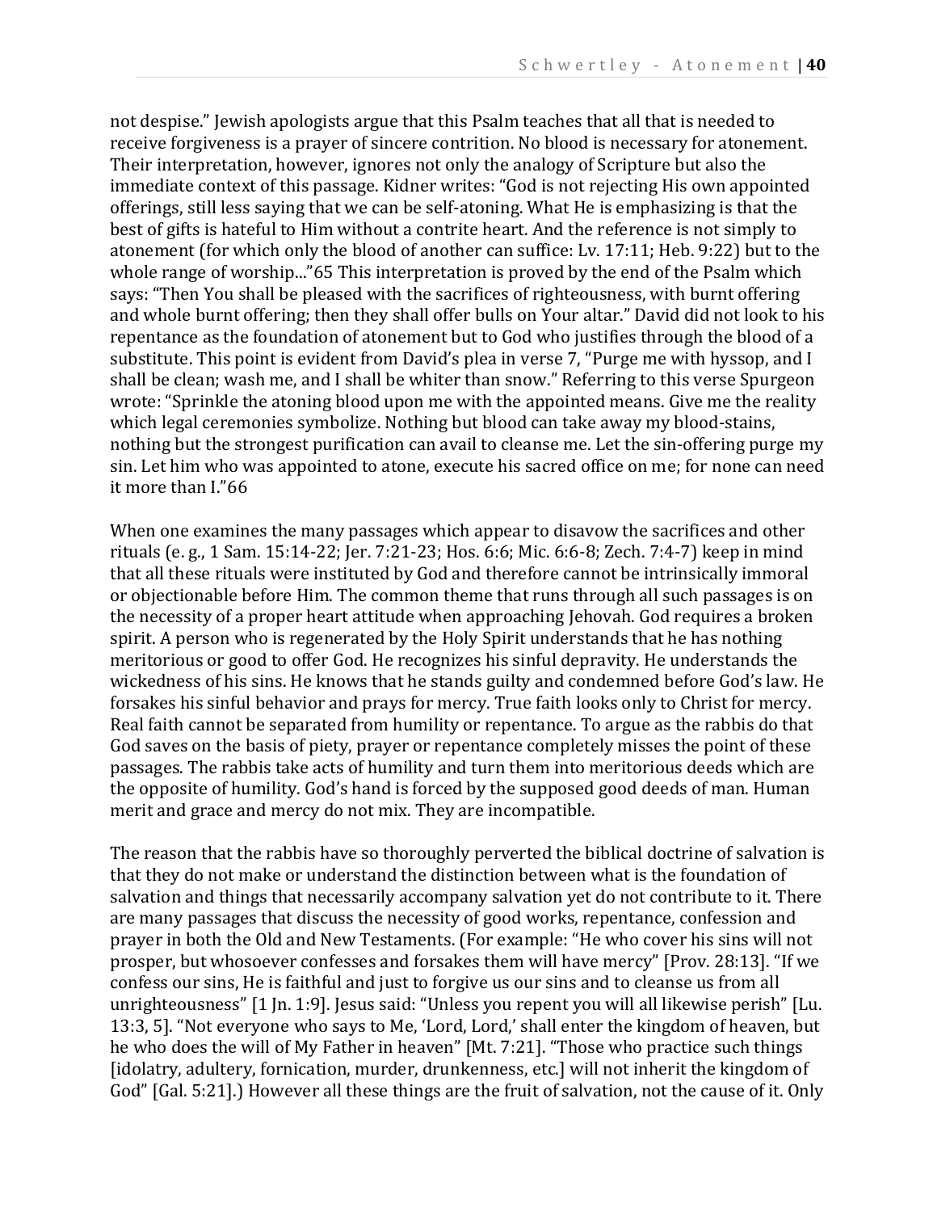not despise." Jewish apologists argue that this Psalm teaches that all that is needed to receive forgiveness is a prayer of sincere contrition. No blood is necessary for atonement. Their interpretation, however, ignores not only the analogy of Scripture but also the immediate context of this passage. Kidner writes: "God is not rejecting His own appointed offerings, still less saying that we can be self-atoning. What He is emphasizing is that the best of gifts is hateful to Him without a contrite heart. And the reference is not simply to atonement (for which only the blood of another can suffice: Lv. 17:11; Heb. 9:22) but to the whole range of worship..."65 This interpretation is proved by the end of the Psalm which says: "Then You shall be pleased with the sacrifices of righteousness, with burnt offering and whole burnt offering; then they shall offer bulls on Your altar." David did not look to his repentance as the foundation of atonement but to God who justifies through the blood of a substitute. This point is evident from David's plea in verse 7, "Purge me with hyssop, and I shall be clean; wash me, and I shall be whiter than snow." Referring to this verse Spurgeon wrote: "Sprinkle the atoning blood upon me with the appointed means. Give me the reality which legal ceremonies symbolize. Nothing but blood can take away my blood-stains, nothing but the strongest purification can avail to cleanse me. Let the sin-offering purge my sin. Let him who was appointed to atone, execute his sacred office on me; for none can need it more than I."66

When one examines the many passages which appear to disavow the sacrifices and other rituals (e. g., 1 Sam. 15:14-22; Jer. 7:21-23; Hos. 6:6; Mic. 6:6-8; Zech. 7:4-7) keep in mind that all these rituals were instituted by God and therefore cannot be intrinsically immoral or objectionable before Him. The common theme that runs through all such passages is on the necessity of a proper heart attitude when approaching Jehovah. God requires a broken spirit. A person who is regenerated by the Holy Spirit understands that he has nothing meritorious or good to offer God. He recognizes his sinful depravity. He understands the wickedness of his sins. He knows that he stands guilty and condemned before God's law. He forsakes his sinful behavior and prays for mercy. True faith looks only to Christ for mercy. Real faith cannot be separated from humility or repentance. To argue as the rabbis do that God saves on the basis of piety, prayer or repentance completely misses the point of these passages. The rabbis take acts of humility and turn them into meritorious deeds which are the opposite of humility. God's hand is forced by the supposed good deeds of man. Human merit and grace and mercy do not mix. They are incompatible.

The reason that the rabbis have so thoroughly perverted the biblical doctrine of salvation is that they do not make or understand the distinction between what is the foundation of salvation and things that necessarily accompany salvation yet do not contribute to it. There are many passages that discuss the necessity of good works, repentance, confession and prayer in both the Old and New Testaments. (For example: "He who cover his sins will not prosper, but whosoever confesses and forsakes them will have mercy" [Prov. 28:13]. "If we confess our sins, He is faithful and just to forgive us our sins and to cleanse us from all unrighteousness" [1 Jn. 1:9]. Jesus said: "Unless you repent you will all likewise perish" [Lu. 13:3, 5]. "Not everyone who says to Me, 'Lord, Lord,' shall enter the kingdom of heaven, but he who does the will of My Father in heaven" [Mt. 7:21]. "Those who practice such things [idolatry, adultery, fornication, murder, drunkenness, etc.] will not inherit the kingdom of God" [Gal. 5:21].) However all these things are the fruit of salvation, not the cause of it. Only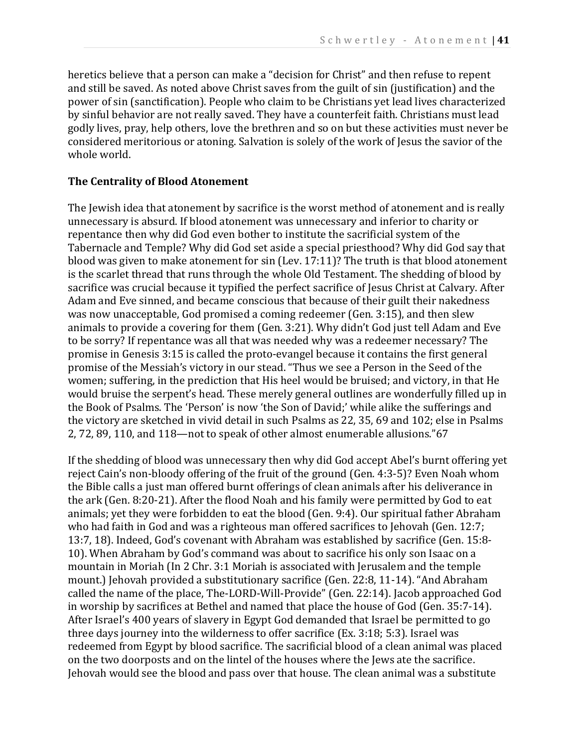heretics believe that a person can make a "decision for Christ" and then refuse to repent and still be saved. As noted above Christ saves from the guilt of sin (justification) and the power of sin (sanctification). People who claim to be Christians yet lead lives characterized by sinful behavior are not really saved. They have a counterfeit faith. Christians must lead godly lives, pray, help others, love the brethren and so on but these activities must never be considered meritorious or atoning. Salvation is solely of the work of Jesus the savior of the whole world.

**The Centrality of Blood Atonement**

The Jewish idea that atonement by sacrifice is the worst method of atonement and is really unnecessary is absurd. If blood atonement was unnecessary and inferior to charity or repentance then why did God even bother to institute the sacrificial system of the Tabernacle and Temple? Why did God set aside a special priesthood? Why did God say that blood was given to make atonement for sin (Lev. 17:11)? The truth is that blood atonement is the scarlet thread that runs through the whole Old Testament. The shedding of blood by sacrifice was crucial because it typified the perfect sacrifice of Jesus Christ at Calvary. After Adam and Eve sinned, and became conscious that because of their guilt their nakedness was now unacceptable, God promised a coming redeemer (Gen. 3:15), and then slew animals to provide a covering for them (Gen. 3:21). Why didn't God just tell Adam and Eve to be sorry? If repentance was all that was needed why was a redeemer necessary? The promise in Genesis 3:15 is called the proto-evangel because it contains the first general promise of the Messiah's victory in our stead. "Thus we see a Person in the Seed of the women; suffering, in the prediction that His heel would be bruised; and victory, in that He would bruise the serpent's head. These merely general outlines are wonderfully filled up in the Book of Psalms. The 'Person' is now 'the Son of David;' while alike the sufferings and the victory are sketched in vivid detail in such Psalms as 22, 35, 69 and 102; else in Psalms 2, 72, 89, 110, and 118—not to speak of other almost enumerable allusions."67

If the shedding of blood was unnecessary then why did God accept Abel's burnt offering yet reject Cain's non-bloody offering of the fruit of the ground (Gen. 4:3-5)? Even Noah whom the Bible calls a just man offered burnt offerings of clean animals after his deliverance in the ark (Gen. 8:20-21). After the flood Noah and his family were permitted by God to eat animals; yet they were forbidden to eat the blood (Gen. 9:4). Our spiritual father Abraham who had faith in God and was a righteous man offered sacrifices to Jehovah (Gen. 12:7; 13:7, 18). Indeed, God's covenant with Abraham was established by sacrifice (Gen. 15:8-10). When Abraham by God's command was about to sacrifice his only son Isaac on a mountain in Moriah (In 2 Chr. 3:1 Moriah is associated with Jerusalem and the temple mount.) Jehovah provided a substitutionary sacrifice (Gen. 22:8, 11-14). "And Abraham called the name of the place, The-LORD-Will-Provide" (Gen. 22:14). Jacob approached God in worship by sacrifices at Bethel and named that place the house of God (Gen. 35:7-14). After Israel's 400 years of slavery in Egypt God demanded that Israel be permitted to go three days journey into the wilderness to offer sacrifice (Ex. 3:18; 5:3). Israel was redeemed from Egypt by blood sacrifice. The sacrificial blood of a clean animal was placed on the two doorposts and on the lintel of the houses where the Jews ate the sacrifice. Jehovah would see the blood and pass over that house. The clean animal was a substitute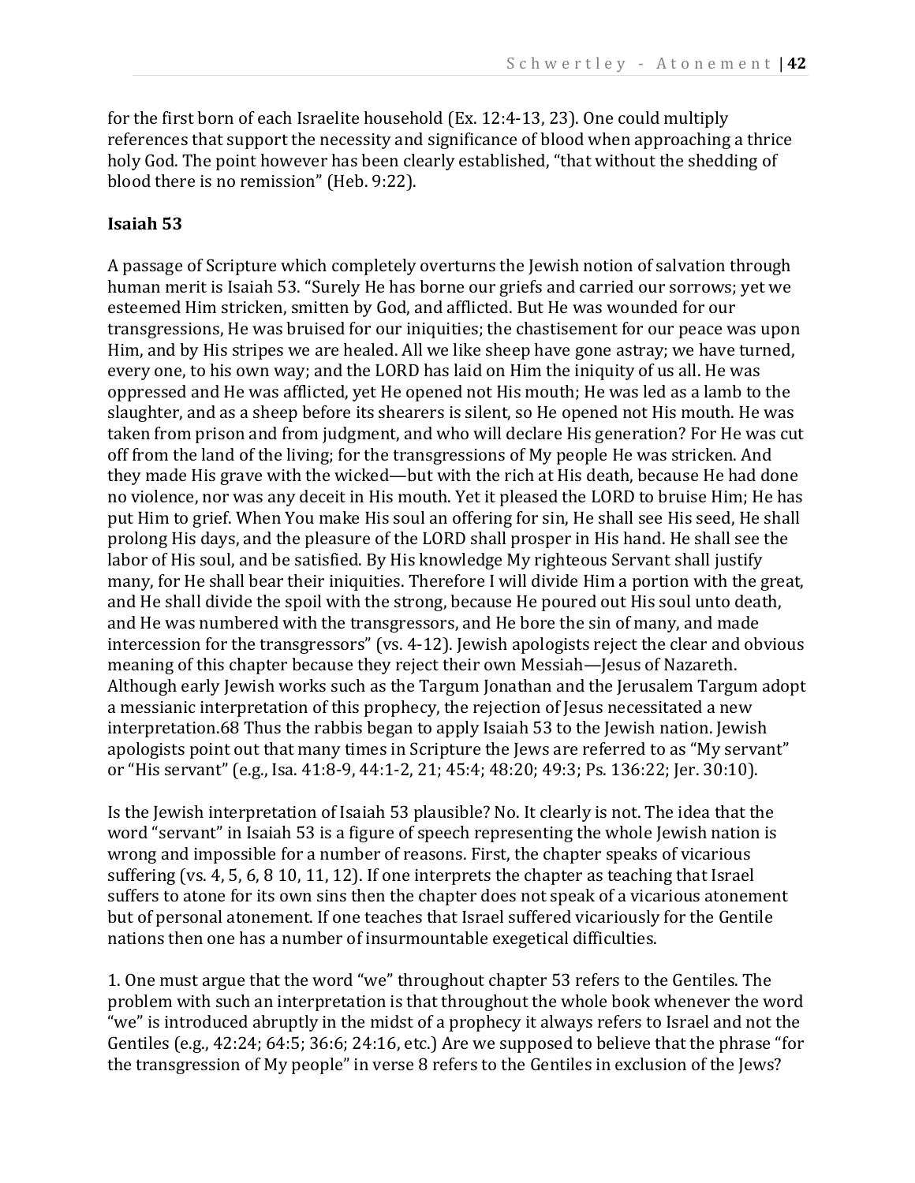for the first born of each Israelite household (Ex. 12:4-13, 23). One could multiply references that support the necessity and significance of blood when approaching a thrice holy God. The point however has been clearly established, "that without the shedding of blood there is no remission" (Heb. 9:22).

**Isaiah 53**

A passage of Scripture which completely overturns the Jewish notion of salvation through human merit is Isaiah 53. "Surely He has borne our griefs and carried our sorrows; yet we esteemed Him stricken, smitten by God, and afflicted. But He was wounded for our transgressions, He was bruised for our iniquities; the chastisement for our peace was upon Him, and by His stripes we are healed. All we like sheep have gone astray; we have turned, every one, to his own way; and the LORD has laid on Him the iniquity of us all. He was oppressed and He was afflicted, yet He opened not His mouth; He was led as a lamb to the slaughter, and as a sheep before its shearers is silent, so He opened not His mouth. He was taken from prison and from judgment, and who will declare His generation? For He was cut off from the land of the living; for the transgressions of My people He was stricken. And they made His grave with the wicked—but with the rich at His death, because He had done no violence, nor was any deceit in His mouth. Yet it pleased the LORD to bruise Him; He has put Him to grief. When You make His soul an offering for sin, He shall see His seed, He shall prolong His days, and the pleasure of the LORD shall prosper in His hand. He shall see the labor of His soul, and be satisfied. By His knowledge My righteous Servant shall justify many, for He shall bear their iniquities. Therefore I will divide Him a portion with the great, and He shall divide the spoil with the strong, because He poured out His soul unto death, and He was numbered with the transgressors, and He bore the sin of many, and made intercession for the transgressors" (vs. 4-12). Jewish apologists reject the clear and obvious meaning of this chapter because they reject their own Messiah—Jesus of Nazareth. Although early Jewish works such as the Targum Jonathan and the Jerusalem Targum adopt a messianic interpretation of this prophecy, the rejection of Jesus necessitated a new interpretation.68 Thus the rabbis began to apply Isaiah 53 to the Jewish nation. Jewish apologists point out that many times in Scripture the Jews are referred to as "My servant" or "His servant" (e.g., Isa. 41:8-9, 44:1-2, 21; 45:4; 48:20; 49:3; Ps. 136:22; Jer. 30:10).

Is the Jewish interpretation of Isaiah 53 plausible? No. It clearly is not. The idea that the word "servant" in Isaiah 53 is a figure of speech representing the whole Jewish nation is wrong and impossible for a number of reasons. First, the chapter speaks of vicarious suffering (vs. 4, 5, 6, 8 10, 11, 12). If one interprets the chapter as teaching that Israel suffers to atone for its own sins then the chapter does not speak of a vicarious atonement but of personal atonement. If one teaches that Israel suffered vicariously for the Gentile nations then one has a number of insurmountable exegetical difficulties.

1. One must argue that the word "we" throughout chapter 53 refers to the Gentiles. The problem with such an interpretation is that throughout the whole book whenever the word "we" is introduced abruptly in the midst of a prophecy it always refers to Israel and not the Gentiles (e.g., 42:24; 64:5; 36:6; 24:16, etc.) Are we supposed to believe that the phrase "for the transgression of My people" in verse 8 refers to the Gentiles in exclusion of the Jews?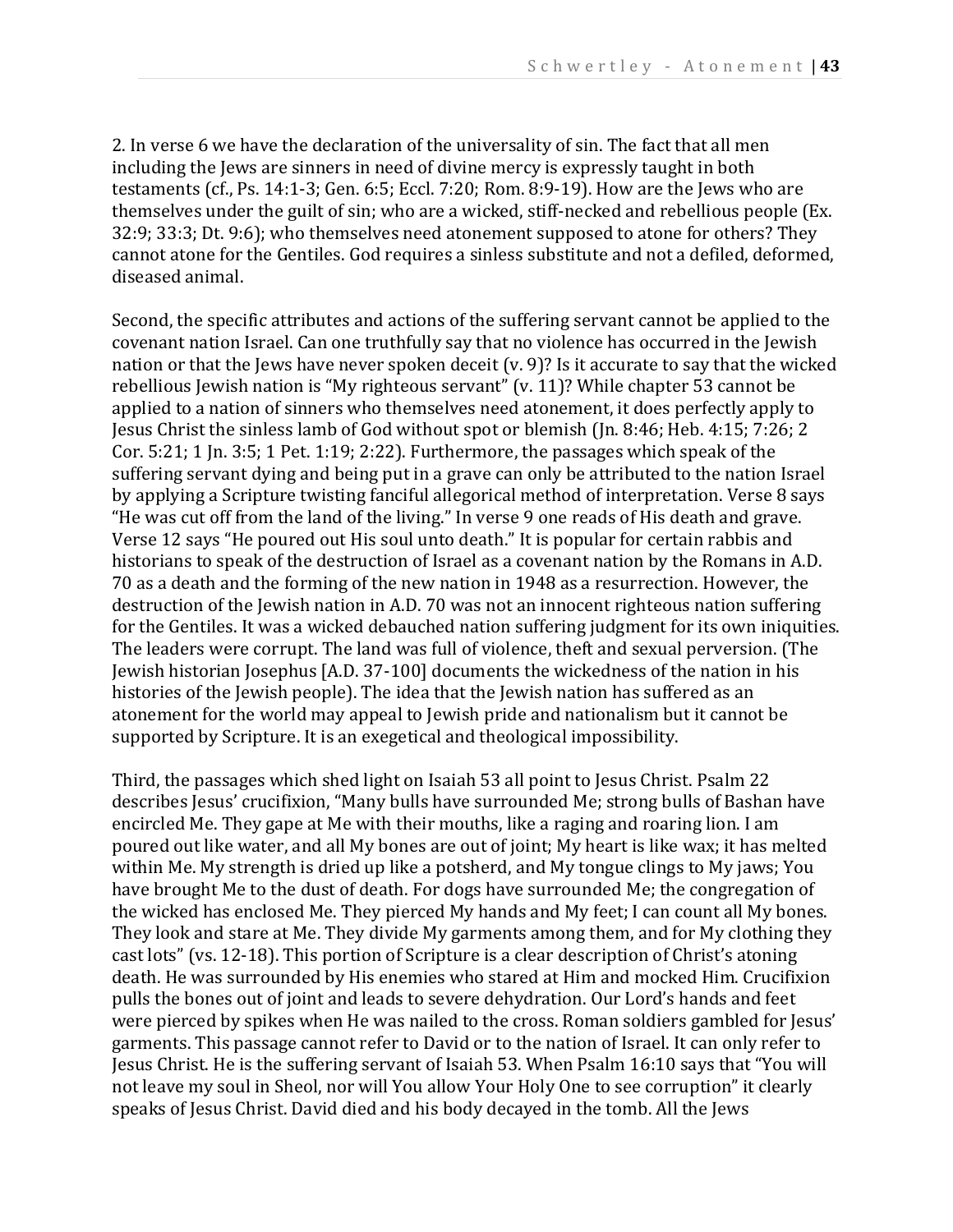2. In verse 6 we have the declaration of the universality of sin. The fact that all men including the Jews are sinners in need of divine mercy is expressly taught in both testaments (cf., Ps. 14:1-3; Gen. 6:5; Eccl. 7:20; Rom. 8:9-19). How are the Jews who are themselves under the guilt of sin; who are a wicked, stiff-necked and rebellious people (Ex. 32:9; 33:3; Dt. 9:6); who themselves need atonement supposed to atone for others? They cannot atone for the Gentiles. God requires a sinless substitute and not a defiled, deformed, diseased animal.

Second, the specific attributes and actions of the suffering servant cannot be applied to the covenant nation Israel. Can one truthfully say that no violence has occurred in the Jewish nation or that the Jews have never spoken deceit (v. 9)? Is it accurate to say that the wicked rebellious Jewish nation is "My righteous servant" (v. 11)? While chapter 53 cannot be applied to a nation of sinners who themselves need atonement, it does perfectly apply to Jesus Christ the sinless lamb of God without spot or blemish (Jn. 8:46; Heb. 4:15; 7:26; 2 Cor. 5:21; 1 Jn. 3:5; 1 Pet. 1:19; 2:22). Furthermore, the passages which speak of the suffering servant dying and being put in a grave can only be attributed to the nation Israel by applying a Scripture twisting fanciful allegorical method of interpretation. Verse 8 says "He was cut off from the land of the living." In verse 9 one reads of His death and grave. Verse 12 says "He poured out His soul unto death." It is popular for certain rabbis and historians to speak of the destruction of Israel as a covenant nation by the Romans in A.D. 70 as a death and the forming of the new nation in 1948 as a resurrection. However, the destruction of the Jewish nation in A.D. 70 was not an innocent righteous nation suffering for the Gentiles. It was a wicked debauched nation suffering judgment for its own iniquities. The leaders were corrupt. The land was full of violence, theft and sexual perversion. (The Jewish historian Josephus [A.D. 37-100] documents the wickedness of the nation in his histories of the Jewish people). The idea that the Jewish nation has suffered as an atonement for the world may appeal to Jewish pride and nationalism but it cannot be supported by Scripture. It is an exegetical and theological impossibility.

Third, the passages which shed light on Isaiah 53 all point to Jesus Christ. Psalm 22 describes Jesus' crucifixion, "Many bulls have surrounded Me; strong bulls of Bashan have encircled Me. They gape at Me with their mouths, like a raging and roaring lion. I am poured out like water, and all My bones are out of joint; My heart is like wax; it has melted within Me. My strength is dried up like a potsherd, and My tongue clings to My jaws; You have brought Me to the dust of death. For dogs have surrounded Me; the congregation of the wicked has enclosed Me. They pierced My hands and My feet; I can count all My bones. They look and stare at Me. They divide My garments among them, and for My clothing they cast lots" (vs. 12-18). This portion of Scripture is a clear description of Christ's atoning death. He was surrounded by His enemies who stared at Him and mocked Him. Crucifixion pulls the bones out of joint and leads to severe dehydration. Our Lord's hands and feet were pierced by spikes when He was nailed to the cross. Roman soldiers gambled for Jesus' garments. This passage cannot refer to David or to the nation of Israel. It can only refer to Jesus Christ. He is the suffering servant of Isaiah 53. When Psalm 16:10 says that "You will not leave my soul in Sheol, nor will You allow Your Holy One to see corruption" it clearly speaks of Jesus Christ. David died and his body decayed in the tomb. All the Jews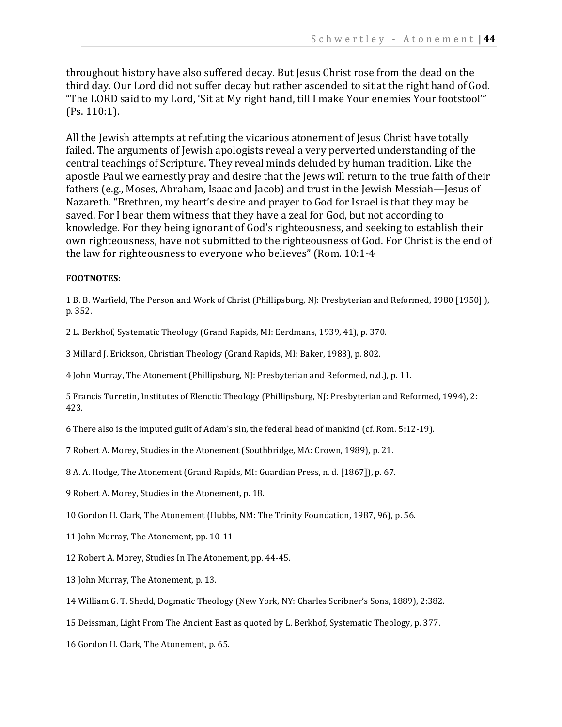throughout history have also suffered decay. But Jesus Christ rose from the dead on the third day. Our Lord did not suffer decay but rather ascended to sit at the right hand of God. “The LORD said to my Lord, ‘Sit at My right hand, till I make Your enemies Your footstool’” (Ps. 110:1).

All the Jewish attempts at refuting the vicarious atonement of Jesus Christ have totally failed. The arguments of Jewish apologists reveal a very perverted understanding of the central teachings of Scripture. They reveal minds deluded by human tradition. Like the apostle Paul we earnestly pray and desire that the Jews will return to the true faith of their fathers (e.g., Moses, Abraham, Isaac and Jacob) and trust in the Jewish Messiah—Jesus of Nazareth. “Brethren, my heart’s desire and prayer to God for Israel is that they may be saved. For I bear them witness that they have a zeal for God, but not according to knowledge. For they being ignorant of God’s righteousness, and seeking to establish their own righteousness, have not submitted to the righteousness of God. For Christ is the end of the law for righteousness to everyone who believes” (Rom. 10:1-4

**FOOTNOTES:**

1 B. B. Warfield, The Person and Work of Christ (Phillipsburg, NJ: Presbyterian and Reformed, 1980 [1950] ), p. 352.

2 L. Berkhof, Systematic Theology (Grand Rapids, MI: Eerdmans, 1939, 41), p. 370.

3 Millard J. Erickson, Christian Theology (Grand Rapids, MI: Baker, 1983), p. 802.

4 John Murray, The Atonement (Phillipsburg, NJ: Presbyterian and Reformed, n.d.), p. 11.

5 Francis Turretin, Institutes of Elenctic Theology (Phillipsburg, NJ: Presbyterian and Reformed, 1994), 2: 423.

6 There also is the imputed guilt of Adam’s sin, the federal head of mankind (cf. Rom. 5:12-19).

7 Robert A. Morey, Studies in the Atonement (Southbridge, MA: Crown, 1989), p. 21.

8 A. A. Hodge, The Atonement (Grand Rapids, MI: Guardian Press, n. d. [1867]), p. 67.

9 Robert A. Morey, Studies in the Atonement, p. 18.

10 Gordon H. Clark, The Atonement (Hubbs, NM: The Trinity Foundation, 1987, 96), p. 56.

11 John Murray, The Atonement, pp. 10-11.

12 Robert A. Morey, Studies In The Atonement, pp. 44-45.

13 John Murray, The Atonement, p. 13.

14 William G. T. Shedd, Dogmatic Theology (New York, NY: Charles Scribner’s Sons, 1889), 2:382.

15 Deissman, Light From The Ancient East as quoted by L. Berkhof, Systematic Theology, p. 377.

16 Gordon H. Clark, The Atonement, p. 65.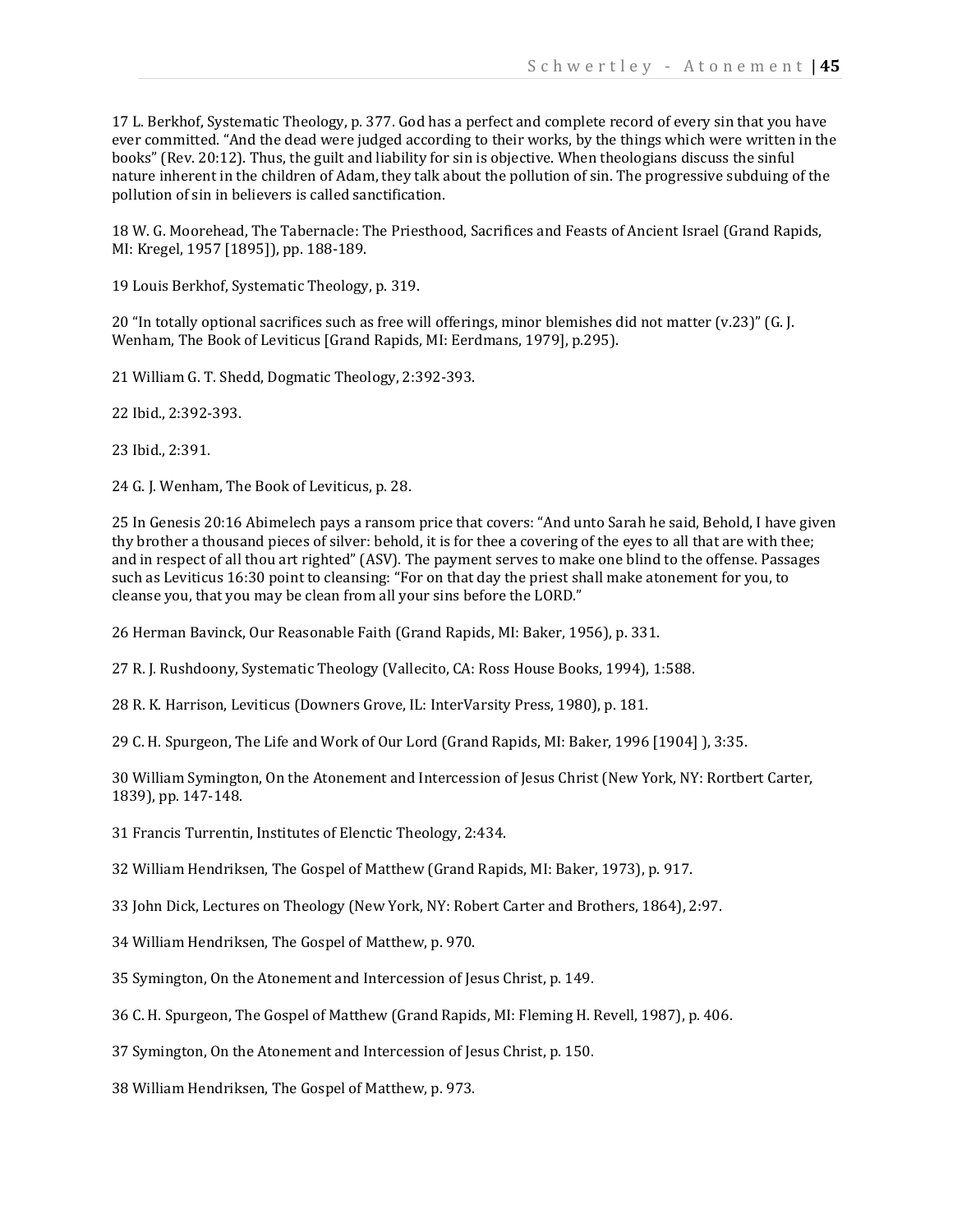17 L. Berkhof, Systematic Theology, p. 377. God has a perfect and complete record of every sin that you have ever committed. “And the dead were judged according to their works, by the things which were written in the books” (Rev. 20:12). Thus, the guilt and liability for sin is objective. When theologians discuss the sinful nature inherent in the children of Adam, they talk about the pollution of sin. The progressive subduing of the pollution of sin in believers is called sanctification.

18 W. G. Moorehead, The Tabernacle: The Priesthood, Sacrifices and Feasts of Ancient Israel (Grand Rapids, MI: Kregel, 1957 [1895]), pp. 188-189.

19 Louis Berkhof, Systematic Theology, p. 319.

20 “In totally optional sacrifices such as free will offerings, minor blemishes did not matter (v.23)” (G. J. Wenham, The Book of Leviticus [Grand Rapids, MI: Eerdmans, 1979], p.295).

21 William G. T. Shedd, Dogmatic Theology, 2:392-393.

22 Ibid., 2:392-393.

23 Ibid., 2:391.

24 G. J. Wenham, The Book of Leviticus, p. 28.

25 In Genesis 20:16 Abimelech pays a ransom price that covers: “And unto Sarah he said, Behold, I have given thy brother a thousand pieces of silver: behold, it is for thee a covering of the eyes to all that are with thee; and in respect of all thou art righted” (ASV). The payment serves to make one blind to the offense. Passages such as Leviticus 16:30 point to cleansing: “For on that day the priest shall make atonement for you, to cleanse you, that you may be clean from all your sins before the LORD.”

26 Herman Bavinck, Our Reasonable Faith (Grand Rapids, MI: Baker, 1956), p. 331.

27 R. J. Rushdoony, Systematic Theology (Vallecito, CA: Ross House Books, 1994), 1:588.

28 R. K. Harrison, Leviticus (Downers Grove, IL: InterVarsity Press, 1980), p. 181.

29 C. H. Spurgeon, The Life and Work of Our Lord (Grand Rapids, MI: Baker, 1996 [1904] ), 3:35.

30 William Symington, On the Atonement and Intercession of Jesus Christ (New York, NY: Rortbert Carter, 1839), pp. 147-148.

31 Francis Turrentin, Institutes of Elenctic Theology, 2:434.

32 William Hendriksen, The Gospel of Matthew (Grand Rapids, MI: Baker, 1973), p. 917.

33 John Dick, Lectures on Theology (New York, NY: Robert Carter and Brothers, 1864), 2:97.

34 William Hendriksen, The Gospel of Matthew, p. 970.

35 Symington, On the Atonement and Intercession of Jesus Christ, p. 149.

36 C. H. Spurgeon, The Gospel of Matthew (Grand Rapids, MI: Fleming H. Revell, 1987), p. 406.

37 Symington, On the Atonement and Intercession of Jesus Christ, p. 150.

38 William Hendriksen, The Gospel of Matthew, p. 973.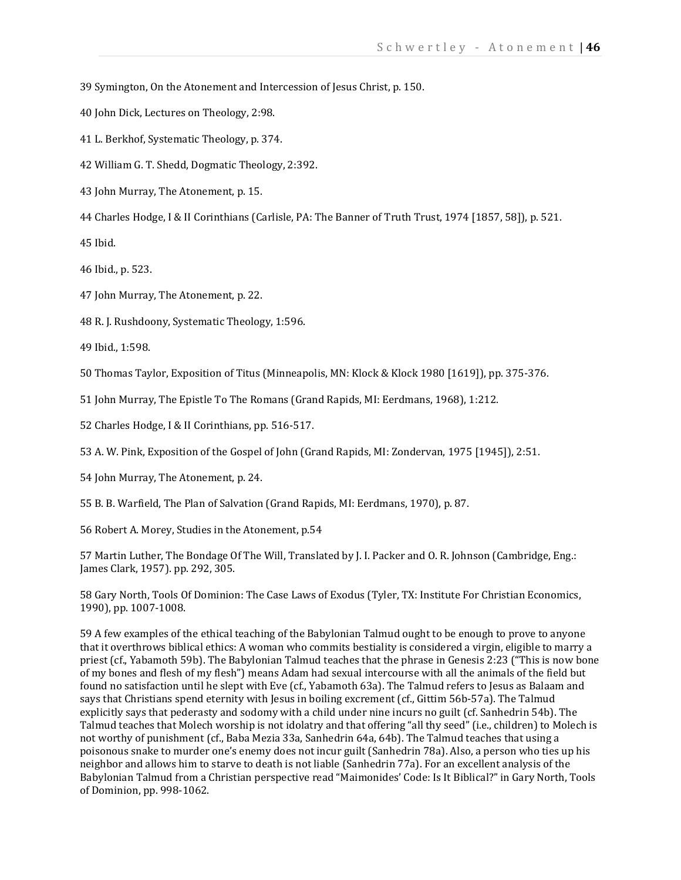39 Symington, On the Atonement and Intercession of Jesus Christ, p. 150.

40 John Dick, Lectures on Theology, 2:98.

41 L. Berkhof, Systematic Theology, p. 374.

42 William G. T. Shedd, Dogmatic Theology, 2:392.

43 John Murray, The Atonement, p. 15.

44 Charles Hodge, I & II Corinthians (Carlisle, PA: The Banner of Truth Trust, 1974 [1857, 58]), p. 521.

45 Ibid.

46 Ibid., p. 523.

47 John Murray, The Atonement, p. 22.

48 R. J. Rushdoony, Systematic Theology, 1:596.

49 Ibid., 1:598.

50 Thomas Taylor, Exposition of Titus (Minneapolis, MN: Klock & Klock 1980 [1619]), pp. 375-376.

51 John Murray, The Epistle To The Romans (Grand Rapids, MI: Eerdmans, 1968), 1:212.

52 Charles Hodge, I & II Corinthians, pp. 516-517.

53 A. W. Pink, Exposition of the Gospel of John (Grand Rapids, MI: Zondervan, 1975 [1945]), 2:51.

54 John Murray, The Atonement, p. 24.

55 B. B. Warfield, The Plan of Salvation (Grand Rapids, MI: Eerdmans, 1970), p. 87.

56 Robert A. Morey, Studies in the Atonement, p.54

57 Martin Luther, The Bondage Of The Will, Translated by J. I. Packer and O. R. Johnson (Cambridge, Eng.: James Clark, 1957). pp. 292, 305.

58 Gary North, Tools Of Dominion: The Case Laws of Exodus (Tyler, TX: Institute For Christian Economics, 1990), pp. 1007-1008.

59 A few examples of the ethical teaching of the Babylonian Talmud ought to be enough to prove to anyone that it overthrows biblical ethics: A woman who commits bestiality is considered a virgin, eligible to marry a priest (cf., Yabamoth 59b). The Babylonian Talmud teaches that the phrase in Genesis 2:23 ("This is now bone of my bones and flesh of my flesh") means Adam had sexual intercourse with all the animals of the field but found no satisfaction until he slept with Eve (cf., Yabamoth 63a). The Talmud refers to Jesus as Balaam and says that Christians spend eternity with Jesus in boiling excrement (cf., Gittim 56b-57a). The Talmud explicitly says that pederasty and sodomy with a child under nine incurs no guilt (cf. Sanhedrin 54b). The Talmud teaches that Molech worship is not idolatry and that offering "all thy seed" (i.e., children) to Molech is not worthy of punishment (cf., Baba Mezia 33a, Sanhedrin 64a, 64b). The Talmud teaches that using a poisonous snake to murder one's enemy does not incur guilt (Sanhedrin 78a). Also, a person who ties up his neighbor and allows him to starve to death is not liable (Sanhedrin 77a). For an excellent analysis of the Babylonian Talmud from a Christian perspective read "Maimonides' Code: Is It Biblical?" in Gary North, Tools of Dominion, pp. 998-1062.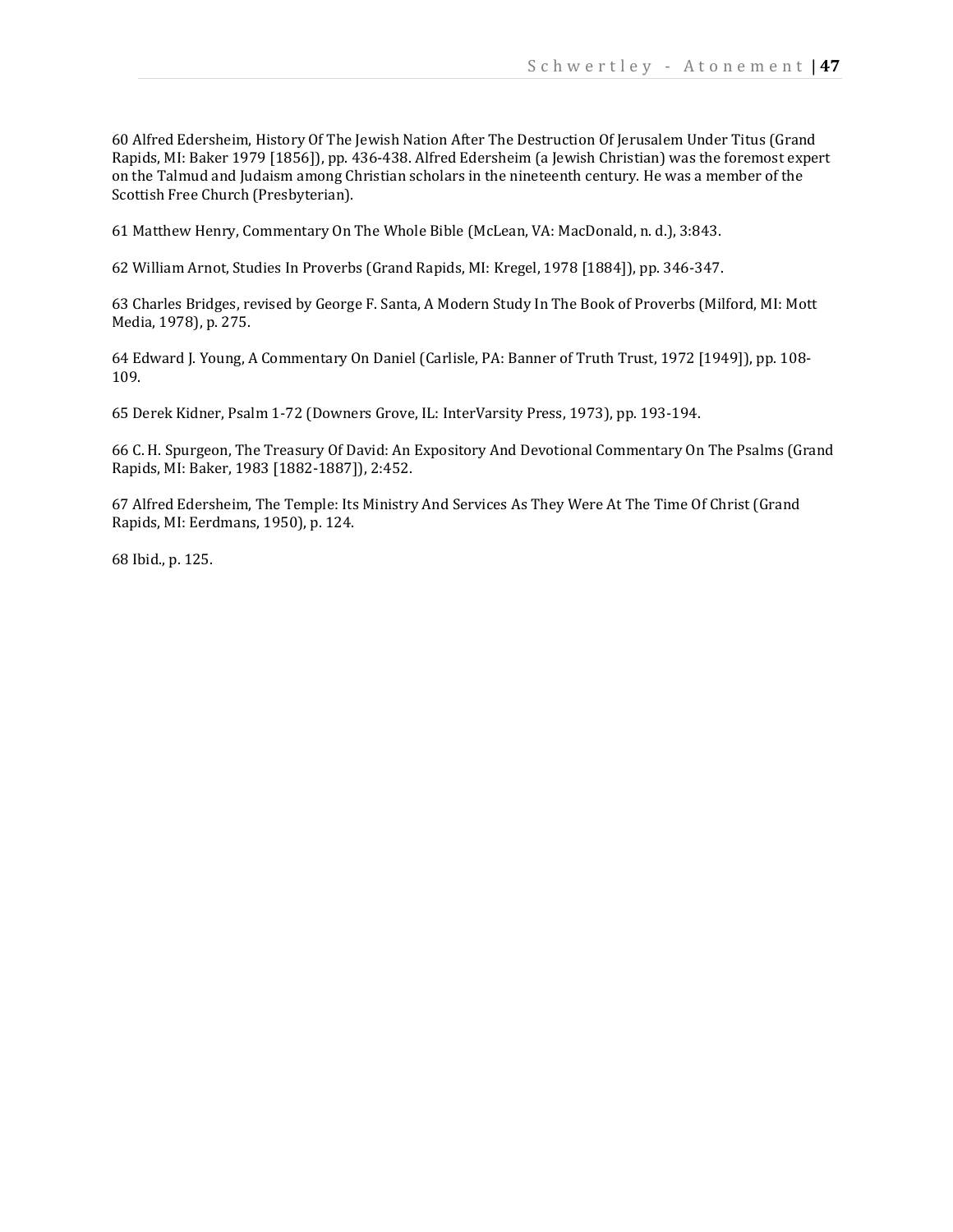60 Alfred Edersheim, History Of The Jewish Nation After The Destruction Of Jerusalem Under Titus (Grand Rapids, MI: Baker 1979 [1856]), pp. 436-438. Alfred Edersheim (a Jewish Christian) was the foremost expert on the Talmud and Judaism among Christian scholars in the nineteenth century. He was a member of the Scottish Free Church (Presbyterian).

61 Matthew Henry, Commentary On The Whole Bible (McLean, VA: MacDonald, n. d.), 3:843.

62 William Arnot, Studies In Proverbs (Grand Rapids, MI: Kregel, 1978 [1884]), pp. 346-347.

63 Charles Bridges, revised by George F. Santa, A Modern Study In The Book of Proverbs (Milford, MI: Mott Media, 1978), p. 275.

64 Edward J. Young, A Commentary On Daniel (Carlisle, PA: Banner of Truth Trust, 1972 [1949]), pp. 108-109.

65 Derek Kidner, Psalm 1-72 (Downers Grove, IL: InterVarsity Press, 1973), pp. 193-194.

66 C. H. Spurgeon, The Treasury Of David: An Expository And Devotional Commentary On The Psalms (Grand Rapids, MI: Baker, 1983 [1882-1887]), 2:452.

67 Alfred Edersheim, The Temple: Its Ministry And Services As They Were At The Time Of Christ (Grand Rapids, MI: Eerdmans, 1950), p. 124.

68 Ibid., p. 125.